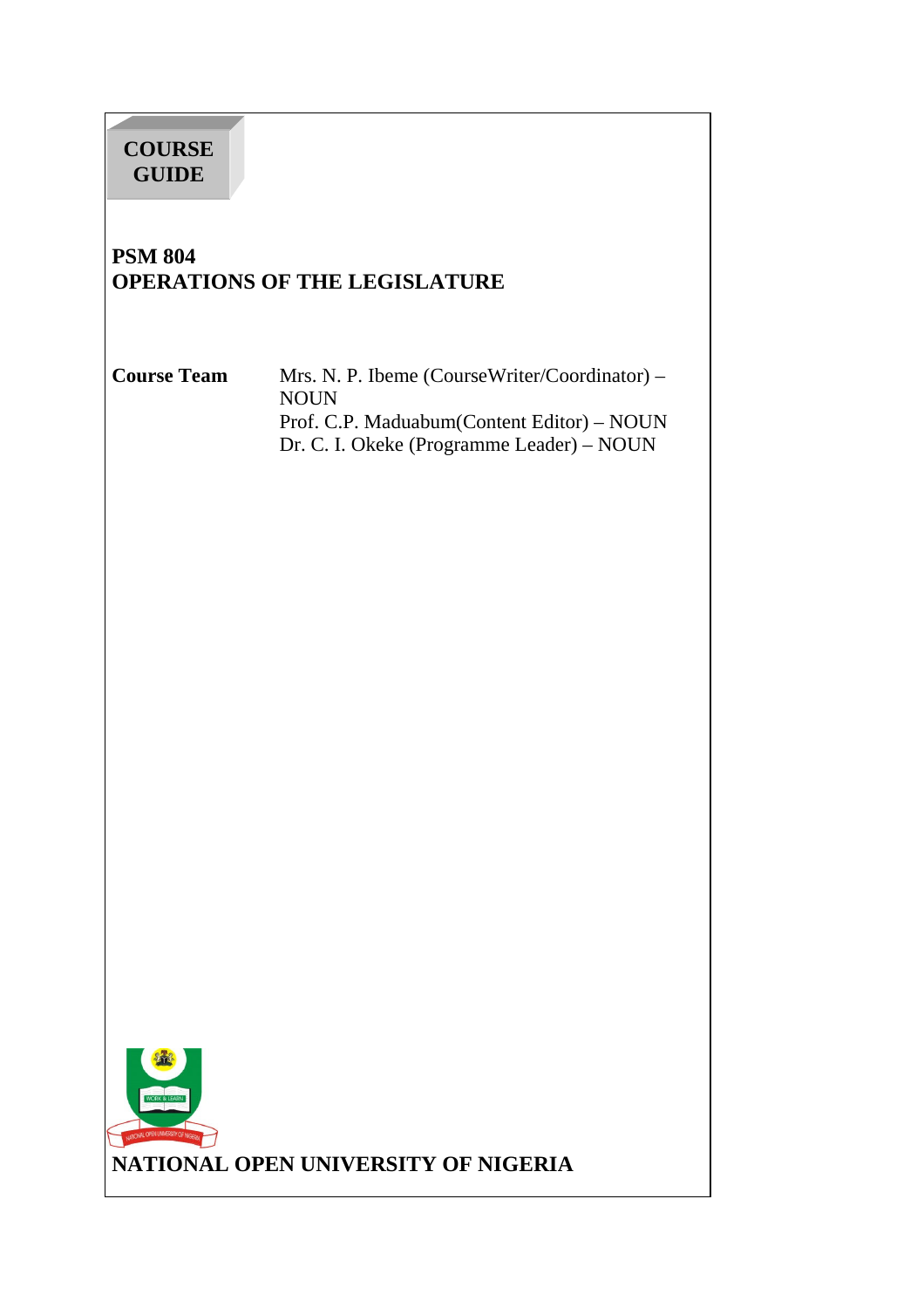# COURSE GUIDE

## PSM 804
## OPERATIONS OF THE LEGISLATURE

**Course Team**
Mrs. N. P. Ibeme (CourseWriter/Coordinator) – NOUN
Prof. C.P. Maduabum(Content Editor) – NOUN
Dr. C. I. Okeke (Programme Leader) – NOUN

**NATIONAL OPEN UNIVERSITY OF NIGERIA**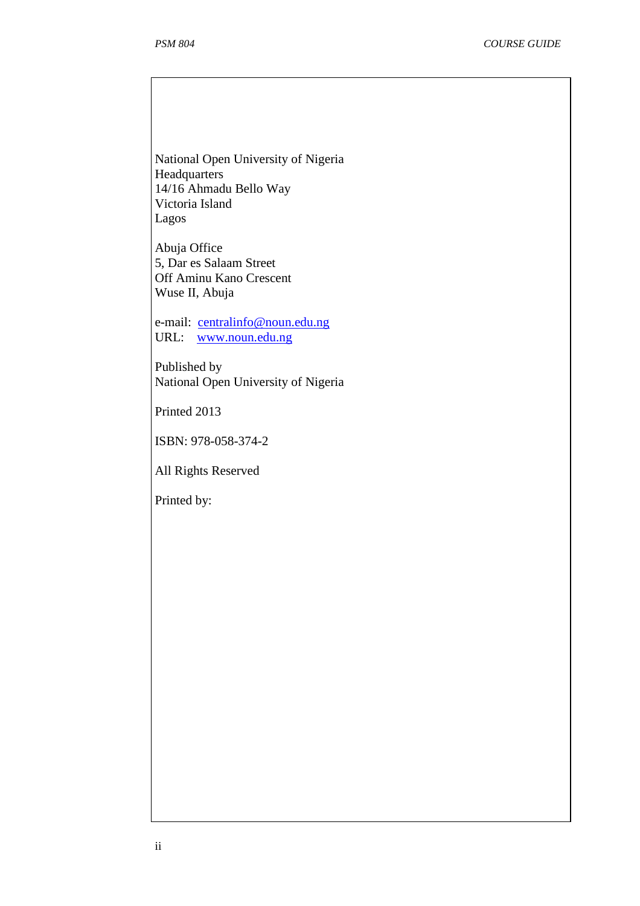National Open University of Nigeria
Headquarters
14/16 Ahmadu Bello Way
Victoria Island
Lagos

Abuja Office
5, Dar es Salaam Street
Off Aminu Kano Crescent
Wuse II, Abuja

e-mail: centralinfo@noun.edu.ng
URL: www.noun.edu.ng

Published by
National Open University of Nigeria

Printed 2013

ISBN: 978-058-374-2

All Rights Reserved

Printed by: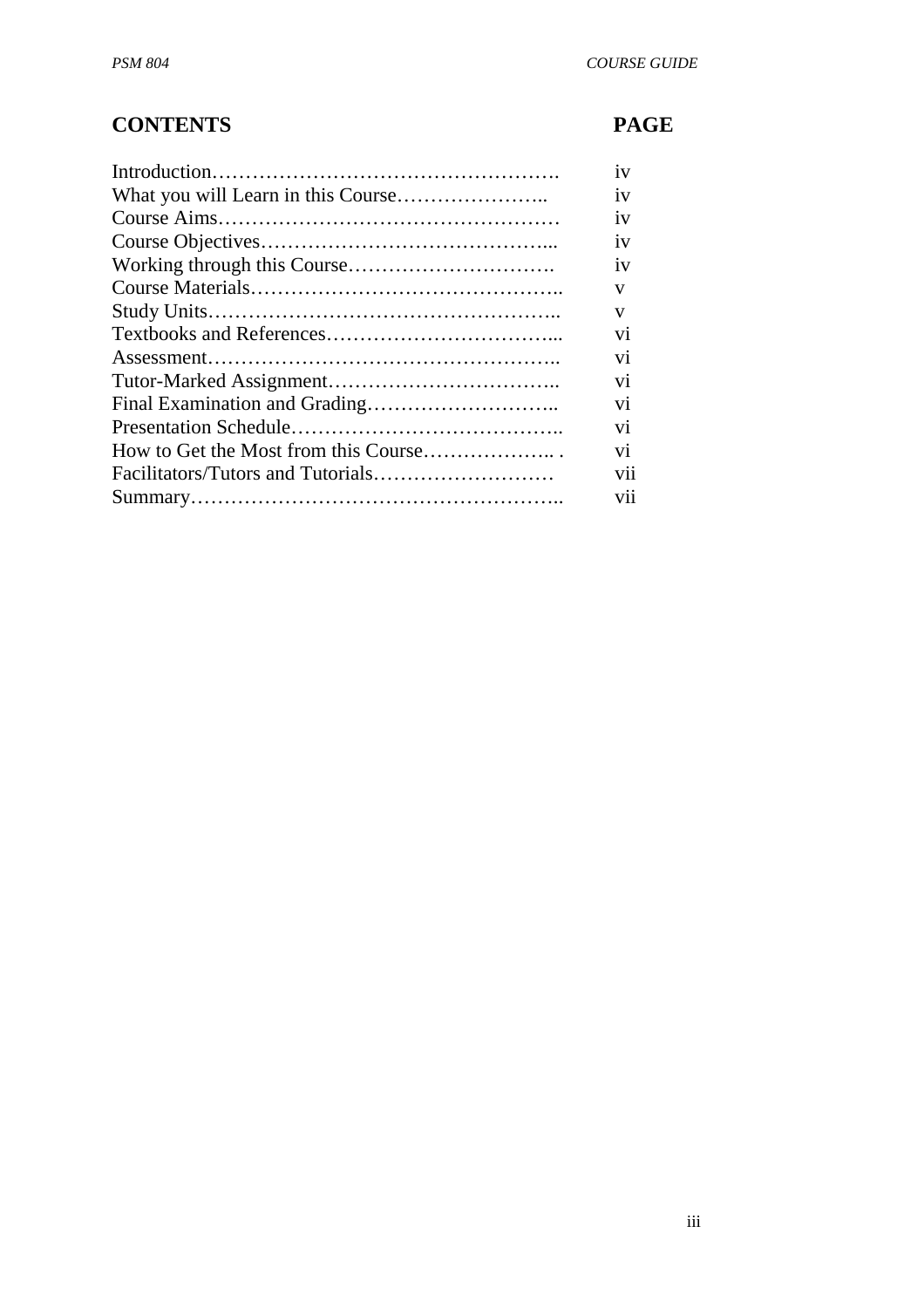## CONTENTS

| CONTENTS | PAGE |
|---|---|
| Introduction | iv |
| What you will Learn in this Course | iv |
| Course Aims | iv |
| Course Objectives | iv |
| Working through this Course | iv |
| Course Materials | v |
| Study Units | v |
| Textbooks and References | vi |
| Assessment | vi |
| Tutor-Marked Assignment | vi |
| Final Examination and Grading | vi |
| Presentation Schedule | vi |
| How to Get the Most from this Course | vi |
| Facilitators/Tutors and Tutorials | vii |
| Summary | vii |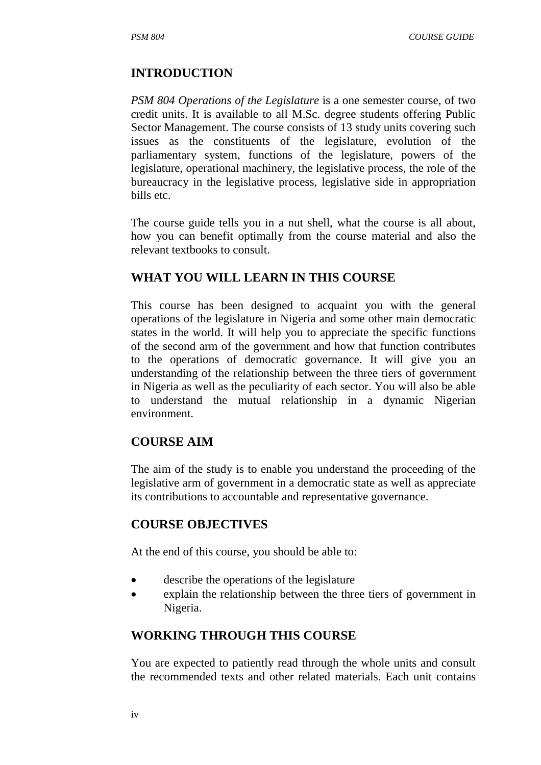## INTRODUCTION

*PSM 804 Operations of the Legislature* is a one semester course, of two credit units. It is available to all M.Sc. degree students offering Public Sector Management. The course consists of 13 study units covering such issues as the constituents of the legislature, evolution of the parliamentary system, functions of the legislature, powers of the legislature, operational machinery, the legislative process, the role of the bureaucracy in the legislative process, legislative side in appropriation bills etc.

The course guide tells you in a nut shell, what the course is all about, how you can benefit optimally from the course material and also the relevant textbooks to consult.

## WHAT YOU WILL LEARN IN THIS COURSE

This course has been designed to acquaint you with the general operations of the legislature in Nigeria and some other main democratic states in the world. It will help you to appreciate the specific functions of the second arm of the government and how that function contributes to the operations of democratic governance. It will give you an understanding of the relationship between the three tiers of government in Nigeria as well as the peculiarity of each sector. You will also be able to understand the mutual relationship in a dynamic Nigerian environment.

## COURSE AIM

The aim of the study is to enable you understand the proceeding of the legislative arm of government in a democratic state as well as appreciate its contributions to accountable and representative governance.

## COURSE OBJECTIVES

At the end of this course, you should be able to:

- describe the operations of the legislature
- explain the relationship between the three tiers of government in Nigeria.

## WORKING THROUGH THIS COURSE

You are expected to patiently read through the whole units and consult the recommended texts and other related materials. Each unit contains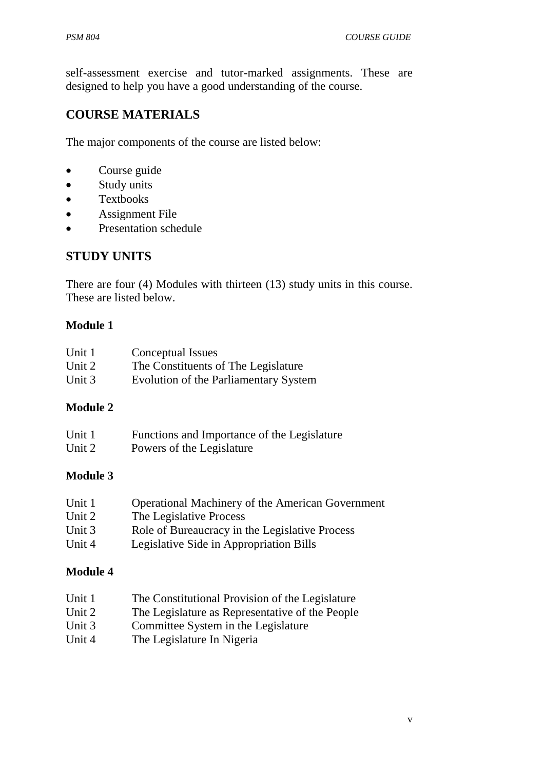self-assessment exercise and tutor-marked assignments. These are designed to help you have a good understanding of the course.

## COURSE MATERIALS

The major components of the course are listed below:

- Course guide
- Study units
- Textbooks
- Assignment File
- Presentation schedule

## STUDY UNITS

There are four (4) Modules with thirteen (13) study units in this course. These are listed below.

**Module 1**

Unit 1 Conceptual Issues
Unit 2 The Constituents of The Legislature
Unit 3 Evolution of the Parliamentary System

**Module 2**

Unit 1 Functions and Importance of the Legislature
Unit 2 Powers of the Legislature

**Module 3**

Unit 1 Operational Machinery of the American Government
Unit 2 The Legislative Process
Unit 3 Role of Bureaucracy in the Legislative Process
Unit 4 Legislative Side in Appropriation Bills

**Module 4**

Unit 1 The Constitutional Provision of the Legislature
Unit 2 The Legislature as Representative of the People
Unit 3 Committee System in the Legislature
Unit 4 The Legislature In Nigeria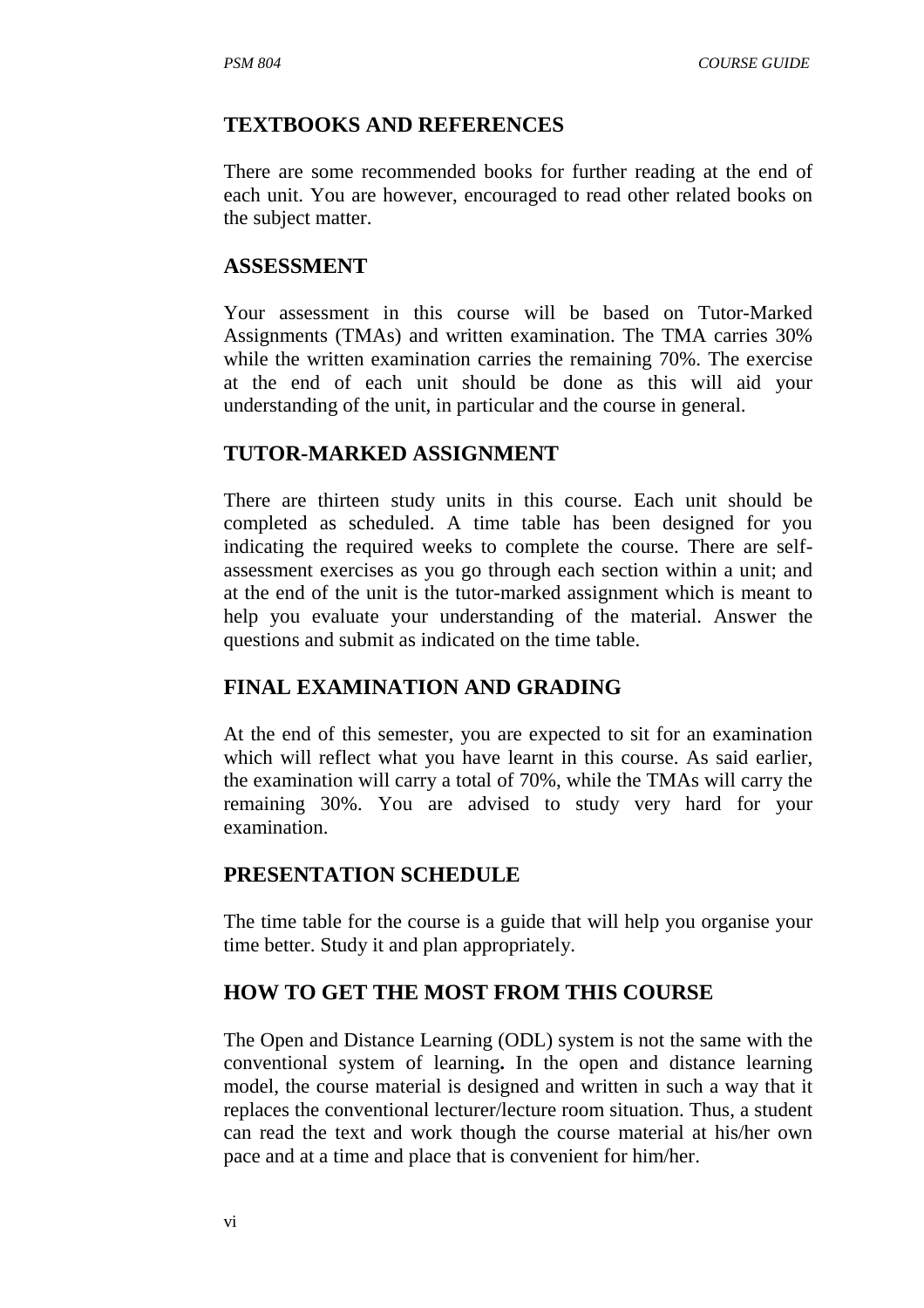## TEXTBOOKS AND REFERENCES

There are some recommended books for further reading at the end of each unit. You are however, encouraged to read other related books on the subject matter.

## ASSESSMENT

Your assessment in this course will be based on Tutor-Marked Assignments (TMAs) and written examination. The TMA carries 30% while the written examination carries the remaining 70%. The exercise at the end of each unit should be done as this will aid your understanding of the unit, in particular and the course in general.

## TUTOR-MARKED ASSIGNMENT

There are thirteen study units in this course. Each unit should be completed as scheduled. A time table has been designed for you indicating the required weeks to complete the course. There are self-assessment exercises as you go through each section within a unit; and at the end of the unit is the tutor-marked assignment which is meant to help you evaluate your understanding of the material. Answer the questions and submit as indicated on the time table.

## FINAL EXAMINATION AND GRADING

At the end of this semester, you are expected to sit for an examination which will reflect what you have learnt in this course. As said earlier, the examination will carry a total of 70%, while the TMAs will carry the remaining 30%. You are advised to study very hard for your examination.

## PRESENTATION SCHEDULE

The time table for the course is a guide that will help you organise your time better. Study it and plan appropriately.

## HOW TO GET THE MOST FROM THIS COURSE

The Open and Distance Learning (ODL) system is not the same with the conventional system of learning**.** In the open and distance learning model, the course material is designed and written in such a way that it replaces the conventional lecturer/lecture room situation. Thus, a student can read the text and work though the course material at his/her own pace and at a time and place that is convenient for him/her.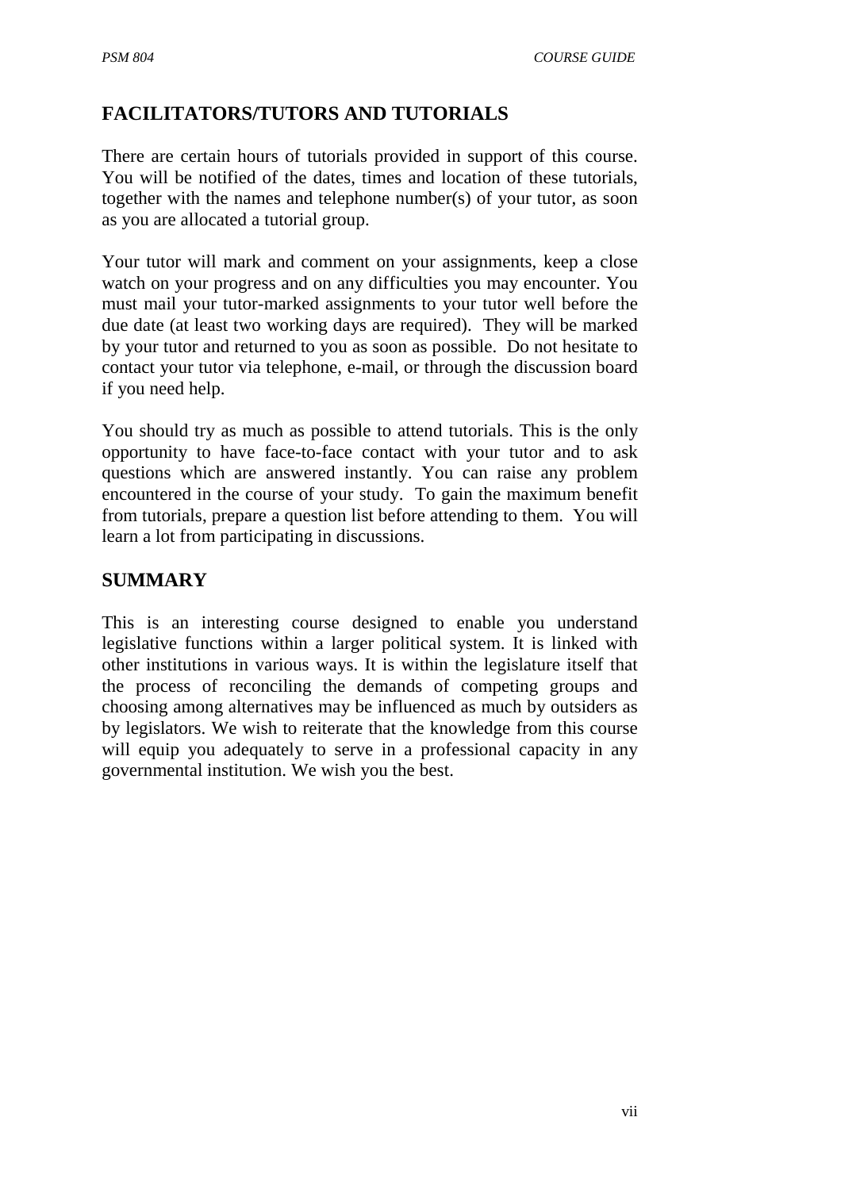## FACILITATORS/TUTORS AND TUTORIALS

There are certain hours of tutorials provided in support of this course. You will be notified of the dates, times and location of these tutorials, together with the names and telephone number(s) of your tutor, as soon as you are allocated a tutorial group.

Your tutor will mark and comment on your assignments, keep a close watch on your progress and on any difficulties you may encounter. You must mail your tutor-marked assignments to your tutor well before the due date (at least two working days are required). They will be marked by your tutor and returned to you as soon as possible. Do not hesitate to contact your tutor via telephone, e-mail, or through the discussion board if you need help.

You should try as much as possible to attend tutorials. This is the only opportunity to have face-to-face contact with your tutor and to ask questions which are answered instantly. You can raise any problem encountered in the course of your study. To gain the maximum benefit from tutorials, prepare a question list before attending to them. You will learn a lot from participating in discussions.

## SUMMARY

This is an interesting course designed to enable you understand legislative functions within a larger political system. It is linked with other institutions in various ways. It is within the legislature itself that the process of reconciling the demands of competing groups and choosing among alternatives may be influenced as much by outsiders as by legislators. We wish to reiterate that the knowledge from this course will equip you adequately to serve in a professional capacity in any governmental institution. We wish you the best.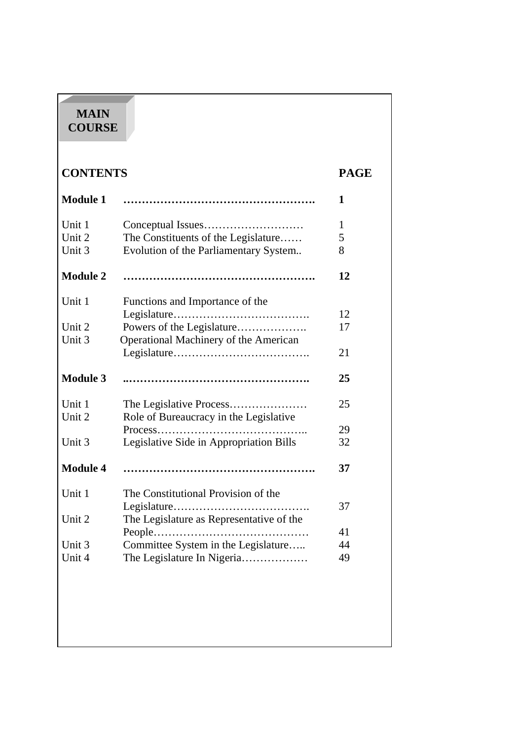# MAIN COURSE

| CONTENTS | | PAGE |
|---|---|---|
| **Module 1** | **…………………………………………….** | **1** |
| Unit 1 | Conceptual Issues……………………… | 1 |
| Unit 2 | The Constituents of the Legislature…… | 5 |
| Unit 3 | Evolution of the Parliamentary System.. | 8 |
| **Module 2** | **…………………………………………….** | **12** |
| Unit 1 | Functions and Importance of the Legislature………………………………. | 12 |
| Unit 2 | Powers of the Legislature………………. | 17 |
| Unit 3 | Operational Machinery of the American Legislature………………………………. | 21 |
| **Module 3** | **..………………………………………….** | **25** |
| Unit 1 | The Legislative Process………………… | 25 |
| Unit 2 | Role of Bureaucracy in the Legislative Process………………………………….. | 29 |
| Unit 3 | Legislative Side in Appropriation Bills | 32 |
| **Module 4** | **…………………………………………….** | **37** |
| Unit 1 | The Constitutional Provision of the Legislature………………………………. | 37 |
| Unit 2 | The Legislature as Representative of the People…………………………………… | 41 |
| Unit 3 | Committee System in the Legislature….. | 44 |
| Unit 4 | The Legislature In Nigeria……………… | 49 |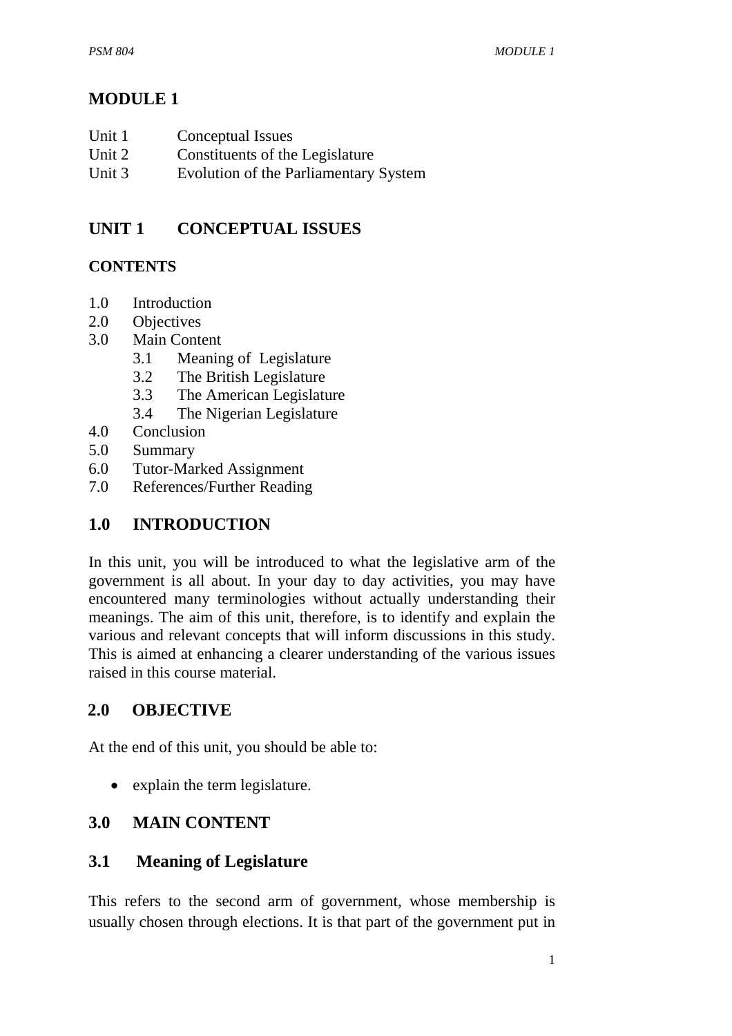# MODULE 1

Unit 1 Conceptual Issues
Unit 2 Constituents of the Legislature
Unit 3 Evolution of the Parliamentary System

## UNIT 1 CONCEPTUAL ISSUES

### CONTENTS

- 1.0 Introduction
- 2.0 Objectives
- 3.0 Main Content
    - 3.1 Meaning of Legislature
    - 3.2 The British Legislature
    - 3.3 The American Legislature
    - 3.4 The Nigerian Legislature
- 4.0 Conclusion
- 5.0 Summary
- 6.0 Tutor-Marked Assignment
- 7.0 References/Further Reading

## 1.0 INTRODUCTION

In this unit, you will be introduced to what the legislative arm of the government is all about. In your day to day activities, you may have encountered many terminologies without actually understanding their meanings. The aim of this unit, therefore, is to identify and explain the various and relevant concepts that will inform discussions in this study. This is aimed at enhancing a clearer understanding of the various issues raised in this course material.

## 2.0 OBJECTIVE

At the end of this unit, you should be able to:

- explain the term legislature.

## 3.0 MAIN CONTENT

### 3.1 Meaning of Legislature

This refers to the second arm of government, whose membership is usually chosen through elections. It is that part of the government put in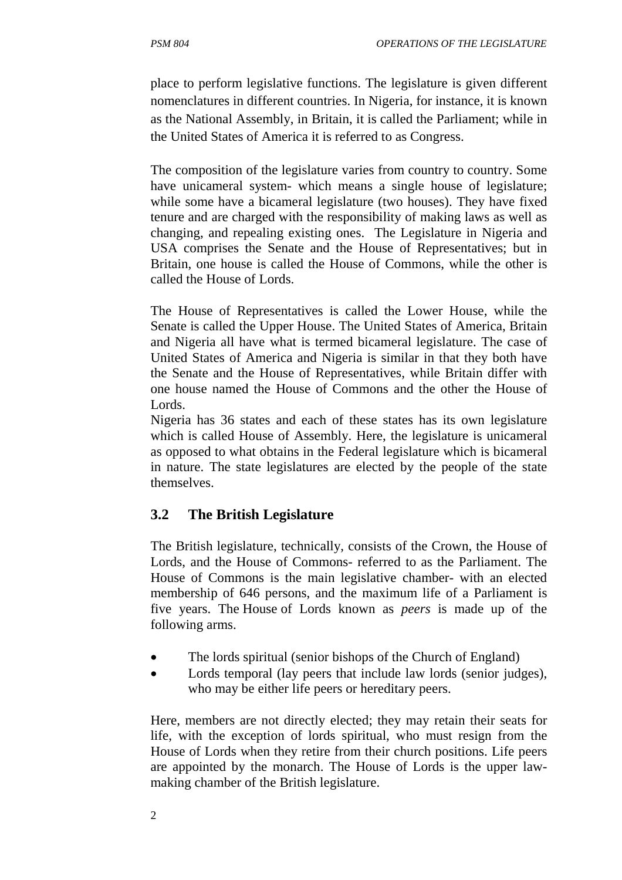place to perform legislative functions. The legislature is given different nomenclatures in different countries. In Nigeria, for instance, it is known as the National Assembly, in Britain, it is called the Parliament; while in the United States of America it is referred to as Congress.

The composition of the legislature varies from country to country. Some have unicameral system- which means a single house of legislature; while some have a bicameral legislature (two houses). They have fixed tenure and are charged with the responsibility of making laws as well as changing, and repealing existing ones. The Legislature in Nigeria and USA comprises the Senate and the House of Representatives; but in Britain, one house is called the House of Commons, while the other is called the House of Lords.

The House of Representatives is called the Lower House, while the Senate is called the Upper House. The United States of America, Britain and Nigeria all have what is termed bicameral legislature. The case of United States of America and Nigeria is similar in that they both have the Senate and the House of Representatives, while Britain differ with one house named the House of Commons and the other the House of Lords.

Nigeria has 36 states and each of these states has its own legislature which is called House of Assembly. Here, the legislature is unicameral as opposed to what obtains in the Federal legislature which is bicameral in nature. The state legislatures are elected by the people of the state themselves.

## 3.2 The British Legislature

The British legislature, technically, consists of the Crown, the House of Lords, and the House of Commons- referred to as the Parliament. The House of Commons is the main legislative chamber- with an elected membership of 646 persons, and the maximum life of a Parliament is five years. The House of Lords known as *peers* is made up of the following arms.

- The lords spiritual (senior bishops of the Church of England)
- Lords temporal (lay peers that include law lords (senior judges), who may be either life peers or hereditary peers.

Here, members are not directly elected; they may retain their seats for life, with the exception of lords spiritual, who must resign from the House of Lords when they retire from their church positions. Life peers are appointed by the monarch. The House of Lords is the upper law-making chamber of the British legislature.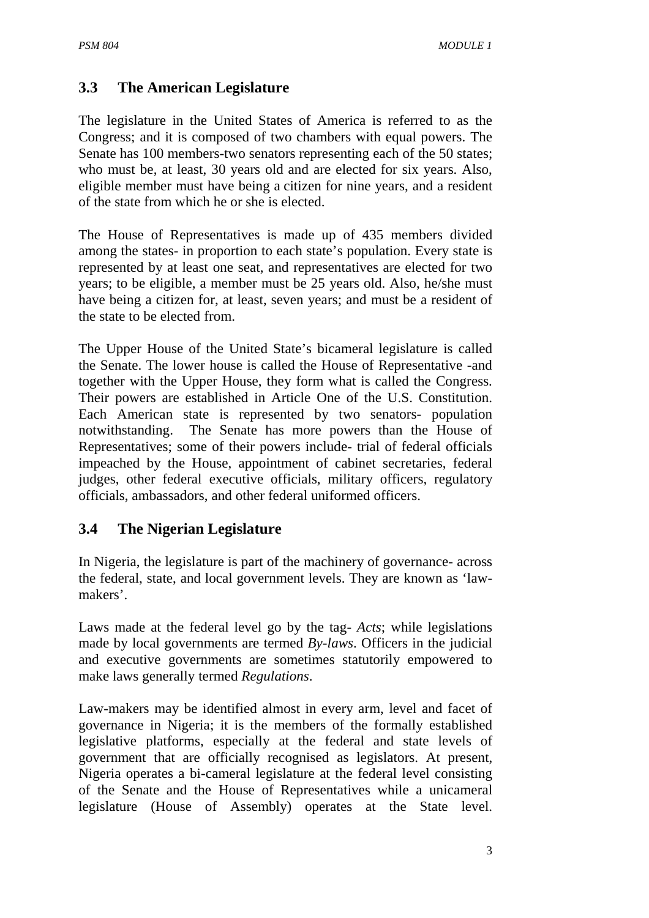## 3.3 The American Legislature

The legislature in the United States of America is referred to as the Congress; and it is composed of two chambers with equal powers. The Senate has 100 members-two senators representing each of the 50 states; who must be, at least, 30 years old and are elected for six years. Also, eligible member must have being a citizen for nine years, and a resident of the state from which he or she is elected.

The House of Representatives is made up of 435 members divided among the states- in proportion to each state's population. Every state is represented by at least one seat, and representatives are elected for two years; to be eligible, a member must be 25 years old. Also, he/she must have being a citizen for, at least, seven years; and must be a resident of the state to be elected from.

The Upper House of the United State's bicameral legislature is called the Senate. The lower house is called the House of Representative -and together with the Upper House, they form what is called the Congress. Their powers are established in Article One of the U.S. Constitution. Each American state is represented by two senators- population notwithstanding. The Senate has more powers than the House of Representatives; some of their powers include- trial of federal officials impeached by the House, appointment of cabinet secretaries, federal judges, other federal executive officials, military officers, regulatory officials, ambassadors, and other federal uniformed officers.

## 3.4 The Nigerian Legislature

In Nigeria, the legislature is part of the machinery of governance- across the federal, state, and local government levels. They are known as 'law-makers'.

Laws made at the federal level go by the tag- *Acts*; while legislations made by local governments are termed *By-laws*. Officers in the judicial and executive governments are sometimes statutorily empowered to make laws generally termed *Regulations*.

Law-makers may be identified almost in every arm, level and facet of governance in Nigeria; it is the members of the formally established legislative platforms, especially at the federal and state levels of government that are officially recognised as legislators. At present, Nigeria operates a bi-cameral legislature at the federal level consisting of the Senate and the House of Representatives while a unicameral legislature (House of Assembly) operates at the State level.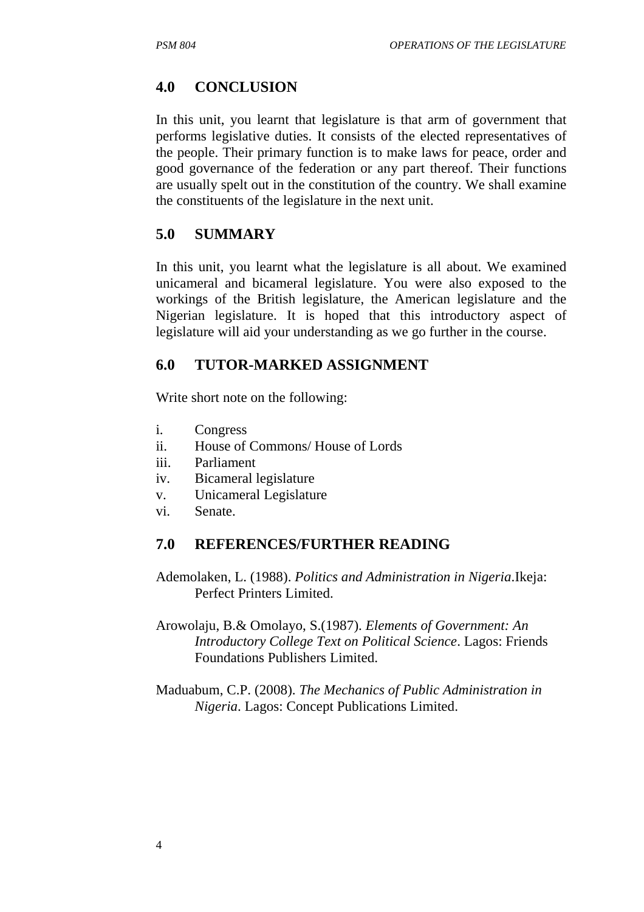## 4.0 CONCLUSION

In this unit, you learnt that legislature is that arm of government that performs legislative duties. It consists of the elected representatives of the people. Their primary function is to make laws for peace, order and good governance of the federation or any part thereof. Their functions are usually spelt out in the constitution of the country. We shall examine the constituents of the legislature in the next unit.

## 5.0 SUMMARY

In this unit, you learnt what the legislature is all about. We examined unicameral and bicameral legislature. You were also exposed to the workings of the British legislature, the American legislature and the Nigerian legislature. It is hoped that this introductory aspect of legislature will aid your understanding as we go further in the course.

## 6.0 TUTOR-MARKED ASSIGNMENT

Write short note on the following:

i. Congress
ii. House of Commons/ House of Lords
iii. Parliament
iv. Bicameral legislature
v. Unicameral Legislature
vi. Senate.

## 7.0 REFERENCES/FURTHER READING

Ademolaken, L. (1988). *Politics and Administration in Nigeria*.Ikeja: Perfect Printers Limited.

Arowolaju, B.& Omolayo, S.(1987). *Elements of Government: An Introductory College Text on Political Science*. Lagos: Friends Foundations Publishers Limited.

Maduabum, C.P. (2008). *The Mechanics of Public Administration in Nigeria*. Lagos: Concept Publications Limited.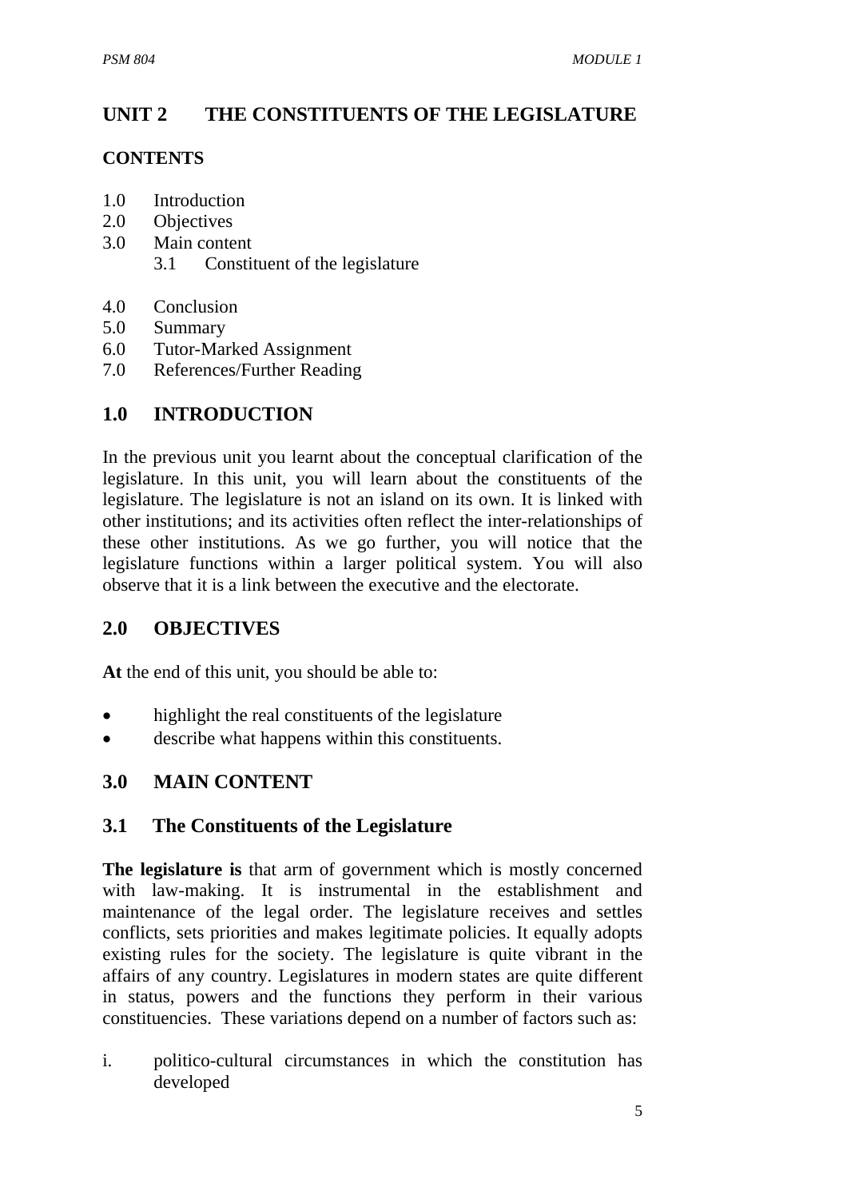# UNIT 2 THE CONSTITUENTS OF THE LEGISLATURE

**CONTENTS**

1.0 Introduction
2.0 Objectives
3.0 Main content
 3.1 Constituent of the legislature

4.0 Conclusion
5.0 Summary
6.0 Tutor-Marked Assignment
7.0 References/Further Reading

## 1.0 INTRODUCTION

In the previous unit you learnt about the conceptual clarification of the legislature. In this unit, you will learn about the constituents of the legislature. The legislature is not an island on its own. It is linked with other institutions; and its activities often reflect the inter-relationships of these other institutions. As we go further, you will notice that the legislature functions within a larger political system. You will also observe that it is a link between the executive and the electorate.

## 2.0 OBJECTIVES

**At** the end of this unit, you should be able to:

- highlight the real constituents of the legislature
- describe what happens within this constituents.

## 3.0 MAIN CONTENT

### 3.1 The Constituents of the Legislature

**The legislature is** that arm of government which is mostly concerned with law-making. It is instrumental in the establishment and maintenance of the legal order. The legislature receives and settles conflicts, sets priorities and makes legitimate policies. It equally adopts existing rules for the society. The legislature is quite vibrant in the affairs of any country. Legislatures in modern states are quite different in status, powers and the functions they perform in their various constituencies. These variations depend on a number of factors such as:

i. politico-cultural circumstances in which the constitution has developed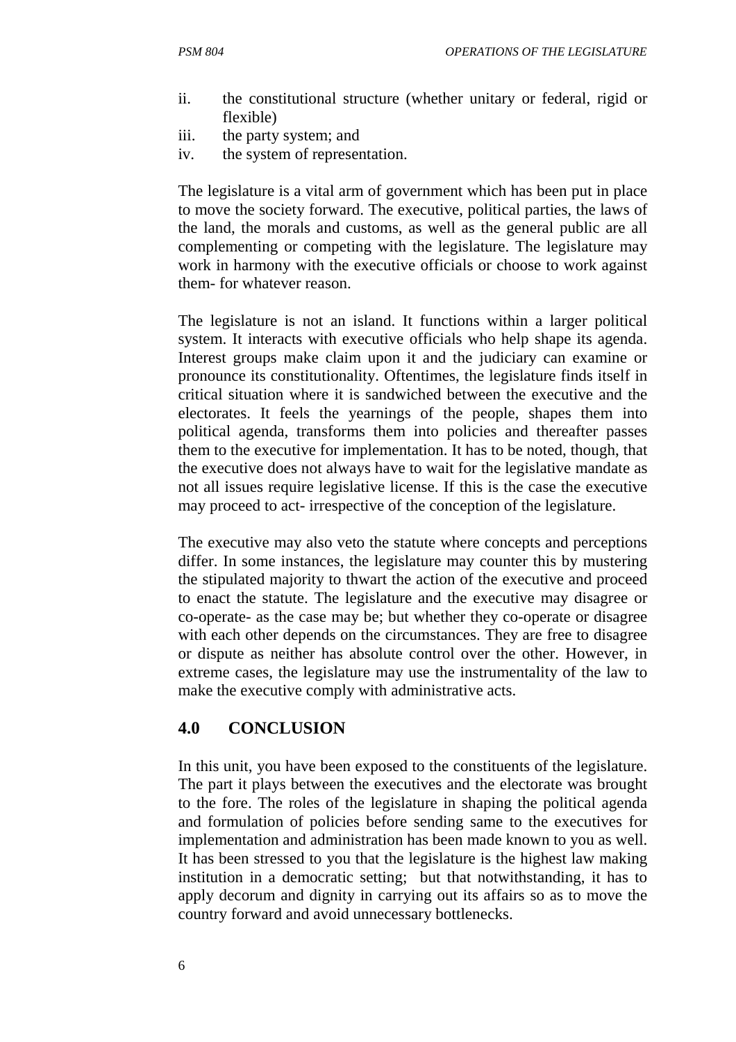ii. the constitutional structure (whether unitary or federal, rigid or flexible)
iii. the party system; and
iv. the system of representation.

The legislature is a vital arm of government which has been put in place to move the society forward. The executive, political parties, the laws of the land, the morals and customs, as well as the general public are all complementing or competing with the legislature. The legislature may work in harmony with the executive officials or choose to work against them- for whatever reason.

The legislature is not an island. It functions within a larger political system. It interacts with executive officials who help shape its agenda. Interest groups make claim upon it and the judiciary can examine or pronounce its constitutionality. Oftentimes, the legislature finds itself in critical situation where it is sandwiched between the executive and the electorates. It feels the yearnings of the people, shapes them into political agenda, transforms them into policies and thereafter passes them to the executive for implementation. It has to be noted, though, that the executive does not always have to wait for the legislative mandate as not all issues require legislative license. If this is the case the executive may proceed to act- irrespective of the conception of the legislature.

The executive may also veto the statute where concepts and perceptions differ. In some instances, the legislature may counter this by mustering the stipulated majority to thwart the action of the executive and proceed to enact the statute. The legislature and the executive may disagree or co-operate- as the case may be; but whether they co-operate or disagree with each other depends on the circumstances. They are free to disagree or dispute as neither has absolute control over the other. However, in extreme cases, the legislature may use the instrumentality of the law to make the executive comply with administrative acts.

## 4.0 CONCLUSION

In this unit, you have been exposed to the constituents of the legislature. The part it plays between the executives and the electorate was brought to the fore. The roles of the legislature in shaping the political agenda and formulation of policies before sending same to the executives for implementation and administration has been made known to you as well. It has been stressed to you that the legislature is the highest law making institution in a democratic setting; but that notwithstanding, it has to apply decorum and dignity in carrying out its affairs so as to move the country forward and avoid unnecessary bottlenecks.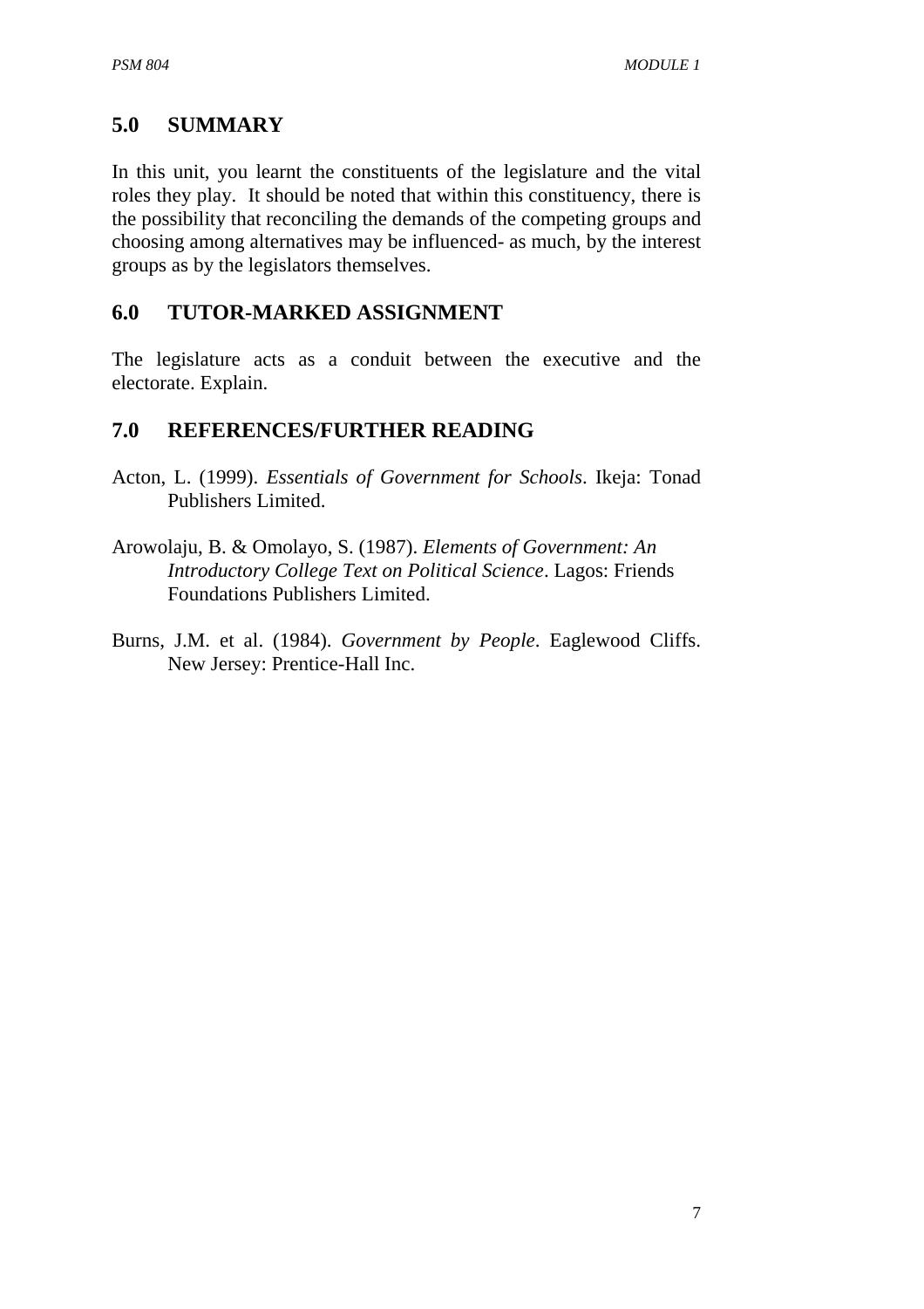## 5.0 SUMMARY

In this unit, you learnt the constituents of the legislature and the vital roles they play. It should be noted that within this constituency, there is the possibility that reconciling the demands of the competing groups and choosing among alternatives may be influenced- as much, by the interest groups as by the legislators themselves.

## 6.0 TUTOR-MARKED ASSIGNMENT

The legislature acts as a conduit between the executive and the electorate. Explain.

## 7.0 REFERENCES/FURTHER READING

Acton, L. (1999). *Essentials of Government for Schools*. Ikeja: Tonad Publishers Limited.

Arowolaju, B. & Omolayo, S. (1987). *Elements of Government: An Introductory College Text on Political Science*. Lagos: Friends Foundations Publishers Limited.

Burns, J.M. et al. (1984). *Government by People*. Eaglewood Cliffs. New Jersey: Prentice-Hall Inc.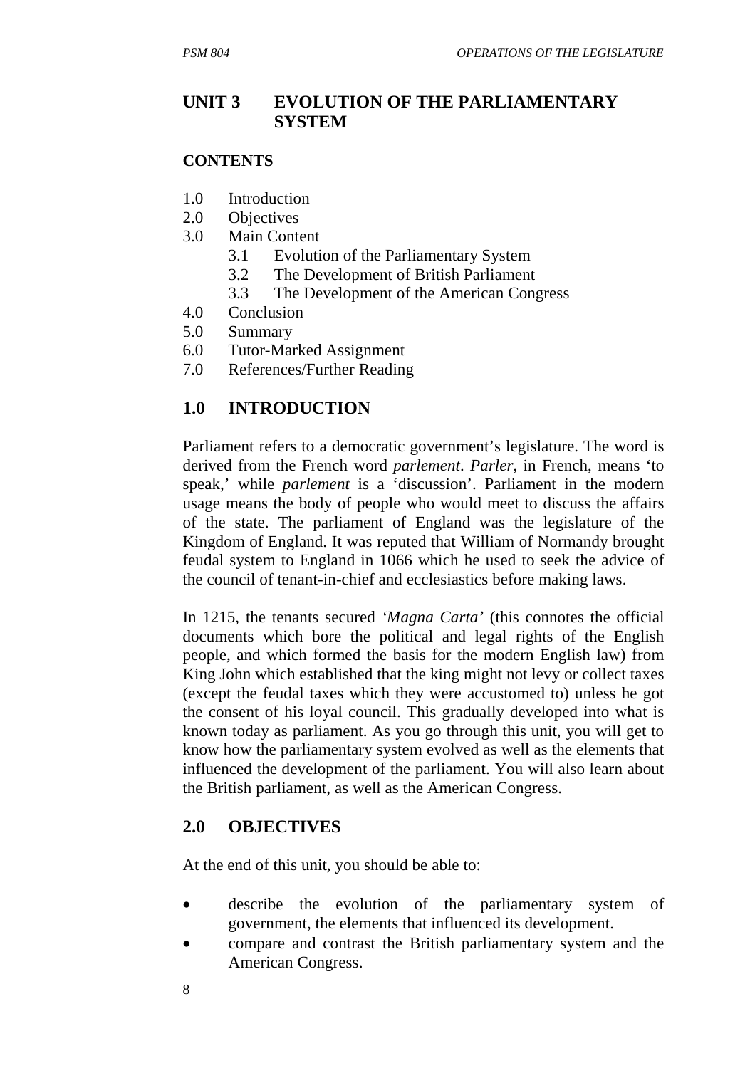## UNIT 3 EVOLUTION OF THE PARLIAMENTARY SYSTEM

**CONTENTS**

1.0 Introduction
2.0 Objectives
3.0 Main Content
   3.1 Evolution of the Parliamentary System
   3.2 The Development of British Parliament
   3.3 The Development of the American Congress
4.0 Conclusion
5.0 Summary
6.0 Tutor-Marked Assignment
7.0 References/Further Reading

## 1.0 INTRODUCTION

Parliament refers to a democratic government's legislature. The word is derived from the French word *parlement*. *Parler*, in French, means 'to speak,' while *parlement* is a 'discussion'. Parliament in the modern usage means the body of people who would meet to discuss the affairs of the state. The parliament of England was the legislature of the Kingdom of England. It was reputed that William of Normandy brought feudal system to England in 1066 which he used to seek the advice of the council of tenant-in-chief and ecclesiastics before making laws.

In 1215, the tenants secured *'Magna Carta'* (this connotes the official documents which bore the political and legal rights of the English people, and which formed the basis for the modern English law) from King John which established that the king might not levy or collect taxes (except the feudal taxes which they were accustomed to) unless he got the consent of his loyal council. This gradually developed into what is known today as parliament. As you go through this unit, you will get to know how the parliamentary system evolved as well as the elements that influenced the development of the parliament. You will also learn about the British parliament, as well as the American Congress.

## 2.0 OBJECTIVES

At the end of this unit, you should be able to:

- describe the evolution of the parliamentary system of government, the elements that influenced its development.
- compare and contrast the British parliamentary system and the American Congress.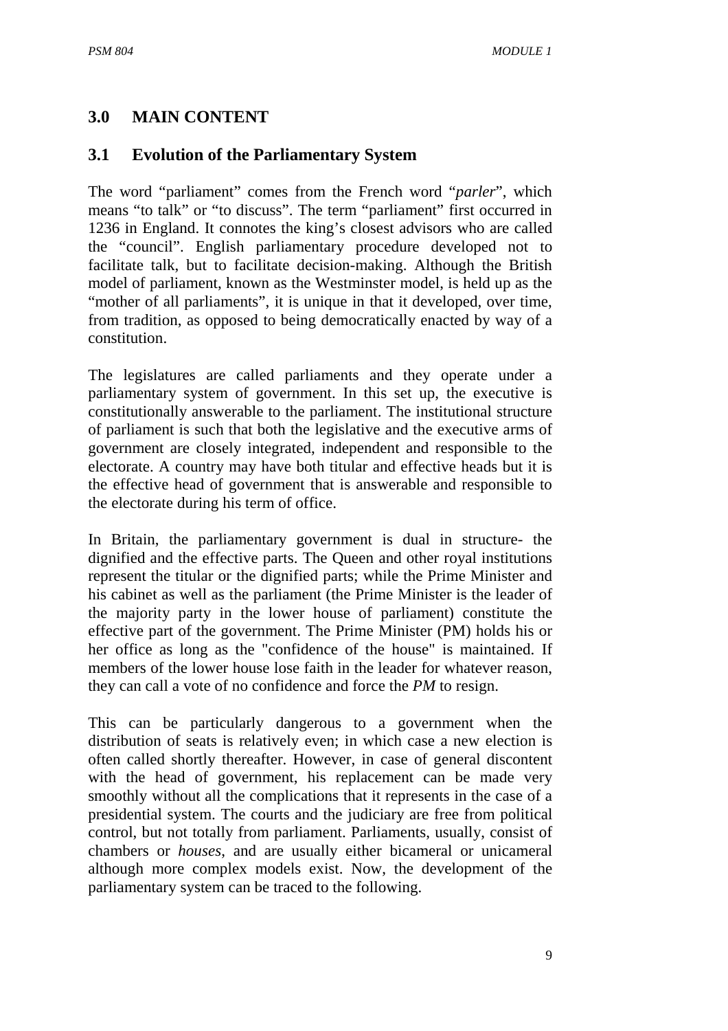## 3.0 MAIN CONTENT

### 3.1 Evolution of the Parliamentary System

The word "parliament" comes from the French word "*parler*", which means "to talk" or "to discuss". The term "parliament" first occurred in 1236 in England. It connotes the king's closest advisors who are called the "council". English parliamentary procedure developed not to facilitate talk, but to facilitate decision-making. Although the British model of parliament, known as the Westminster model, is held up as the "mother of all parliaments", it is unique in that it developed, over time, from tradition, as opposed to being democratically enacted by way of a constitution.

The legislatures are called parliaments and they operate under a parliamentary system of government. In this set up, the executive is constitutionally answerable to the parliament. The institutional structure of parliament is such that both the legislative and the executive arms of government are closely integrated, independent and responsible to the electorate. A country may have both titular and effective heads but it is the effective head of government that is answerable and responsible to the electorate during his term of office.

In Britain, the parliamentary government is dual in structure- the dignified and the effective parts. The Queen and other royal institutions represent the titular or the dignified parts; while the Prime Minister and his cabinet as well as the parliament (the Prime Minister is the leader of the majority party in the lower house of parliament) constitute the effective part of the government. The Prime Minister (PM) holds his or her office as long as the "confidence of the house" is maintained. If members of the lower house lose faith in the leader for whatever reason, they can call a vote of no confidence and force the *PM* to resign.

This can be particularly dangerous to a government when the distribution of seats is relatively even; in which case a new election is often called shortly thereafter. However, in case of general discontent with the head of government, his replacement can be made very smoothly without all the complications that it represents in the case of a presidential system. The courts and the judiciary are free from political control, but not totally from parliament. Parliaments, usually, consist of chambers or *houses*, and are usually either bicameral or unicameral although more complex models exist. Now, the development of the parliamentary system can be traced to the following.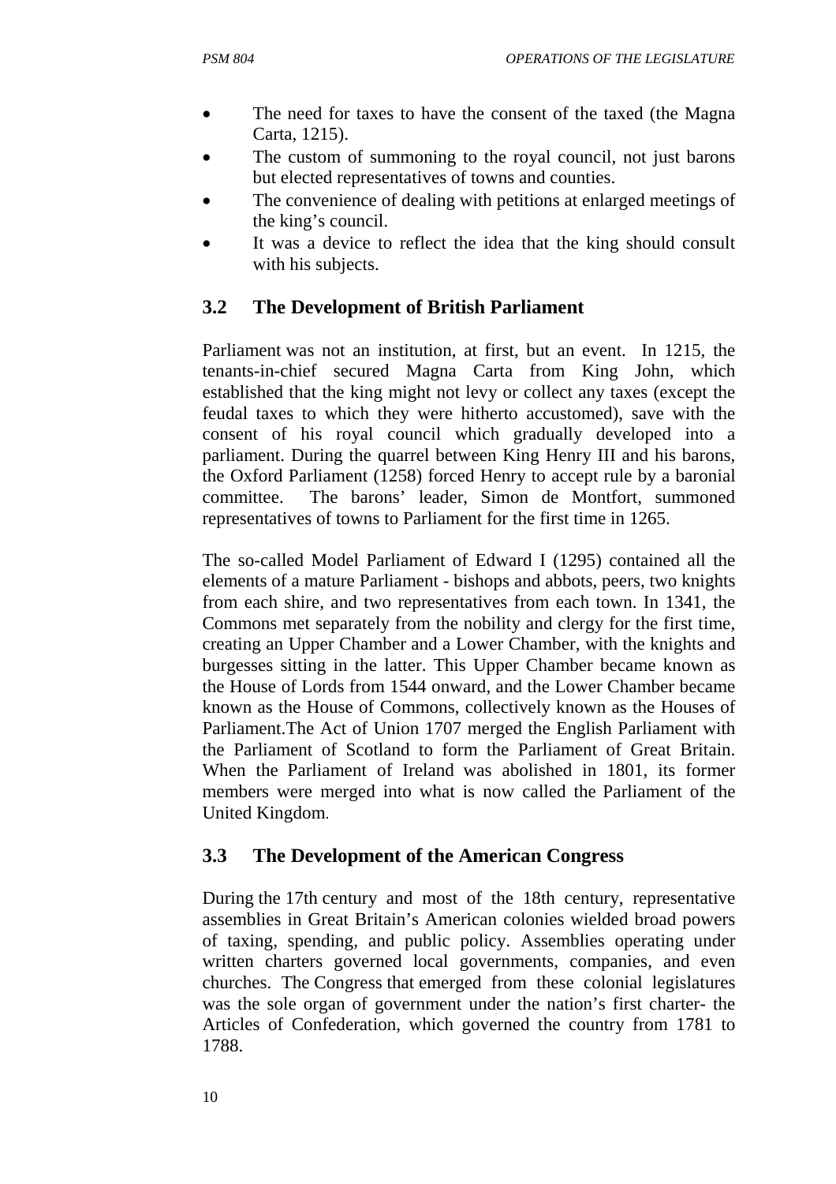- The need for taxes to have the consent of the taxed (the Magna Carta, 1215).
- The custom of summoning to the royal council, not just barons but elected representatives of towns and counties.
- The convenience of dealing with petitions at enlarged meetings of the king's council.
- It was a device to reflect the idea that the king should consult with his subjects.

## 3.2 The Development of British Parliament

Parliament was not an institution, at first, but an event. In 1215, the tenants-in-chief secured Magna Carta from King John, which established that the king might not levy or collect any taxes (except the feudal taxes to which they were hitherto accustomed), save with the consent of his royal council which gradually developed into a parliament. During the quarrel between King Henry III and his barons, the Oxford Parliament (1258) forced Henry to accept rule by a baronial committee. The barons' leader, Simon de Montfort, summoned representatives of towns to Parliament for the first time in 1265.

The so-called Model Parliament of Edward I (1295) contained all the elements of a mature Parliament - bishops and abbots, peers, two knights from each shire, and two representatives from each town. In 1341, the Commons met separately from the nobility and clergy for the first time, creating an Upper Chamber and a Lower Chamber, with the knights and burgesses sitting in the latter. This Upper Chamber became known as the House of Lords from 1544 onward, and the Lower Chamber became known as the House of Commons, collectively known as the Houses of Parliament.The Act of Union 1707 merged the English Parliament with the Parliament of Scotland to form the Parliament of Great Britain. When the Parliament of Ireland was abolished in 1801, its former members were merged into what is now called the Parliament of the United Kingdom.

## 3.3 The Development of the American Congress

During the 17th century and most of the 18th century, representative assemblies in Great Britain's American colonies wielded broad powers of taxing, spending, and public policy. Assemblies operating under written charters governed local governments, companies, and even churches. The Congress that emerged from these colonial legislatures was the sole organ of government under the nation's first charter- the Articles of Confederation, which governed the country from 1781 to 1788.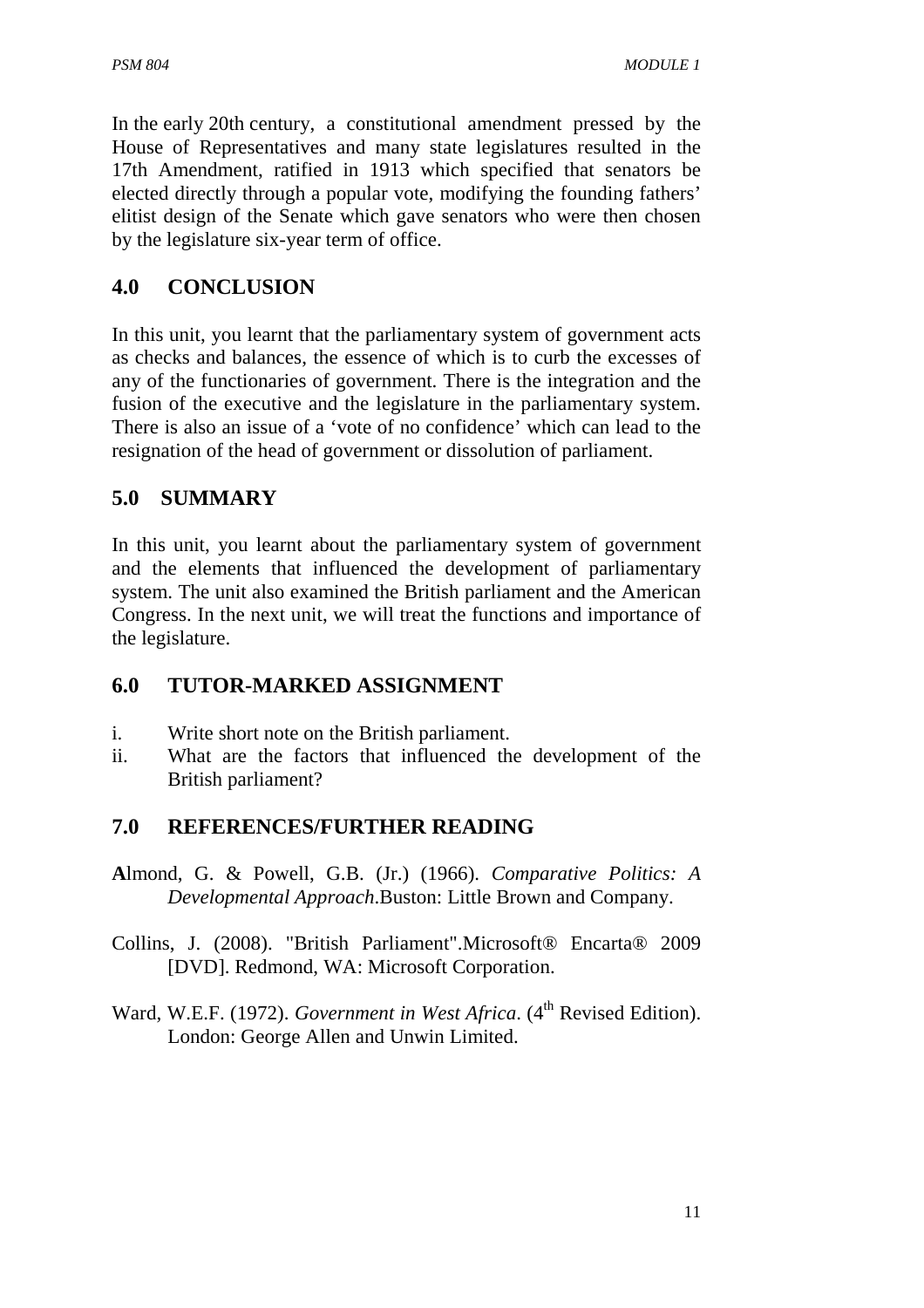In the early 20th century, a constitutional amendment pressed by the House of Representatives and many state legislatures resulted in the 17th Amendment, ratified in 1913 which specified that senators be elected directly through a popular vote, modifying the founding fathers' elitist design of the Senate which gave senators who were then chosen by the legislature six-year term of office.

## 4.0 CONCLUSION

In this unit, you learnt that the parliamentary system of government acts as checks and balances, the essence of which is to curb the excesses of any of the functionaries of government. There is the integration and the fusion of the executive and the legislature in the parliamentary system. There is also an issue of a 'vote of no confidence' which can lead to the resignation of the head of government or dissolution of parliament.

## 5.0 SUMMARY

In this unit, you learnt about the parliamentary system of government and the elements that influenced the development of parliamentary system. The unit also examined the British parliament and the American Congress. In the next unit, we will treat the functions and importance of the legislature.

## 6.0 TUTOR-MARKED ASSIGNMENT

i. Write short note on the British parliament.
ii. What are the factors that influenced the development of the British parliament?

## 7.0 REFERENCES/FURTHER READING

**A**lmond, G. & Powell, G.B. (Jr.) (1966). *Comparative Politics: A Developmental Approach*.Buston: Little Brown and Company.

Collins, J. (2008). "British Parliament".Microsoft® Encarta® 2009 [DVD]. Redmond, WA: Microsoft Corporation.

Ward, W.E.F. (1972). *Government in West Africa*. (4th Revised Edition). London: George Allen and Unwin Limited.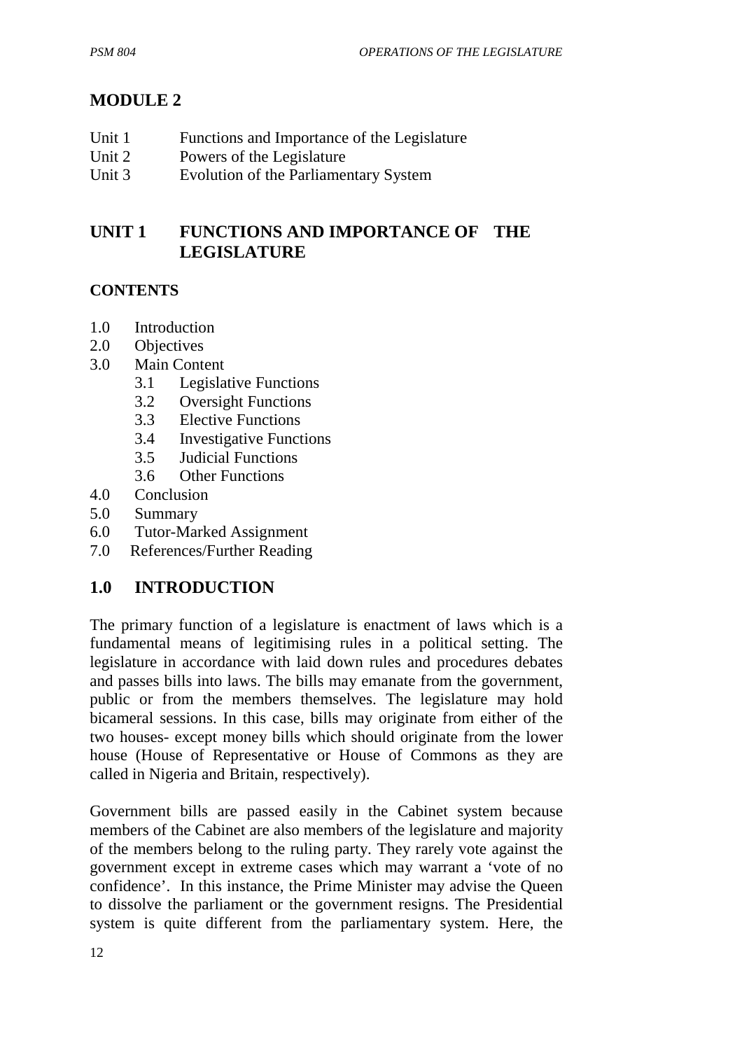# MODULE 2

Unit 1 Functions and Importance of the Legislature
Unit 2 Powers of the Legislature
Unit 3 Evolution of the Parliamentary System

## UNIT 1 FUNCTIONS AND IMPORTANCE OF THE LEGISLATURE

**CONTENTS**

1.0 Introduction
2.0 Objectives
3.0 Main Content
  3.1 Legislative Functions
  3.2 Oversight Functions
  3.3 Elective Functions
  3.4 Investigative Functions
  3.5 Judicial Functions
  3.6 Other Functions
4.0 Conclusion
5.0 Summary
6.0 Tutor-Marked Assignment
7.0 References/Further Reading

## 1.0 INTRODUCTION

The primary function of a legislature is enactment of laws which is a fundamental means of legitimising rules in a political setting. The legislature in accordance with laid down rules and procedures debates and passes bills into laws. The bills may emanate from the government, public or from the members themselves. The legislature may hold bicameral sessions. In this case, bills may originate from either of the two houses- except money bills which should originate from the lower house (House of Representative or House of Commons as they are called in Nigeria and Britain, respectively).

Government bills are passed easily in the Cabinet system because members of the Cabinet are also members of the legislature and majority of the members belong to the ruling party. They rarely vote against the government except in extreme cases which may warrant a 'vote of no confidence'. In this instance, the Prime Minister may advise the Queen to dissolve the parliament or the government resigns. The Presidential system is quite different from the parliamentary system. Here, the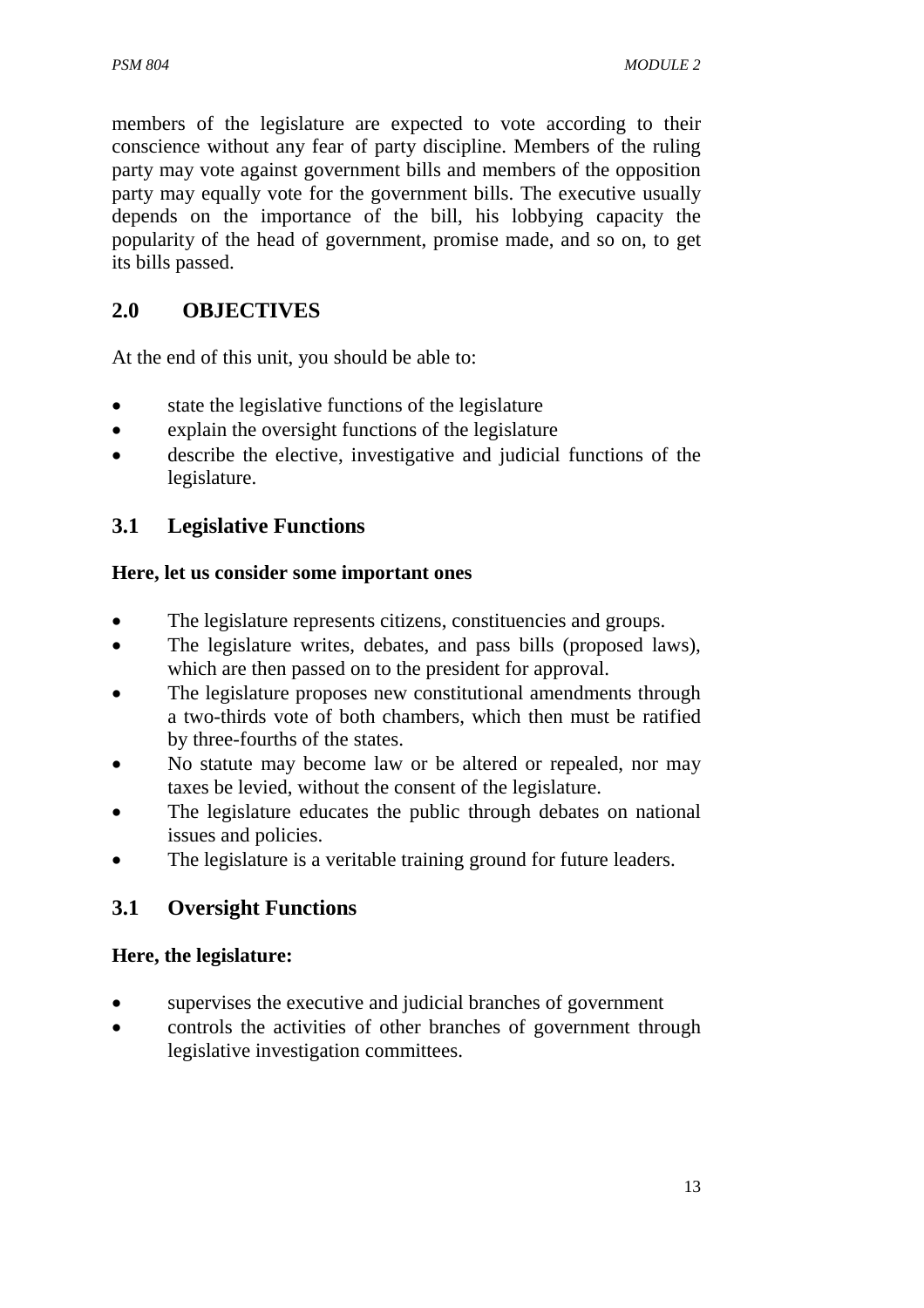members of the legislature are expected to vote according to their conscience without any fear of party discipline. Members of the ruling party may vote against government bills and members of the opposition party may equally vote for the government bills. The executive usually depends on the importance of the bill, his lobbying capacity the popularity of the head of government, promise made, and so on, to get its bills passed.

## 2.0 OBJECTIVES

At the end of this unit, you should be able to:

- state the legislative functions of the legislature
- explain the oversight functions of the legislature
- describe the elective, investigative and judicial functions of the legislature.

## 3.1 Legislative Functions

**Here, let us consider some important ones**

- The legislature represents citizens, constituencies and groups.
- The legislature writes, debates, and pass bills (proposed laws), which are then passed on to the president for approval.
- The legislature proposes new constitutional amendments through a two-thirds vote of both chambers, which then must be ratified by three-fourths of the states.
- No statute may become law or be altered or repealed, nor may taxes be levied, without the consent of the legislature.
- The legislature educates the public through debates on national issues and policies.
- The legislature is a veritable training ground for future leaders.

## 3.1 Oversight Functions

**Here, the legislature:**

- supervises the executive and judicial branches of government
- controls the activities of other branches of government through legislative investigation committees.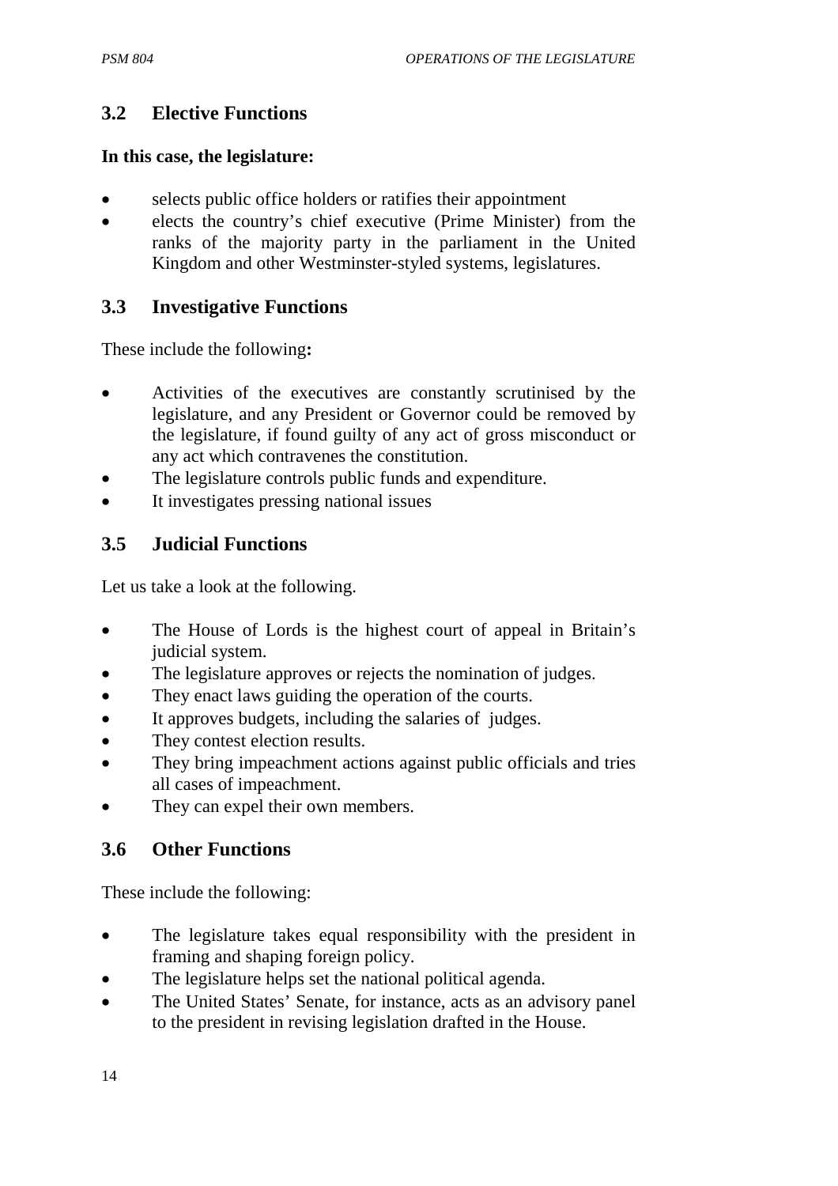## 3.2 Elective Functions

**In this case, the legislature:**

- selects public office holders or ratifies their appointment
- elects the country's chief executive (Prime Minister) from the ranks of the majority party in the parliament in the United Kingdom and other Westminster-styled systems, legislatures.

## 3.3 Investigative Functions

These include the following**:**

- Activities of the executives are constantly scrutinised by the legislature, and any President or Governor could be removed by the legislature, if found guilty of any act of gross misconduct or any act which contravenes the constitution.
- The legislature controls public funds and expenditure.
- It investigates pressing national issues

## 3.5 Judicial Functions

Let us take a look at the following.

- The House of Lords is the highest court of appeal in Britain's judicial system.
- The legislature approves or rejects the nomination of judges.
- They enact laws guiding the operation of the courts.
- It approves budgets, including the salaries of judges.
- They contest election results.
- They bring impeachment actions against public officials and tries all cases of impeachment.
- They can expel their own members.

## 3.6 Other Functions

These include the following:

- The legislature takes equal responsibility with the president in framing and shaping foreign policy.
- The legislature helps set the national political agenda.
- The United States' Senate, for instance, acts as an advisory panel to the president in revising legislation drafted in the House.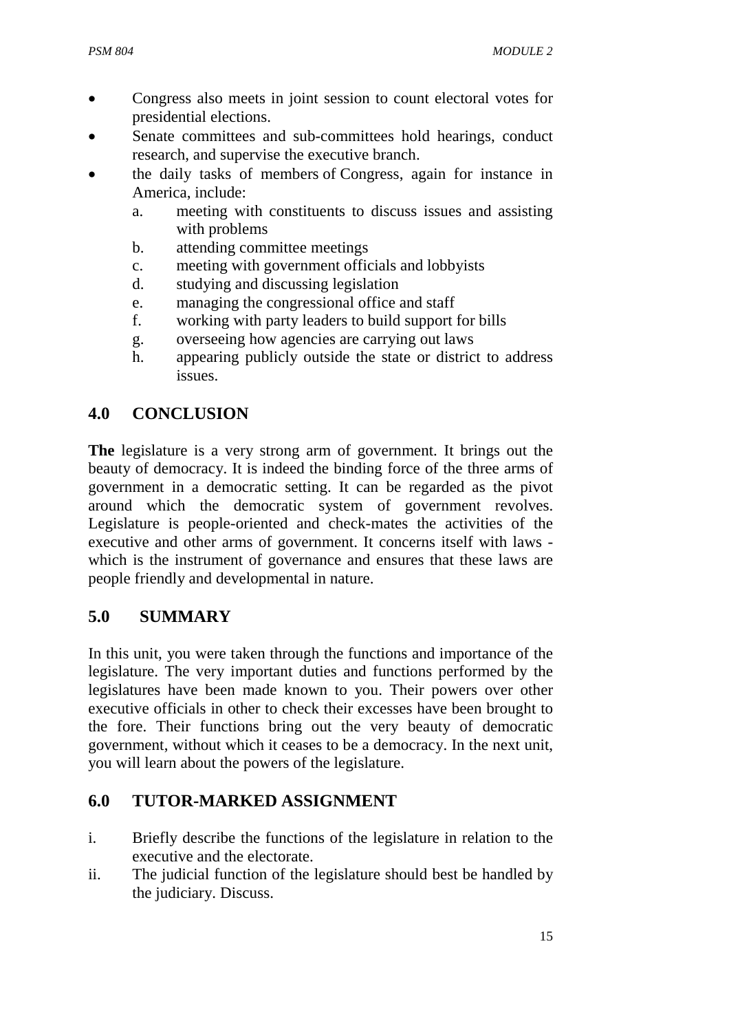- Congress also meets in joint session to count electoral votes for presidential elections.
- Senate committees and sub-committees hold hearings, conduct research, and supervise the executive branch.
- the daily tasks of members of Congress, again for instance in America, include:
  a. meeting with constituents to discuss issues and assisting with problems
  b. attending committee meetings
  c. meeting with government officials and lobbyists
  d. studying and discussing legislation
  e. managing the congressional office and staff
  f. working with party leaders to build support for bills
  g. overseeing how agencies are carrying out laws
  h. appearing publicly outside the state or district to address issues.

## 4.0 CONCLUSION

**The** legislature is a very strong arm of government. It brings out the beauty of democracy. It is indeed the binding force of the three arms of government in a democratic setting. It can be regarded as the pivot around which the democratic system of government revolves. Legislature is people-oriented and check-mates the activities of the executive and other arms of government. It concerns itself with laws - which is the instrument of governance and ensures that these laws are people friendly and developmental in nature.

## 5.0 SUMMARY

In this unit, you were taken through the functions and importance of the legislature. The very important duties and functions performed by the legislatures have been made known to you. Their powers over other executive officials in other to check their excesses have been brought to the fore. Their functions bring out the very beauty of democratic government, without which it ceases to be a democracy. In the next unit, you will learn about the powers of the legislature.

## 6.0 TUTOR-MARKED ASSIGNMENT

i. Briefly describe the functions of the legislature in relation to the executive and the electorate.
ii. The judicial function of the legislature should best be handled by the judiciary. Discuss.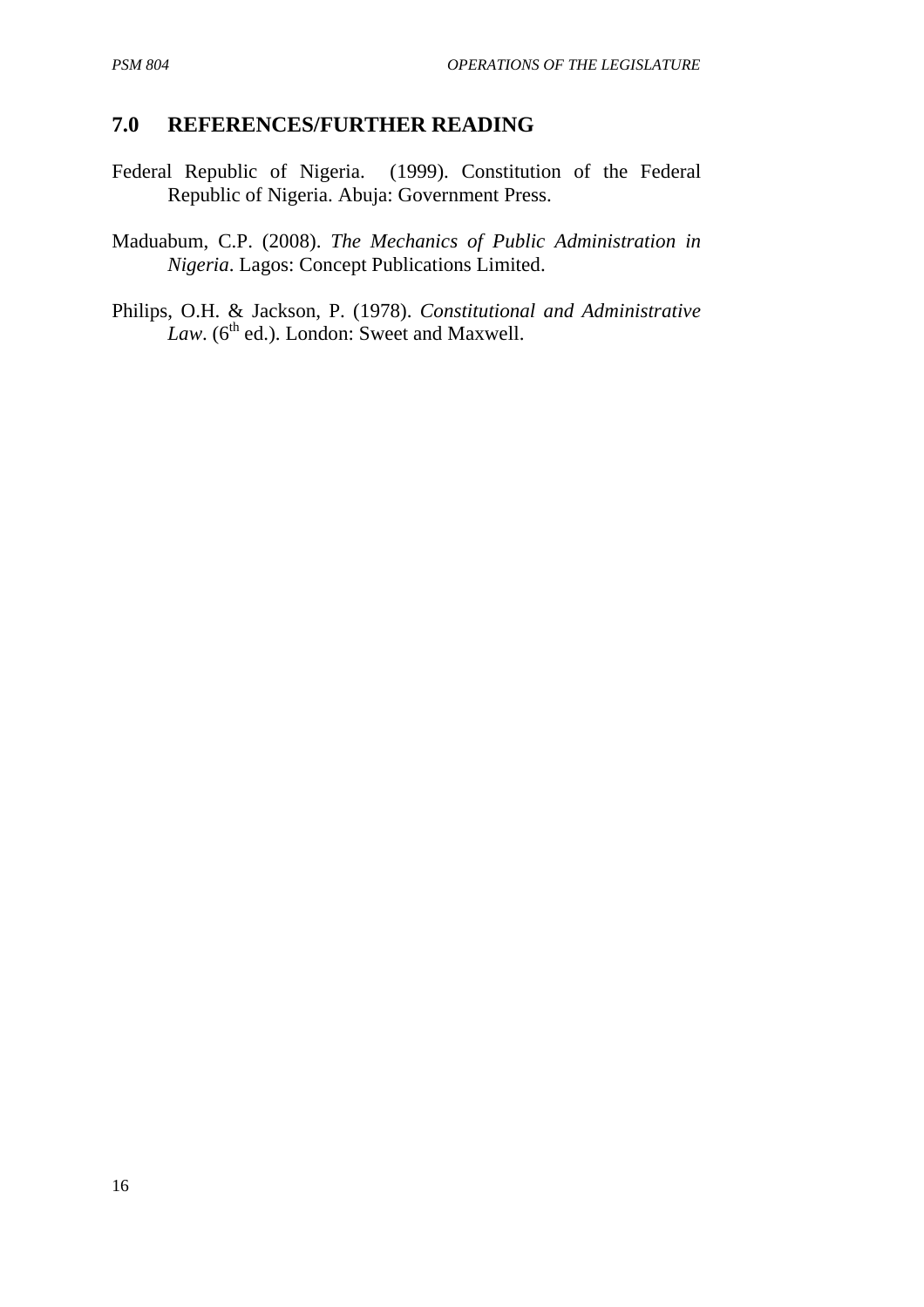## 7.0 REFERENCES/FURTHER READING

Federal Republic of Nigeria. (1999). Constitution of the Federal Republic of Nigeria. Abuja: Government Press.

Maduabum, C.P. (2008). *The Mechanics of Public Administration in Nigeria*. Lagos: Concept Publications Limited.

Philips, O.H. & Jackson, P. (1978). *Constitutional and Administrative Law*. (6th ed.). London: Sweet and Maxwell.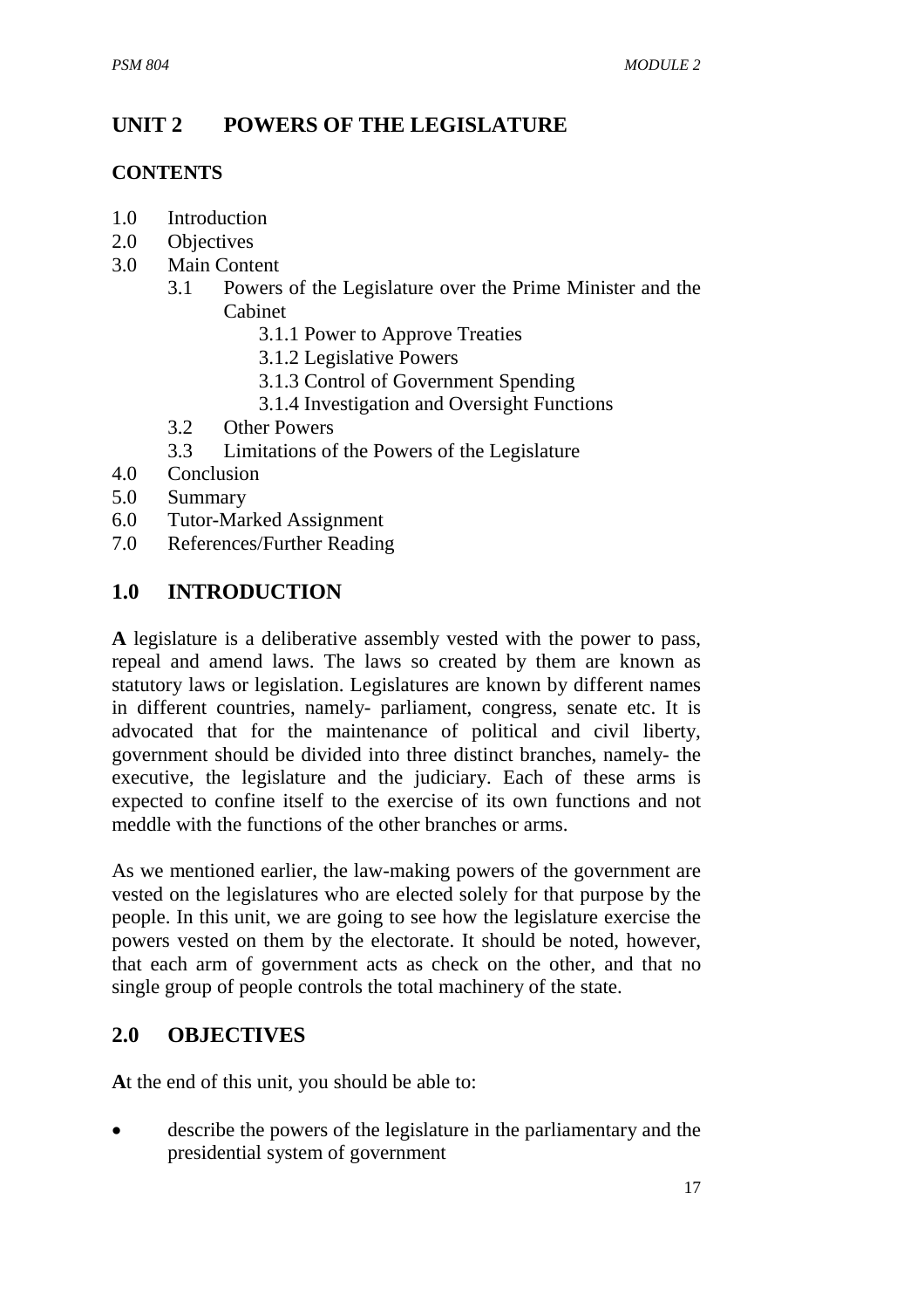# UNIT 2 POWERS OF THE LEGISLATURE

## CONTENTS

- 1.0 Introduction
- 2.0 Objectives
- 3.0 Main Content
    - 3.1 Powers of the Legislature over the Prime Minister and the Cabinet
        - 3.1.1 Power to Approve Treaties
        - 3.1.2 Legislative Powers
        - 3.1.3 Control of Government Spending
        - 3.1.4 Investigation and Oversight Functions
    - 3.2 Other Powers
    - 3.3 Limitations of the Powers of the Legislature
- 4.0 Conclusion
- 5.0 Summary
- 6.0 Tutor-Marked Assignment
- 7.0 References/Further Reading

## 1.0 INTRODUCTION

**A** legislature is a deliberative assembly vested with the power to pass, repeal and amend laws. The laws so created by them are known as statutory laws or legislation. Legislatures are known by different names in different countries, namely- parliament, congress, senate etc. It is advocated that for the maintenance of political and civil liberty, government should be divided into three distinct branches, namely- the executive, the legislature and the judiciary. Each of these arms is expected to confine itself to the exercise of its own functions and not meddle with the functions of the other branches or arms.

As we mentioned earlier, the law-making powers of the government are vested on the legislatures who are elected solely for that purpose by the people. In this unit, we are going to see how the legislature exercise the powers vested on them by the electorate. It should be noted, however, that each arm of government acts as check on the other, and that no single group of people controls the total machinery of the state.

## 2.0 OBJECTIVES

**A**t the end of this unit, you should be able to:

- describe the powers of the legislature in the parliamentary and the presidential system of government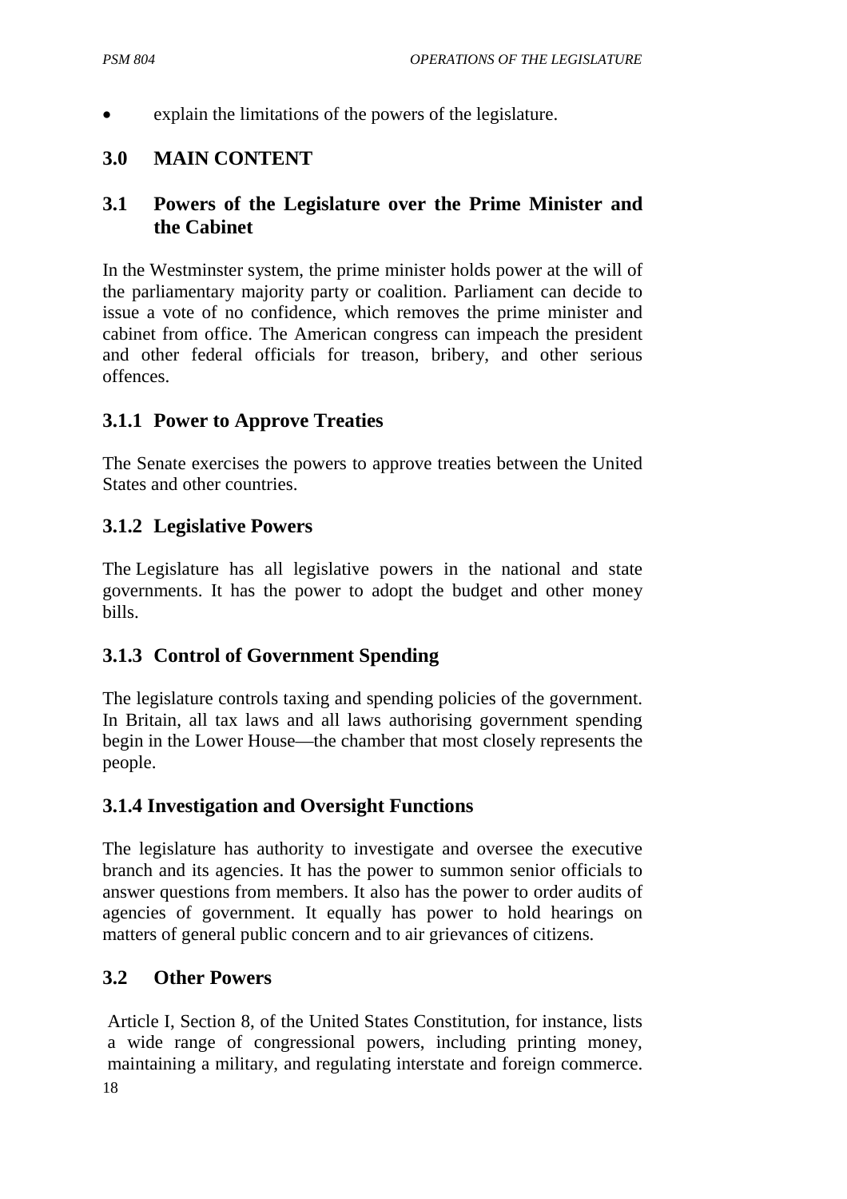- explain the limitations of the powers of the legislature.

## 3.0 MAIN CONTENT

### 3.1 Powers of the Legislature over the Prime Minister and the Cabinet

In the Westminster system, the prime minister holds power at the will of the parliamentary majority party or coalition. Parliament can decide to issue a vote of no confidence, which removes the prime minister and cabinet from office. The American congress can impeach the president and other federal officials for treason, bribery, and other serious offences.

#### 3.1.1 Power to Approve Treaties

The Senate exercises the powers to approve treaties between the United States and other countries.

#### 3.1.2 Legislative Powers

The Legislature has all legislative powers in the national and state governments. It has the power to adopt the budget and other money bills.

#### 3.1.3 Control of Government Spending

The legislature controls taxing and spending policies of the government. In Britain, all tax laws and all laws authorising government spending begin in the Lower House—the chamber that most closely represents the people.

#### 3.1.4 Investigation and Oversight Functions

The legislature has authority to investigate and oversee the executive branch and its agencies. It has the power to summon senior officials to answer questions from members. It also has the power to order audits of agencies of government. It equally has power to hold hearings on matters of general public concern and to air grievances of citizens.

### 3.2 Other Powers

Article I, Section 8, of the United States Constitution, for instance, lists a wide range of congressional powers, including printing money, maintaining a military, and regulating interstate and foreign commerce.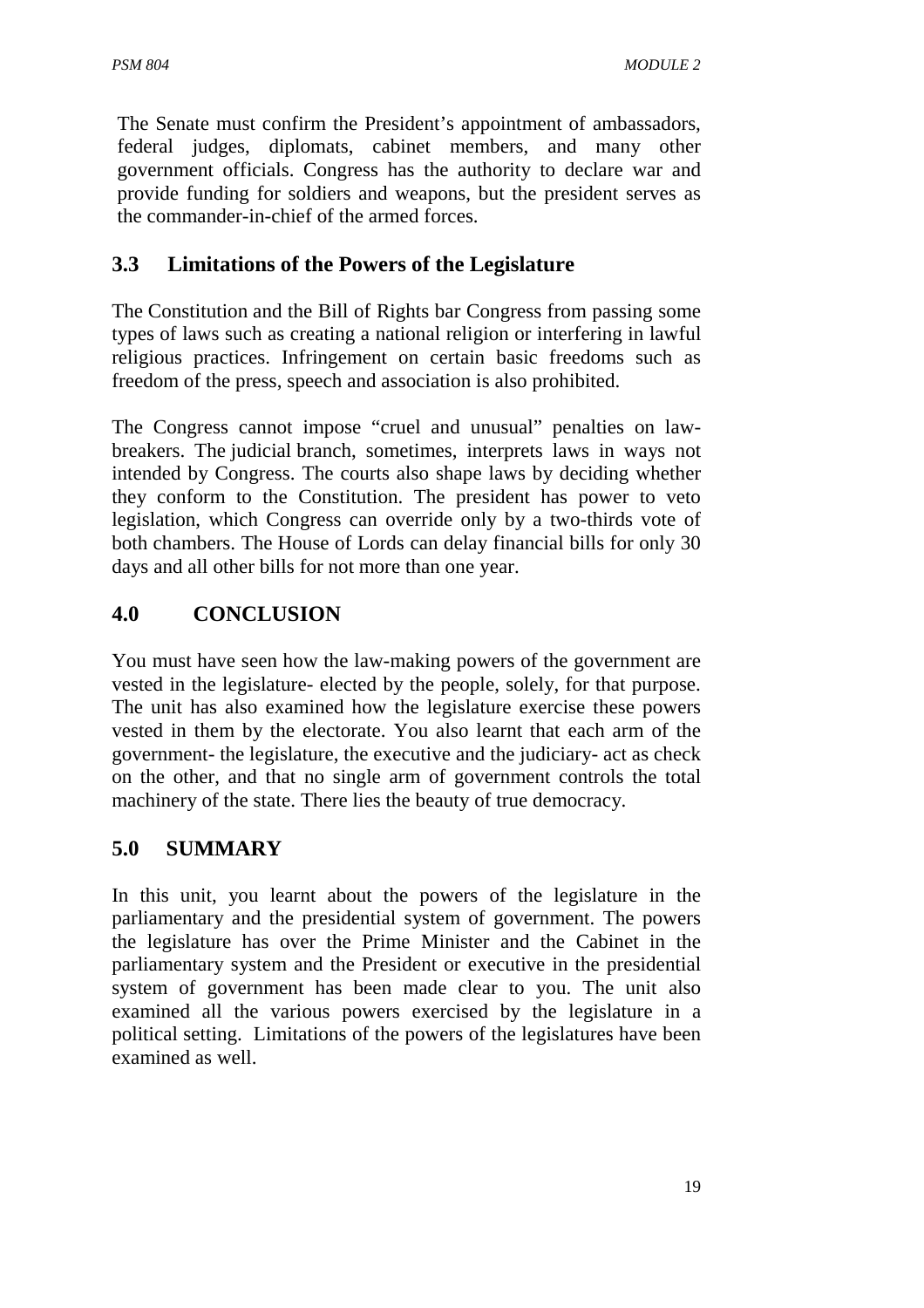The Senate must confirm the President's appointment of ambassadors, federal judges, diplomats, cabinet members, and many other government officials. Congress has the authority to declare war and provide funding for soldiers and weapons, but the president serves as the commander-in-chief of the armed forces.

## 3.3 Limitations of the Powers of the Legislature

The Constitution and the Bill of Rights bar Congress from passing some types of laws such as creating a national religion or interfering in lawful religious practices. Infringement on certain basic freedoms such as freedom of the press, speech and association is also prohibited.

The Congress cannot impose "cruel and unusual" penalties on law-breakers. The judicial branch, sometimes, interprets laws in ways not intended by Congress. The courts also shape laws by deciding whether they conform to the Constitution. The president has power to veto legislation, which Congress can override only by a two-thirds vote of both chambers. The House of Lords can delay financial bills for only 30 days and all other bills for not more than one year.

## 4.0 CONCLUSION

You must have seen how the law-making powers of the government are vested in the legislature- elected by the people, solely, for that purpose. The unit has also examined how the legislature exercise these powers vested in them by the electorate. You also learnt that each arm of the government- the legislature, the executive and the judiciary- act as check on the other, and that no single arm of government controls the total machinery of the state. There lies the beauty of true democracy.

## 5.0 SUMMARY

In this unit, you learnt about the powers of the legislature in the parliamentary and the presidential system of government. The powers the legislature has over the Prime Minister and the Cabinet in the parliamentary system and the President or executive in the presidential system of government has been made clear to you. The unit also examined all the various powers exercised by the legislature in a political setting. Limitations of the powers of the legislatures have been examined as well.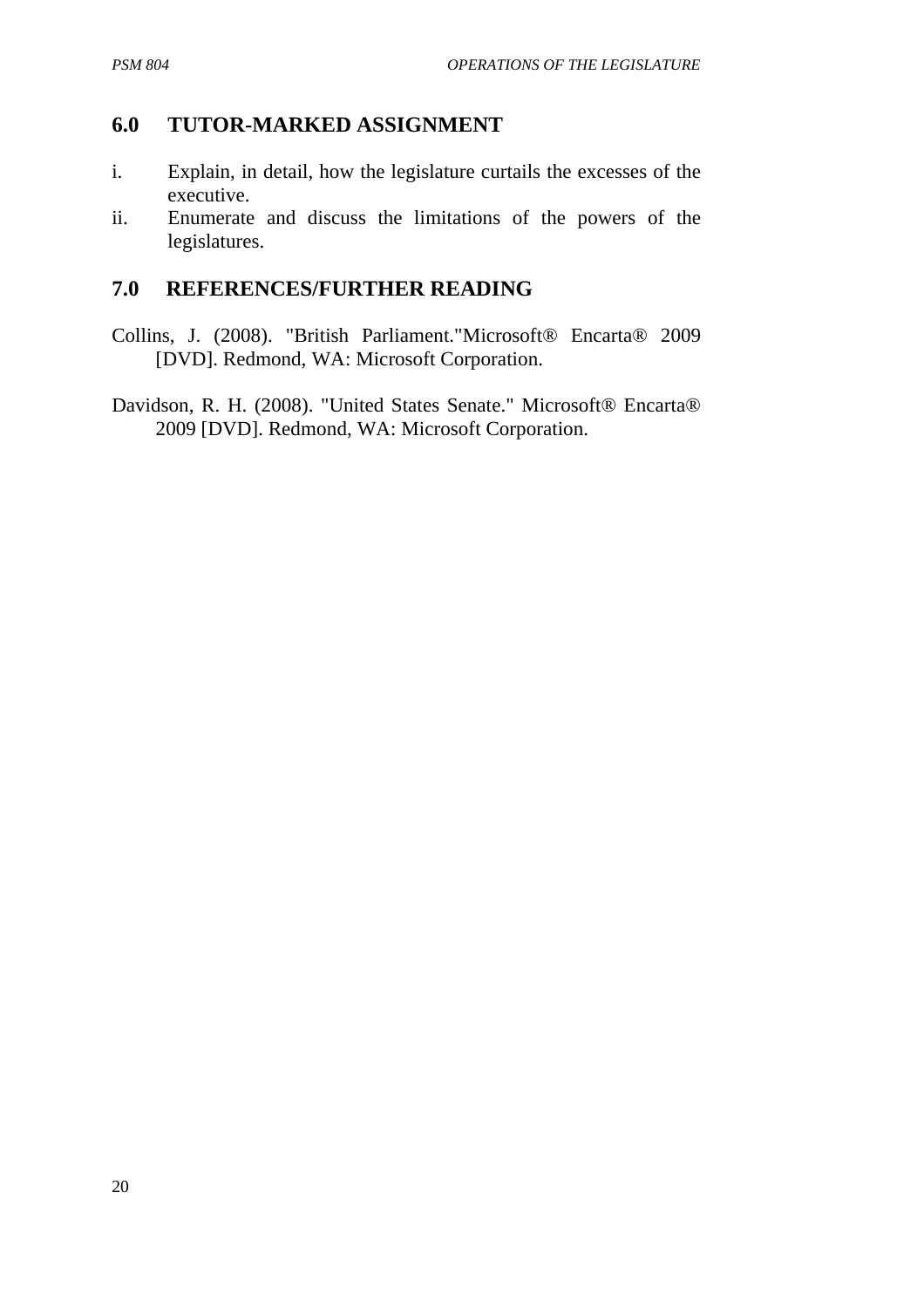## 6.0 TUTOR-MARKED ASSIGNMENT

i. Explain, in detail, how the legislature curtails the excesses of the executive.
ii. Enumerate and discuss the limitations of the powers of the legislatures.

## 7.0 REFERENCES/FURTHER READING

Collins, J. (2008). "British Parliament."Microsoft® Encarta® 2009 [DVD]. Redmond, WA: Microsoft Corporation.

Davidson, R. H. (2008). "United States Senate." Microsoft® Encarta® 2009 [DVD]. Redmond, WA: Microsoft Corporation.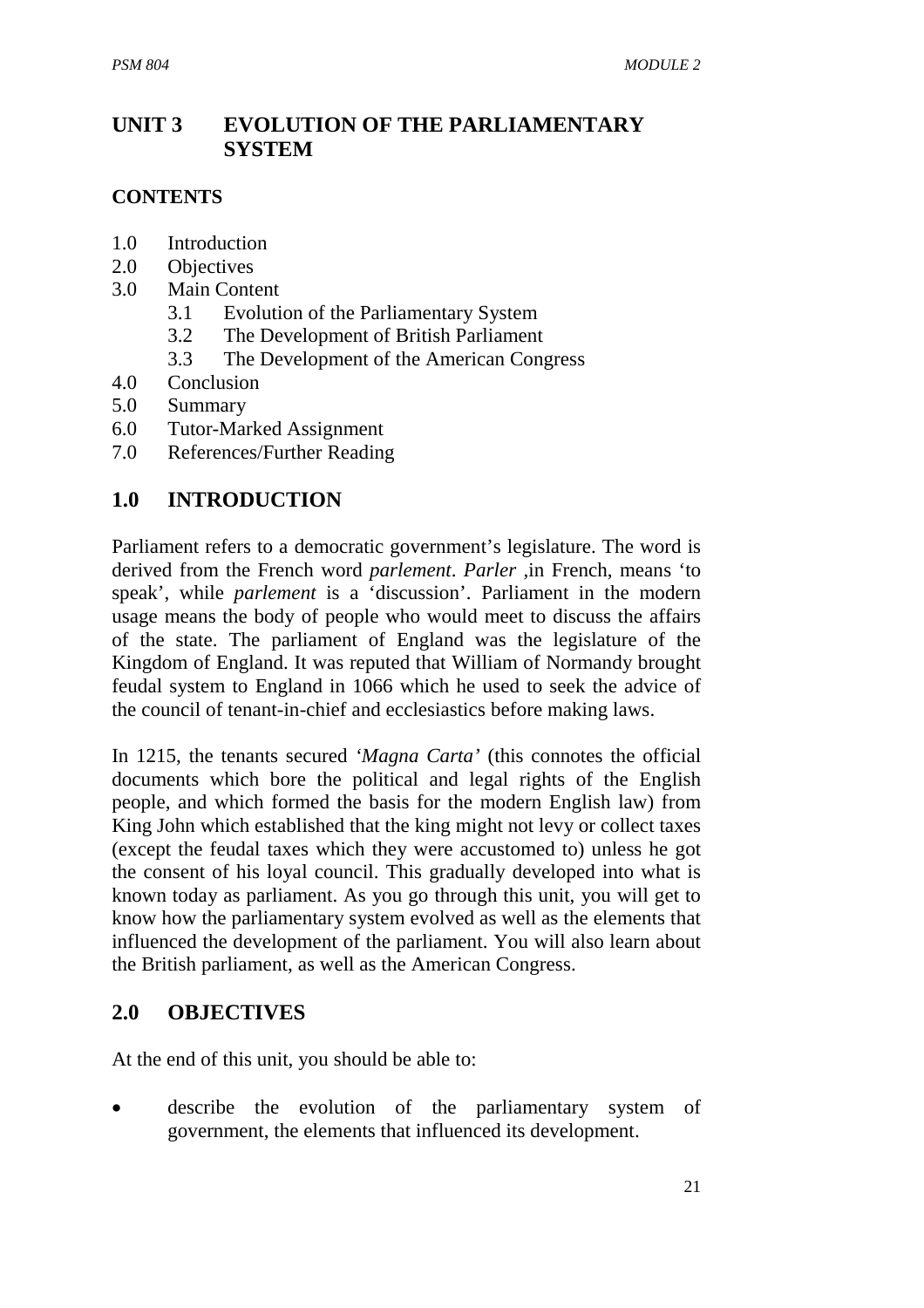## UNIT 3 EVOLUTION OF THE PARLIAMENTARY SYSTEM

**CONTENTS**

1.0 Introduction
2.0 Objectives
3.0 Main Content
   3.1 Evolution of the Parliamentary System
   3.2 The Development of British Parliament
   3.3 The Development of the American Congress
4.0 Conclusion
5.0 Summary
6.0 Tutor-Marked Assignment
7.0 References/Further Reading

## 1.0 INTRODUCTION

Parliament refers to a democratic government's legislature. The word is derived from the French word *parlement*. *Parler* ,in French, means 'to speak', while *parlement* is a 'discussion'. Parliament in the modern usage means the body of people who would meet to discuss the affairs of the state. The parliament of England was the legislature of the Kingdom of England. It was reputed that William of Normandy brought feudal system to England in 1066 which he used to seek the advice of the council of tenant-in-chief and ecclesiastics before making laws.

In 1215, the tenants secured *'Magna Carta'* (this connotes the official documents which bore the political and legal rights of the English people, and which formed the basis for the modern English law) from King John which established that the king might not levy or collect taxes (except the feudal taxes which they were accustomed to) unless he got the consent of his loyal council. This gradually developed into what is known today as parliament. As you go through this unit, you will get to know how the parliamentary system evolved as well as the elements that influenced the development of the parliament. You will also learn about the British parliament, as well as the American Congress.

## 2.0 OBJECTIVES

At the end of this unit, you should be able to:

- describe the evolution of the parliamentary system of government, the elements that influenced its development.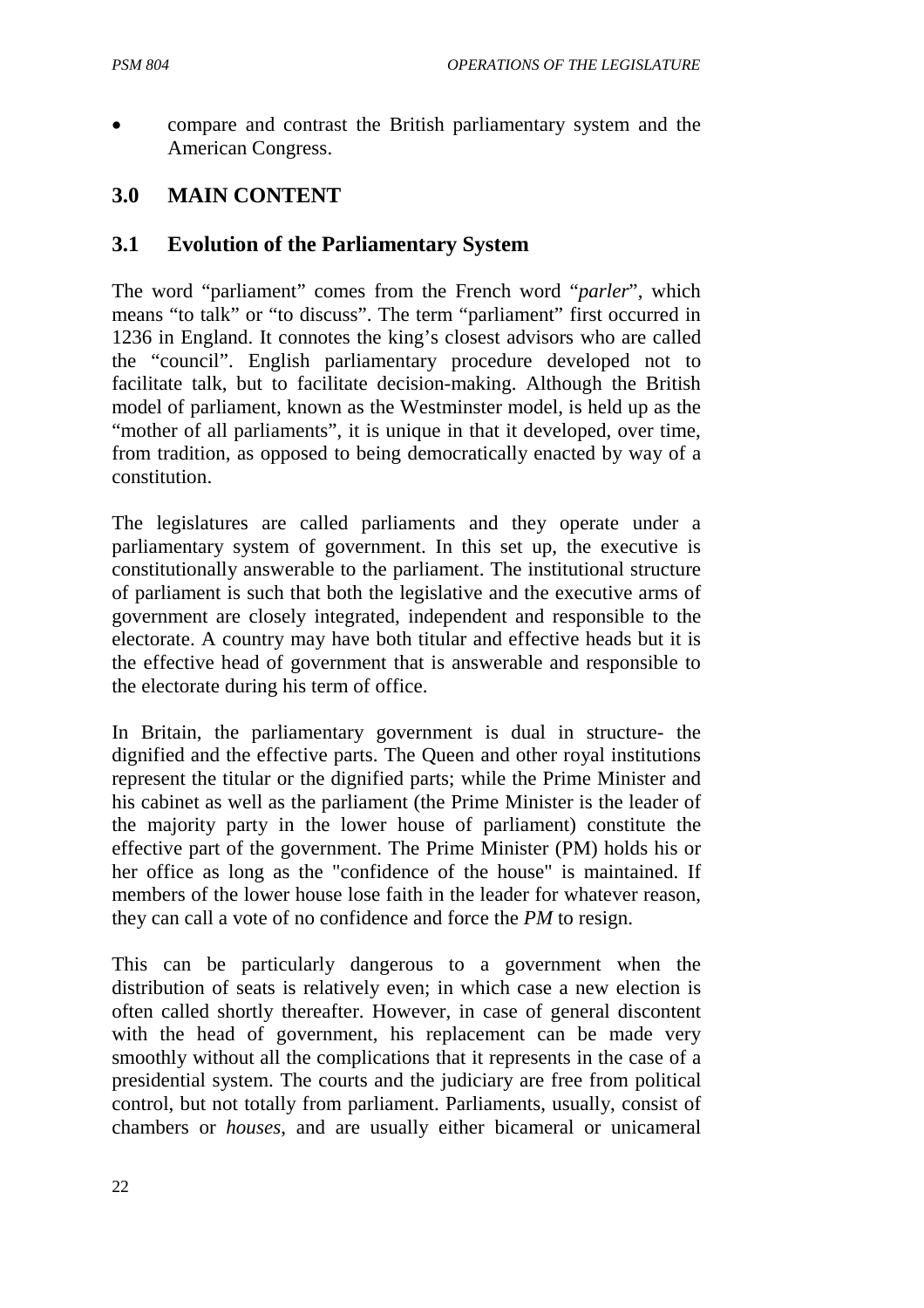- compare and contrast the British parliamentary system and the American Congress.

## 3.0 MAIN CONTENT

### 3.1 Evolution of the Parliamentary System

The word "parliament" comes from the French word "*parler*", which means "to talk" or "to discuss". The term "parliament" first occurred in 1236 in England. It connotes the king's closest advisors who are called the "council". English parliamentary procedure developed not to facilitate talk, but to facilitate decision-making. Although the British model of parliament, known as the Westminster model, is held up as the "mother of all parliaments", it is unique in that it developed, over time, from tradition, as opposed to being democratically enacted by way of a constitution.

The legislatures are called parliaments and they operate under a parliamentary system of government. In this set up, the executive is constitutionally answerable to the parliament. The institutional structure of parliament is such that both the legislative and the executive arms of government are closely integrated, independent and responsible to the electorate. A country may have both titular and effective heads but it is the effective head of government that is answerable and responsible to the electorate during his term of office.

In Britain, the parliamentary government is dual in structure- the dignified and the effective parts. The Queen and other royal institutions represent the titular or the dignified parts; while the Prime Minister and his cabinet as well as the parliament (the Prime Minister is the leader of the majority party in the lower house of parliament) constitute the effective part of the government. The Prime Minister (PM) holds his or her office as long as the "confidence of the house" is maintained. If members of the lower house lose faith in the leader for whatever reason, they can call a vote of no confidence and force the *PM* to resign.

This can be particularly dangerous to a government when the distribution of seats is relatively even; in which case a new election is often called shortly thereafter. However, in case of general discontent with the head of government, his replacement can be made very smoothly without all the complications that it represents in the case of a presidential system. The courts and the judiciary are free from political control, but not totally from parliament. Parliaments, usually, consist of chambers or *houses*, and are usually either bicameral or unicameral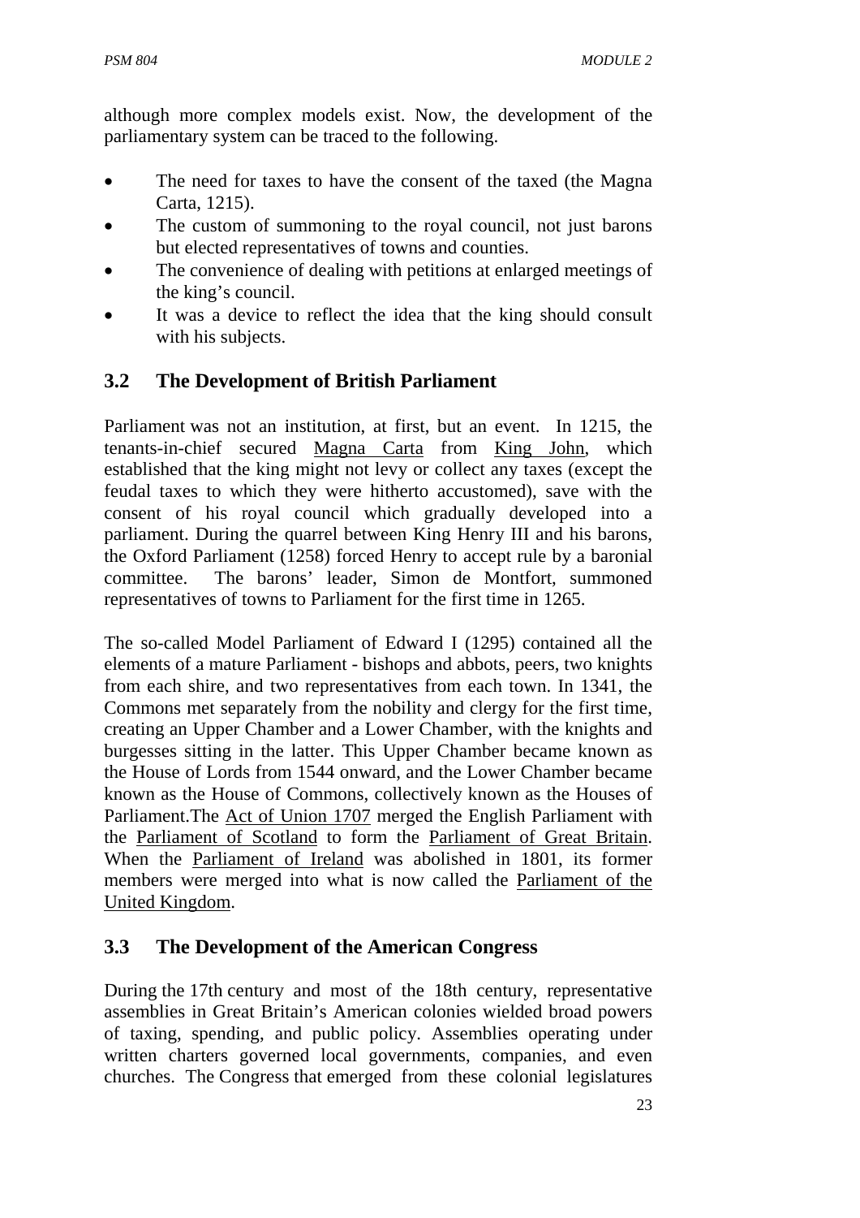although more complex models exist. Now, the development of the parliamentary system can be traced to the following.

- The need for taxes to have the consent of the taxed (the Magna Carta, 1215).
- The custom of summoning to the royal council, not just barons but elected representatives of towns and counties.
- The convenience of dealing with petitions at enlarged meetings of the king's council.
- It was a device to reflect the idea that the king should consult with his subjects.

## 3.2 The Development of British Parliament

Parliament was not an institution, at first, but an event. In 1215, the tenants-in-chief secured Magna Carta from King John, which established that the king might not levy or collect any taxes (except the feudal taxes to which they were hitherto accustomed), save with the consent of his royal council which gradually developed into a parliament. During the quarrel between King Henry III and his barons, the Oxford Parliament (1258) forced Henry to accept rule by a baronial committee. The barons' leader, Simon de Montfort, summoned representatives of towns to Parliament for the first time in 1265.

The so-called Model Parliament of Edward I (1295) contained all the elements of a mature Parliament - bishops and abbots, peers, two knights from each shire, and two representatives from each town. In 1341, the Commons met separately from the nobility and clergy for the first time, creating an Upper Chamber and a Lower Chamber, with the knights and burgesses sitting in the latter. This Upper Chamber became known as the House of Lords from 1544 onward, and the Lower Chamber became known as the House of Commons, collectively known as the Houses of Parliament.The Act of Union 1707 merged the English Parliament with the Parliament of Scotland to form the Parliament of Great Britain. When the Parliament of Ireland was abolished in 1801, its former members were merged into what is now called the Parliament of the United Kingdom.

## 3.3 The Development of the American Congress

During the 17th century and most of the 18th century, representative assemblies in Great Britain's American colonies wielded broad powers of taxing, spending, and public policy. Assemblies operating under written charters governed local governments, companies, and even churches. The Congress that emerged from these colonial legislatures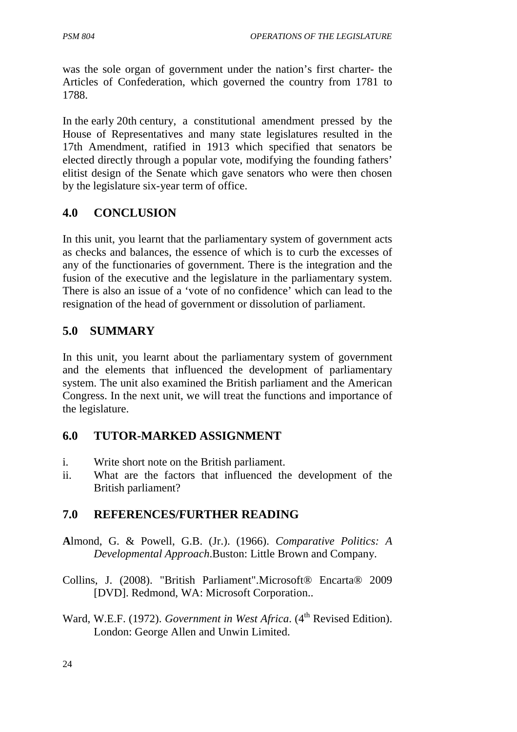was the sole organ of government under the nation's first charter- the Articles of Confederation, which governed the country from 1781 to 1788.

In the early 20th century, a constitutional amendment pressed by the House of Representatives and many state legislatures resulted in the 17th Amendment, ratified in 1913 which specified that senators be elected directly through a popular vote, modifying the founding fathers' elitist design of the Senate which gave senators who were then chosen by the legislature six-year term of office.

## 4.0 CONCLUSION

In this unit, you learnt that the parliamentary system of government acts as checks and balances, the essence of which is to curb the excesses of any of the functionaries of government. There is the integration and the fusion of the executive and the legislature in the parliamentary system. There is also an issue of a 'vote of no confidence' which can lead to the resignation of the head of government or dissolution of parliament.

## 5.0 SUMMARY

In this unit, you learnt about the parliamentary system of government and the elements that influenced the development of parliamentary system. The unit also examined the British parliament and the American Congress. In the next unit, we will treat the functions and importance of the legislature.

## 6.0 TUTOR-MARKED ASSIGNMENT

i. Write short note on the British parliament.
ii. What are the factors that influenced the development of the British parliament?

## 7.0 REFERENCES/FURTHER READING

**A**lmond, G. & Powell, G.B. (Jr.). (1966). *Comparative Politics: A Developmental Approach*.Buston: Little Brown and Company.

Collins, J. (2008). "British Parliament".Microsoft® Encarta® 2009 [DVD]. Redmond, WA: Microsoft Corporation..

Ward, W.E.F. (1972). *Government in West Africa*. (4th Revised Edition). London: George Allen and Unwin Limited.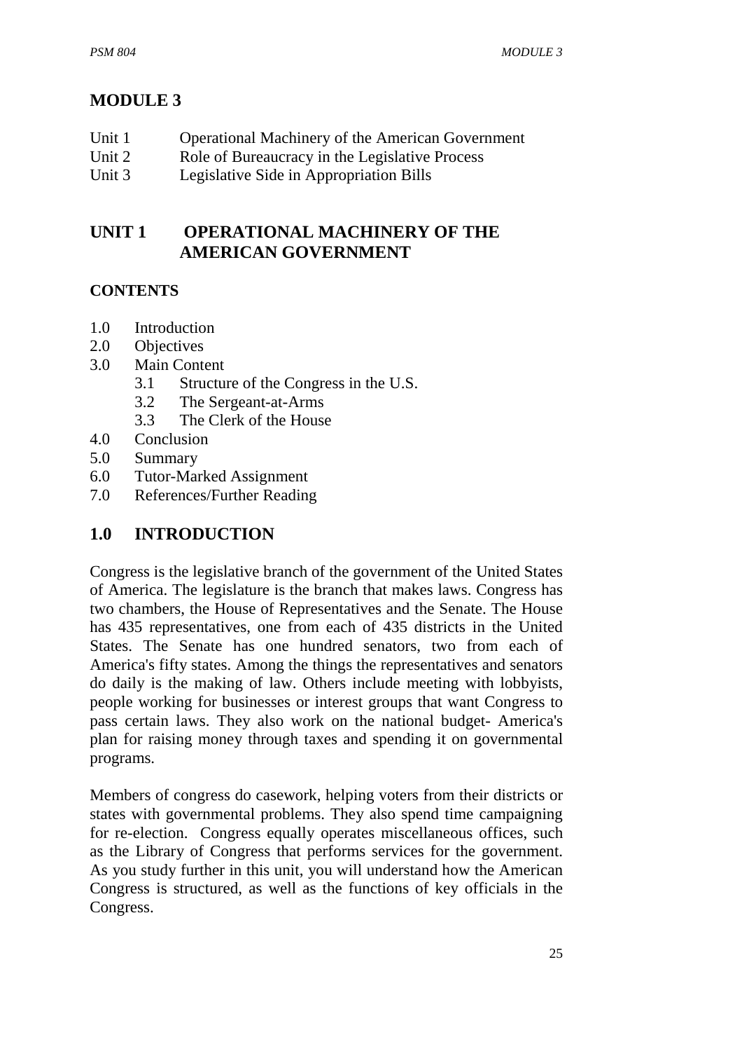# MODULE 3

Unit 1 Operational Machinery of the American Government
Unit 2 Role of Bureaucracy in the Legislative Process
Unit 3 Legislative Side in Appropriation Bills

## UNIT 1 OPERATIONAL MACHINERY OF THE AMERICAN GOVERNMENT

### CONTENTS

1.0 Introduction
2.0 Objectives
3.0 Main Content
   3.1 Structure of the Congress in the U.S.
   3.2 The Sergeant-at-Arms
   3.3 The Clerk of the House
4.0 Conclusion
5.0 Summary
6.0 Tutor-Marked Assignment
7.0 References/Further Reading

## 1.0 INTRODUCTION

Congress is the legislative branch of the government of the United States of America. The legislature is the branch that makes laws. Congress has two chambers, the House of Representatives and the Senate. The House has 435 representatives, one from each of 435 districts in the United States. The Senate has one hundred senators, two from each of America's fifty states. Among the things the representatives and senators do daily is the making of law. Others include meeting with lobbyists, people working for businesses or interest groups that want Congress to pass certain laws. They also work on the national budget- America's plan for raising money through taxes and spending it on governmental programs.

Members of congress do casework, helping voters from their districts or states with governmental problems. They also spend time campaigning for re-election. Congress equally operates miscellaneous offices, such as the Library of Congress that performs services for the government. As you study further in this unit, you will understand how the American Congress is structured, as well as the functions of key officials in the Congress.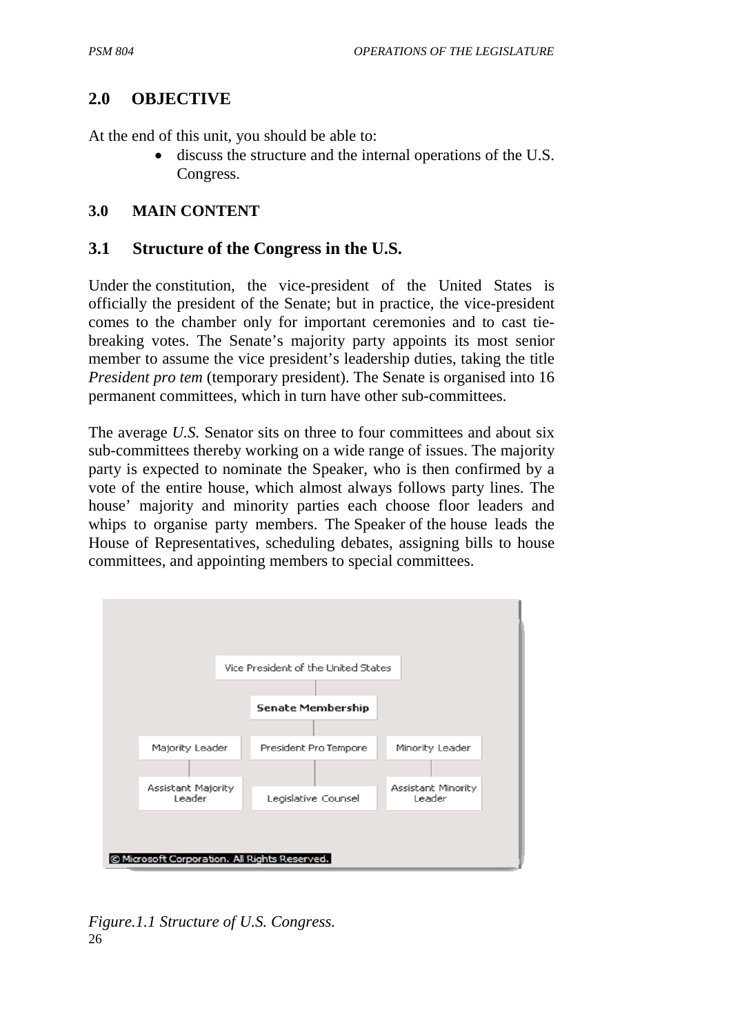## 2.0 OBJECTIVE

At the end of this unit, you should be able to:

- discuss the structure and the internal operations of the U.S. Congress.

## 3.0 MAIN CONTENT

### 3.1 Structure of the Congress in the U.S.

Under the constitution, the vice-president of the United States is officially the president of the Senate; but in practice, the vice-president comes to the chamber only for important ceremonies and to cast tie-breaking votes. The Senate's majority party appoints its most senior member to assume the vice president's leadership duties, taking the title *President pro tem* (temporary president). The Senate is organised into 16 permanent committees, which in turn have other sub-committees.

The average *U.S.* Senator sits on three to four committees and about six sub-committees thereby working on a wide range of issues. The majority party is expected to nominate the Speaker, who is then confirmed by a vote of the entire house, which almost always follows party lines. The house' majority and minority parties each choose floor leaders and whips to organise party members. The Speaker of the house leads the House of Representatives, scheduling debates, assigning bills to house committees, and appointing members to special committees.

Vice President of the United States

Senate Membership

Majority Leader | President Pro Tempore | Minority Leader

Assistant Majority Leader | Legislative Counsel | Assistant Minority Leader

© Microsoft Corporation. All Rights Reserved.

*Figure.1.1 Structure of U.S. Congress.*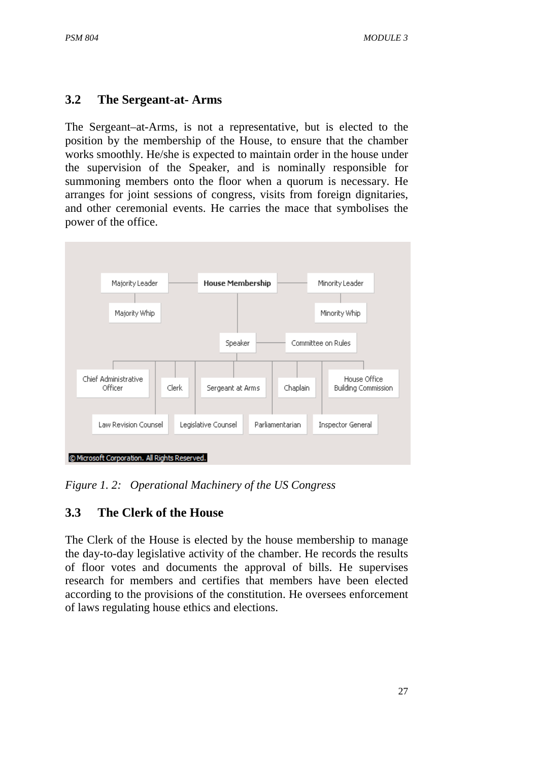## 3.2 The Sergeant-at- Arms

The Sergeant–at-Arms, is not a representative, but is elected to the position by the membership of the House, to ensure that the chamber works smoothly. He/she is expected to maintain order in the house under the supervision of the Speaker, and is nominally responsible for summoning members onto the floor when a quorum is necessary. He arranges for joint sessions of congress, visits from foreign dignitaries, and other ceremonial events. He carries the mace that symbolises the power of the office.

Majority Leader — **House Membership** — Minority Leader

Majority Whip | Minority Whip

Speaker — Committee on Rules

Chief Administrative Officer | Clerk | Sergeant at Arms | Chaplain | House Office Building Commission

Law Revision Counsel | Legislative Counsel | Parliamentarian | Inspector General

© Microsoft Corporation. All Rights Reserved.

*Figure 1. 2: Operational Machinery of the US Congress*

## 3.3 The Clerk of the House

The Clerk of the House is elected by the house membership to manage the day-to-day legislative activity of the chamber. He records the results of floor votes and documents the approval of bills. He supervises research for members and certifies that members have been elected according to the provisions of the constitution. He oversees enforcement of laws regulating house ethics and elections.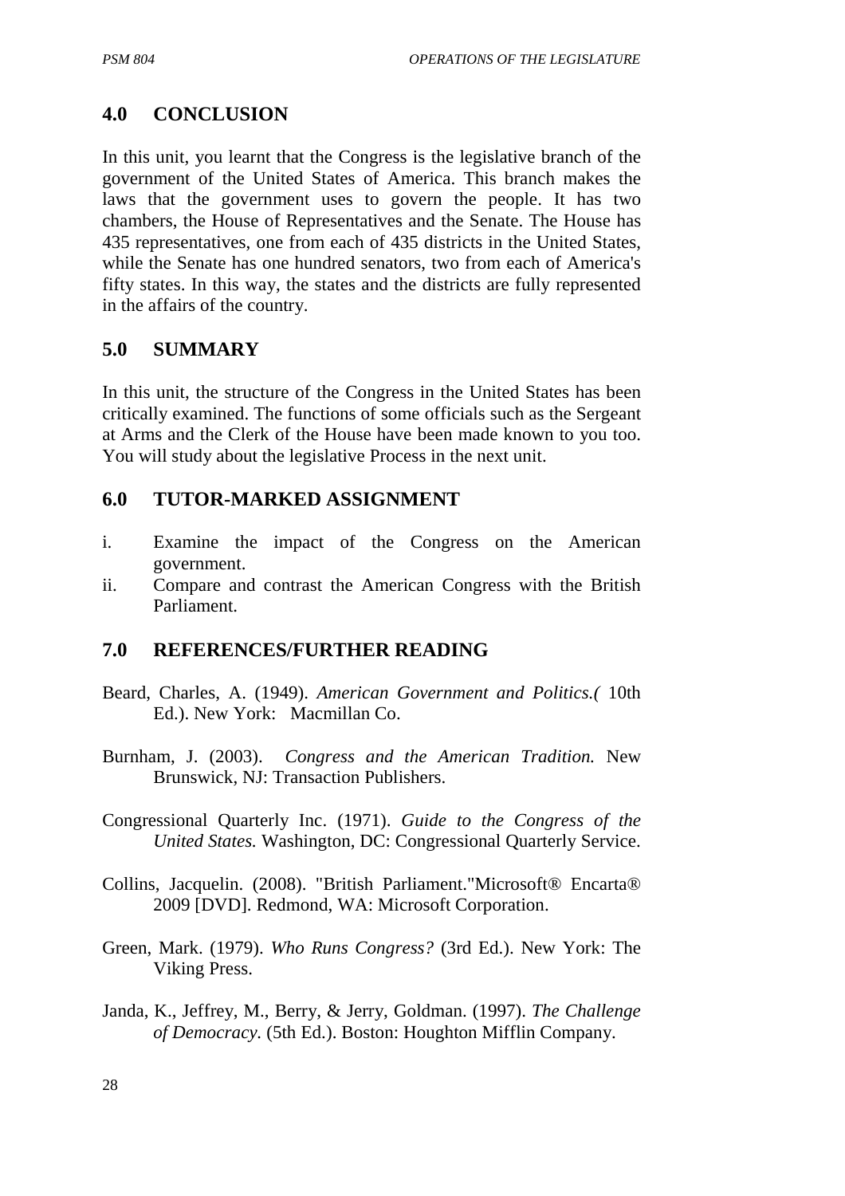## 4.0 CONCLUSION

In this unit, you learnt that the Congress is the legislative branch of the government of the United States of America. This branch makes the laws that the government uses to govern the people. It has two chambers, the House of Representatives and the Senate. The House has 435 representatives, one from each of 435 districts in the United States, while the Senate has one hundred senators, two from each of America's fifty states. In this way, the states and the districts are fully represented in the affairs of the country.

## 5.0 SUMMARY

In this unit, the structure of the Congress in the United States has been critically examined. The functions of some officials such as the Sergeant at Arms and the Clerk of the House have been made known to you too. You will study about the legislative Process in the next unit.

## 6.0 TUTOR-MARKED ASSIGNMENT

i. Examine the impact of the Congress on the American government.
ii. Compare and contrast the American Congress with the British Parliament.

## 7.0 REFERENCES/FURTHER READING

Beard, Charles, A. (1949). *American Government and Politics.(* 10th Ed.). New York: Macmillan Co.

Burnham, J. (2003). *Congress and the American Tradition.* New Brunswick, NJ: Transaction Publishers.

Congressional Quarterly Inc. (1971). *Guide to the Congress of the United States.* Washington, DC: Congressional Quarterly Service.

Collins, Jacquelin. (2008). "British Parliament."Microsoft® Encarta® 2009 [DVD]. Redmond, WA: Microsoft Corporation.

Green, Mark. (1979). *Who Runs Congress?* (3rd Ed.). New York: The Viking Press.

Janda, K., Jeffrey, M., Berry, & Jerry, Goldman. (1997). *The Challenge of Democracy.* (5th Ed.). Boston: Houghton Mifflin Company.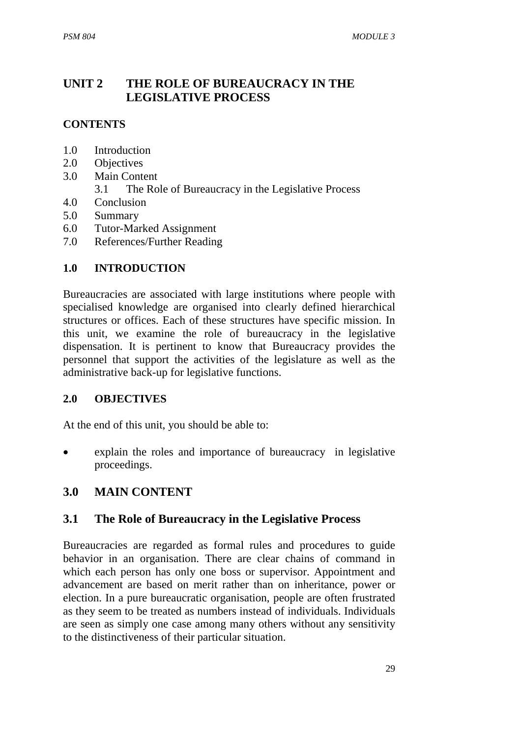# UNIT 2 THE ROLE OF BUREAUCRACY IN THE LEGISLATIVE PROCESS

**CONTENTS**

1.0 Introduction
2.0 Objectives
3.0 Main Content
    3.1 The Role of Bureaucracy in the Legislative Process
4.0 Conclusion
5.0 Summary
6.0 Tutor-Marked Assignment
7.0 References/Further Reading

## 1.0 INTRODUCTION

Bureaucracies are associated with large institutions where people with specialised knowledge are organised into clearly defined hierarchical structures or offices. Each of these structures have specific mission. In this unit, we examine the role of bureaucracy in the legislative dispensation. It is pertinent to know that Bureaucracy provides the personnel that support the activities of the legislature as well as the administrative back-up for legislative functions.

## 2.0 OBJECTIVES

At the end of this unit, you should be able to:

- explain the roles and importance of bureaucracy in legislative proceedings.

## 3.0 MAIN CONTENT

### 3.1 The Role of Bureaucracy in the Legislative Process

Bureaucracies are regarded as formal rules and procedures to guide behavior in an organisation. There are clear chains of command in which each person has only one boss or supervisor. Appointment and advancement are based on merit rather than on inheritance, power or election. In a pure bureaucratic organisation, people are often frustrated as they seem to be treated as numbers instead of individuals. Individuals are seen as simply one case among many others without any sensitivity to the distinctiveness of their particular situation.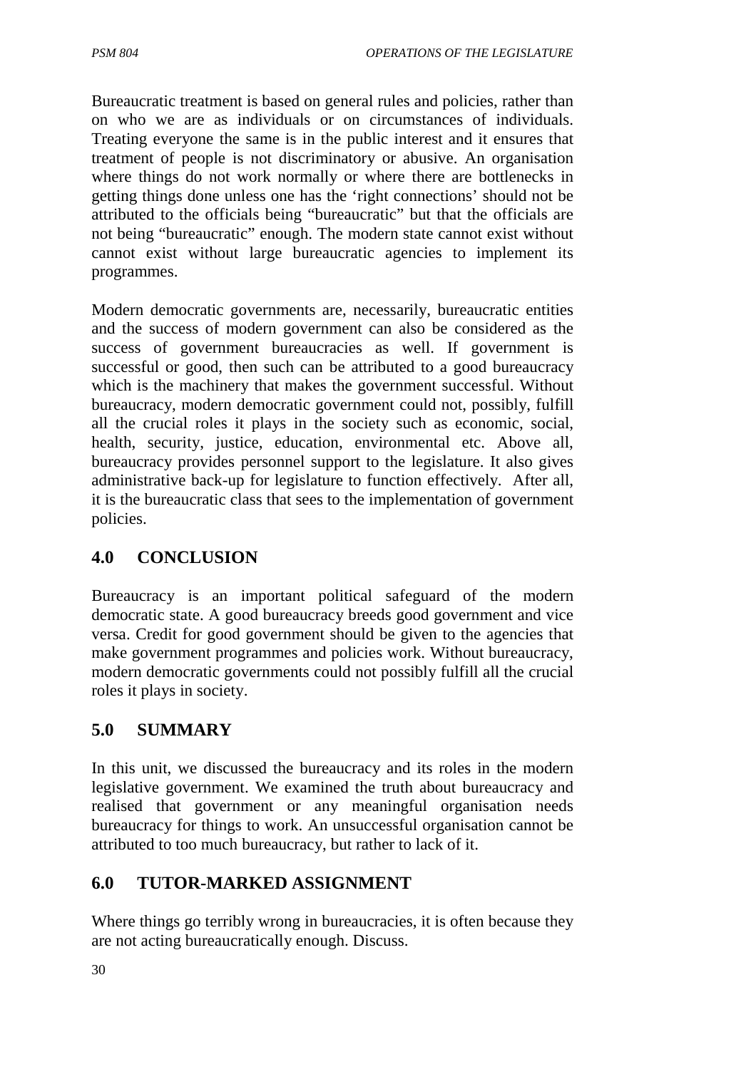Bureaucratic treatment is based on general rules and policies, rather than on who we are as individuals or on circumstances of individuals. Treating everyone the same is in the public interest and it ensures that treatment of people is not discriminatory or abusive. An organisation where things do not work normally or where there are bottlenecks in getting things done unless one has the 'right connections' should not be attributed to the officials being "bureaucratic" but that the officials are not being "bureaucratic" enough. The modern state cannot exist without cannot exist without large bureaucratic agencies to implement its programmes.

Modern democratic governments are, necessarily, bureaucratic entities and the success of modern government can also be considered as the success of government bureaucracies as well. If government is successful or good, then such can be attributed to a good bureaucracy which is the machinery that makes the government successful. Without bureaucracy, modern democratic government could not, possibly, fulfill all the crucial roles it plays in the society such as economic, social, health, security, justice, education, environmental etc. Above all, bureaucracy provides personnel support to the legislature. It also gives administrative back-up for legislature to function effectively. After all, it is the bureaucratic class that sees to the implementation of government policies.

## 4.0 CONCLUSION

Bureaucracy is an important political safeguard of the modern democratic state. A good bureaucracy breeds good government and vice versa. Credit for good government should be given to the agencies that make government programmes and policies work. Without bureaucracy, modern democratic governments could not possibly fulfill all the crucial roles it plays in society.

## 5.0 SUMMARY

In this unit, we discussed the bureaucracy and its roles in the modern legislative government. We examined the truth about bureaucracy and realised that government or any meaningful organisation needs bureaucracy for things to work. An unsuccessful organisation cannot be attributed to too much bureaucracy, but rather to lack of it.

## 6.0 TUTOR-MARKED ASSIGNMENT

Where things go terribly wrong in bureaucracies, it is often because they are not acting bureaucratically enough. Discuss.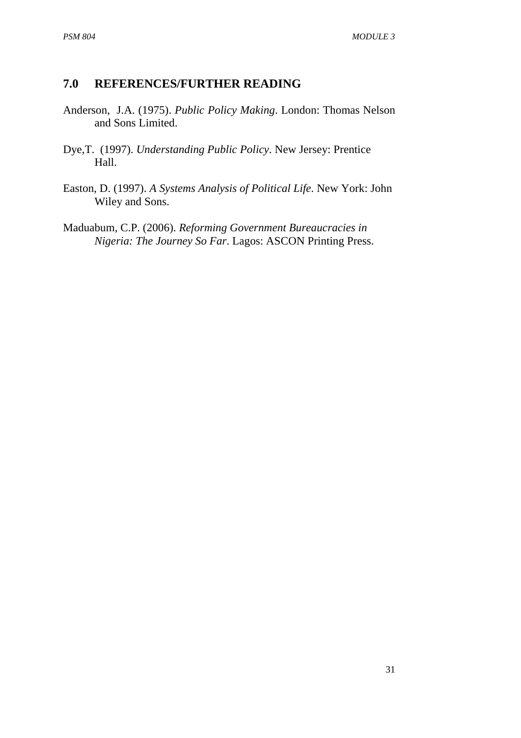## 7.0 REFERENCES/FURTHER READING

Anderson, J.A. (1975). *Public Policy Making*. London: Thomas Nelson and Sons Limited.

Dye,T. (1997). *Understanding Public Policy*. New Jersey: Prentice Hall.

Easton, D. (1997). *A Systems Analysis of Political Life*. New York: John Wiley and Sons.

Maduabum, C.P. (2006). *Reforming Government Bureaucracies in Nigeria: The Journey So Far*. Lagos: ASCON Printing Press.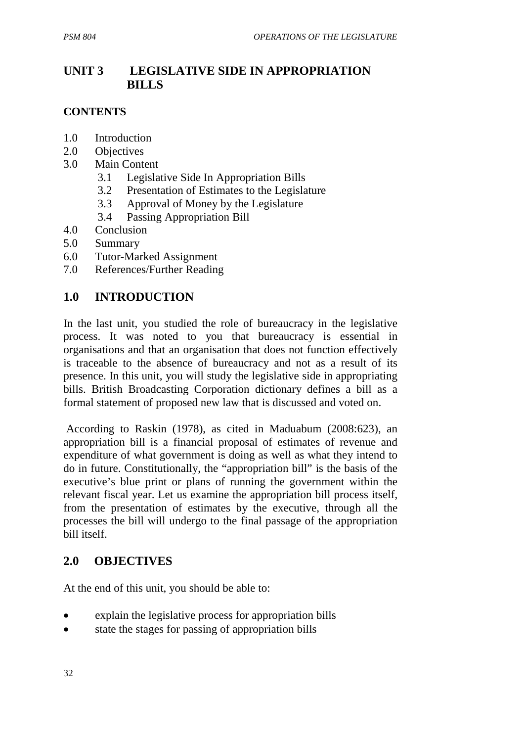# UNIT 3 LEGISLATIVE SIDE IN APPROPRIATION BILLS

**CONTENTS**

1.0 Introduction
2.0 Objectives
3.0 Main Content
  3.1 Legislative Side In Appropriation Bills
  3.2 Presentation of Estimates to the Legislature
  3.3 Approval of Money by the Legislature
  3.4 Passing Appropriation Bill
4.0 Conclusion
5.0 Summary
6.0 Tutor-Marked Assignment
7.0 References/Further Reading

## 1.0 INTRODUCTION

In the last unit, you studied the role of bureaucracy in the legislative process. It was noted to you that bureaucracy is essential in organisations and that an organisation that does not function effectively is traceable to the absence of bureaucracy and not as a result of its presence. In this unit, you will study the legislative side in appropriating bills. British Broadcasting Corporation dictionary defines a bill as a formal statement of proposed new law that is discussed and voted on.

According to Raskin (1978), as cited in Maduabum (2008:623), an appropriation bill is a financial proposal of estimates of revenue and expenditure of what government is doing as well as what they intend to do in future. Constitutionally, the "appropriation bill" is the basis of the executive's blue print or plans of running the government within the relevant fiscal year. Let us examine the appropriation bill process itself, from the presentation of estimates by the executive, through all the processes the bill will undergo to the final passage of the appropriation bill itself.

## 2.0 OBJECTIVES

At the end of this unit, you should be able to:

- explain the legislative process for appropriation bills
- state the stages for passing of appropriation bills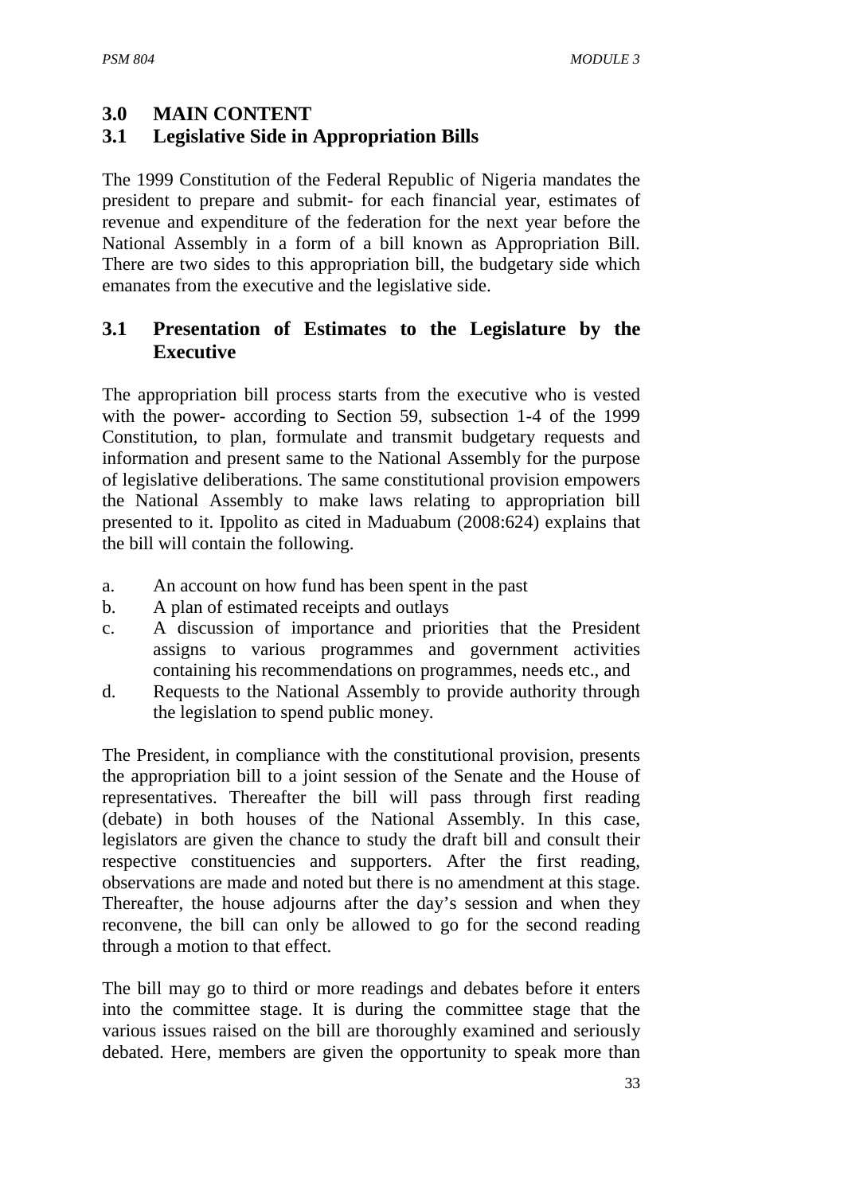## 3.0 MAIN CONTENT

### 3.1 Legislative Side in Appropriation Bills

The 1999 Constitution of the Federal Republic of Nigeria mandates the president to prepare and submit- for each financial year, estimates of revenue and expenditure of the federation for the next year before the National Assembly in a form of a bill known as Appropriation Bill. There are two sides to this appropriation bill, the budgetary side which emanates from the executive and the legislative side.

### 3.1 Presentation of Estimates to the Legislature by the Executive

The appropriation bill process starts from the executive who is vested with the power- according to Section 59, subsection 1-4 of the 1999 Constitution, to plan, formulate and transmit budgetary requests and information and present same to the National Assembly for the purpose of legislative deliberations. The same constitutional provision empowers the National Assembly to make laws relating to appropriation bill presented to it. Ippolito as cited in Maduabum (2008:624) explains that the bill will contain the following.

a. An account on how fund has been spent in the past
b. A plan of estimated receipts and outlays
c. A discussion of importance and priorities that the President assigns to various programmes and government activities containing his recommendations on programmes, needs etc., and
d. Requests to the National Assembly to provide authority through the legislation to spend public money.

The President, in compliance with the constitutional provision, presents the appropriation bill to a joint session of the Senate and the House of representatives. Thereafter the bill will pass through first reading (debate) in both houses of the National Assembly. In this case, legislators are given the chance to study the draft bill and consult their respective constituencies and supporters. After the first reading, observations are made and noted but there is no amendment at this stage. Thereafter, the house adjourns after the day's session and when they reconvene, the bill can only be allowed to go for the second reading through a motion to that effect.

The bill may go to third or more readings and debates before it enters into the committee stage. It is during the committee stage that the various issues raised on the bill are thoroughly examined and seriously debated. Here, members are given the opportunity to speak more than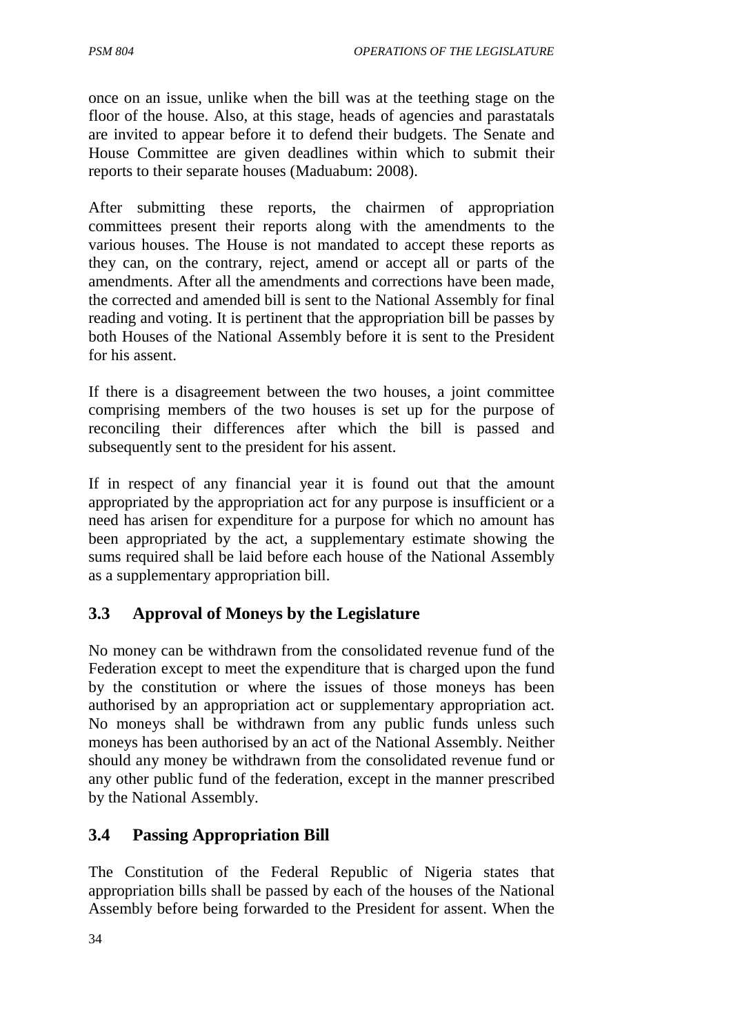once on an issue, unlike when the bill was at the teething stage on the floor of the house. Also, at this stage, heads of agencies and parastatals are invited to appear before it to defend their budgets. The Senate and House Committee are given deadlines within which to submit their reports to their separate houses (Maduabum: 2008).

After submitting these reports, the chairmen of appropriation committees present their reports along with the amendments to the various houses. The House is not mandated to accept these reports as they can, on the contrary, reject, amend or accept all or parts of the amendments. After all the amendments and corrections have been made, the corrected and amended bill is sent to the National Assembly for final reading and voting. It is pertinent that the appropriation bill be passes by both Houses of the National Assembly before it is sent to the President for his assent.

If there is a disagreement between the two houses, a joint committee comprising members of the two houses is set up for the purpose of reconciling their differences after which the bill is passed and subsequently sent to the president for his assent.

If in respect of any financial year it is found out that the amount appropriated by the appropriation act for any purpose is insufficient or a need has arisen for expenditure for a purpose for which no amount has been appropriated by the act, a supplementary estimate showing the sums required shall be laid before each house of the National Assembly as a supplementary appropriation bill.

## 3.3 Approval of Moneys by the Legislature

No money can be withdrawn from the consolidated revenue fund of the Federation except to meet the expenditure that is charged upon the fund by the constitution or where the issues of those moneys has been authorised by an appropriation act or supplementary appropriation act. No moneys shall be withdrawn from any public funds unless such moneys has been authorised by an act of the National Assembly. Neither should any money be withdrawn from the consolidated revenue fund or any other public fund of the federation, except in the manner prescribed by the National Assembly.

## 3.4 Passing Appropriation Bill

The Constitution of the Federal Republic of Nigeria states that appropriation bills shall be passed by each of the houses of the National Assembly before being forwarded to the President for assent. When the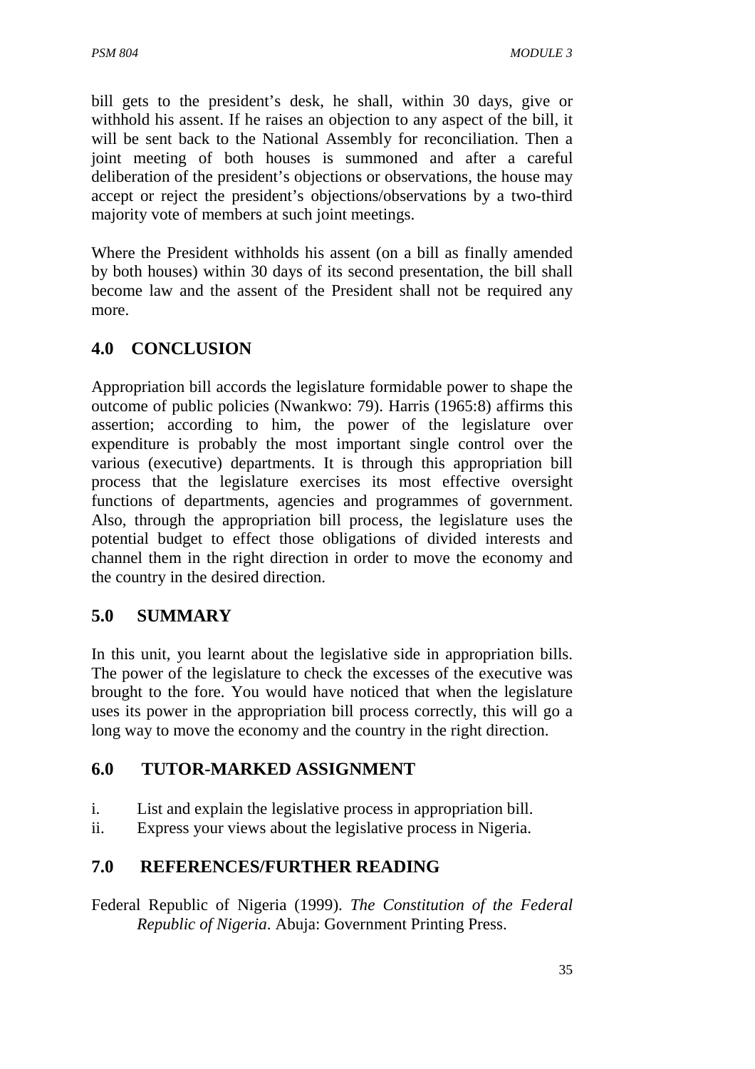bill gets to the president's desk, he shall, within 30 days, give or withhold his assent. If he raises an objection to any aspect of the bill, it will be sent back to the National Assembly for reconciliation. Then a joint meeting of both houses is summoned and after a careful deliberation of the president's objections or observations, the house may accept or reject the president's objections/observations by a two-third majority vote of members at such joint meetings.

Where the President withholds his assent (on a bill as finally amended by both houses) within 30 days of its second presentation, the bill shall become law and the assent of the President shall not be required any more.

## 4.0 CONCLUSION

Appropriation bill accords the legislature formidable power to shape the outcome of public policies (Nwankwo: 79). Harris (1965:8) affirms this assertion; according to him, the power of the legislature over expenditure is probably the most important single control over the various (executive) departments. It is through this appropriation bill process that the legislature exercises its most effective oversight functions of departments, agencies and programmes of government. Also, through the appropriation bill process, the legislature uses the potential budget to effect those obligations of divided interests and channel them in the right direction in order to move the economy and the country in the desired direction.

## 5.0 SUMMARY

In this unit, you learnt about the legislative side in appropriation bills. The power of the legislature to check the excesses of the executive was brought to the fore. You would have noticed that when the legislature uses its power in the appropriation bill process correctly, this will go a long way to move the economy and the country in the right direction.

## 6.0 TUTOR-MARKED ASSIGNMENT

i. List and explain the legislative process in appropriation bill.
ii. Express your views about the legislative process in Nigeria.

## 7.0 REFERENCES/FURTHER READING

Federal Republic of Nigeria (1999). *The Constitution of the Federal Republic of Nigeria*. Abuja: Government Printing Press.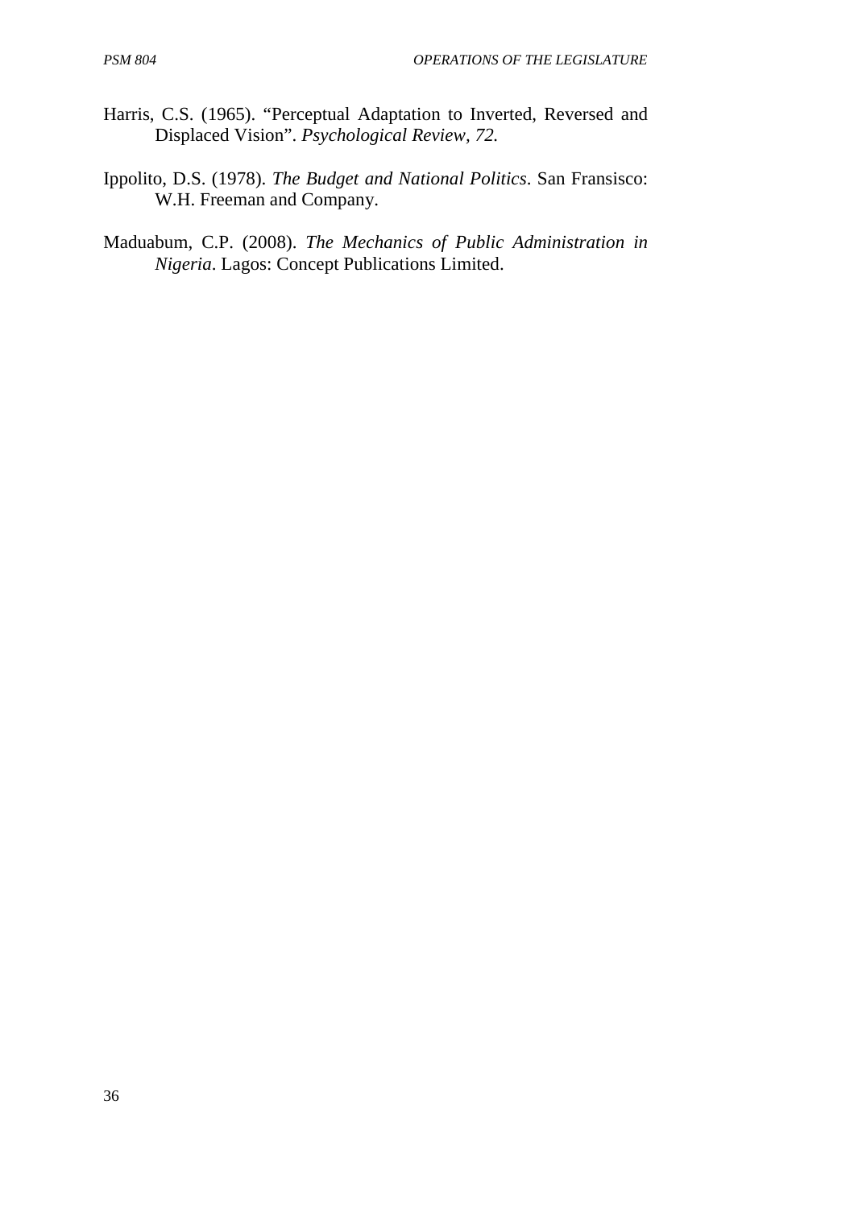Harris, C.S. (1965). “Perceptual Adaptation to Inverted, Reversed and Displaced Vision”. *Psychological Review, 72.*

Ippolito, D.S. (1978). *The Budget and National Politics*. San Fransisco: W.H. Freeman and Company.

Maduabum, C.P. (2008). *The Mechanics of Public Administration in Nigeria*. Lagos: Concept Publications Limited.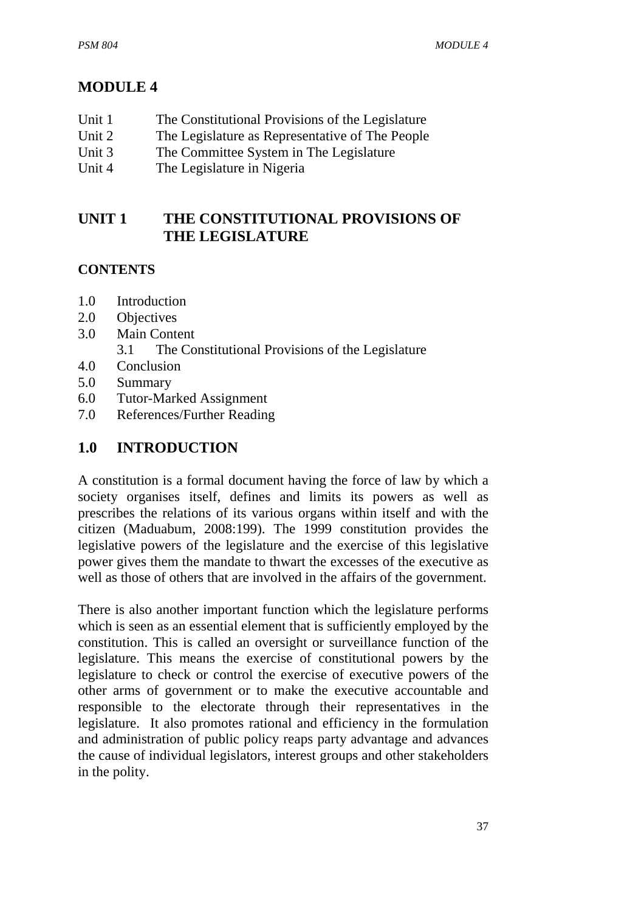# MODULE 4

| | |
|---|---|
| Unit 1 | The Constitutional Provisions of the Legislature |
| Unit 2 | The Legislature as Representative of The People |
| Unit 3 | The Committee System in The Legislature |
| Unit 4 | The Legislature in Nigeria |

## UNIT 1 THE CONSTITUTIONAL PROVISIONS OF THE LEGISLATURE

**CONTENTS**

- 1.0 Introduction
- 2.0 Objectives
- 3.0 Main Content
    - 3.1 The Constitutional Provisions of the Legislature
- 4.0 Conclusion
- 5.0 Summary
- 6.0 Tutor-Marked Assignment
- 7.0 References/Further Reading

## 1.0 INTRODUCTION

A constitution is a formal document having the force of law by which a society organises itself, defines and limits its powers as well as prescribes the relations of its various organs within itself and with the citizen (Maduabum, 2008:199). The 1999 constitution provides the legislative powers of the legislature and the exercise of this legislative power gives them the mandate to thwart the excesses of the executive as well as those of others that are involved in the affairs of the government.

There is also another important function which the legislature performs which is seen as an essential element that is sufficiently employed by the constitution. This is called an oversight or surveillance function of the legislature. This means the exercise of constitutional powers by the legislature to check or control the exercise of executive powers of the other arms of government or to make the executive accountable and responsible to the electorate through their representatives in the legislature. It also promotes rational and efficiency in the formulation and administration of public policy reaps party advantage and advances the cause of individual legislators, interest groups and other stakeholders in the polity.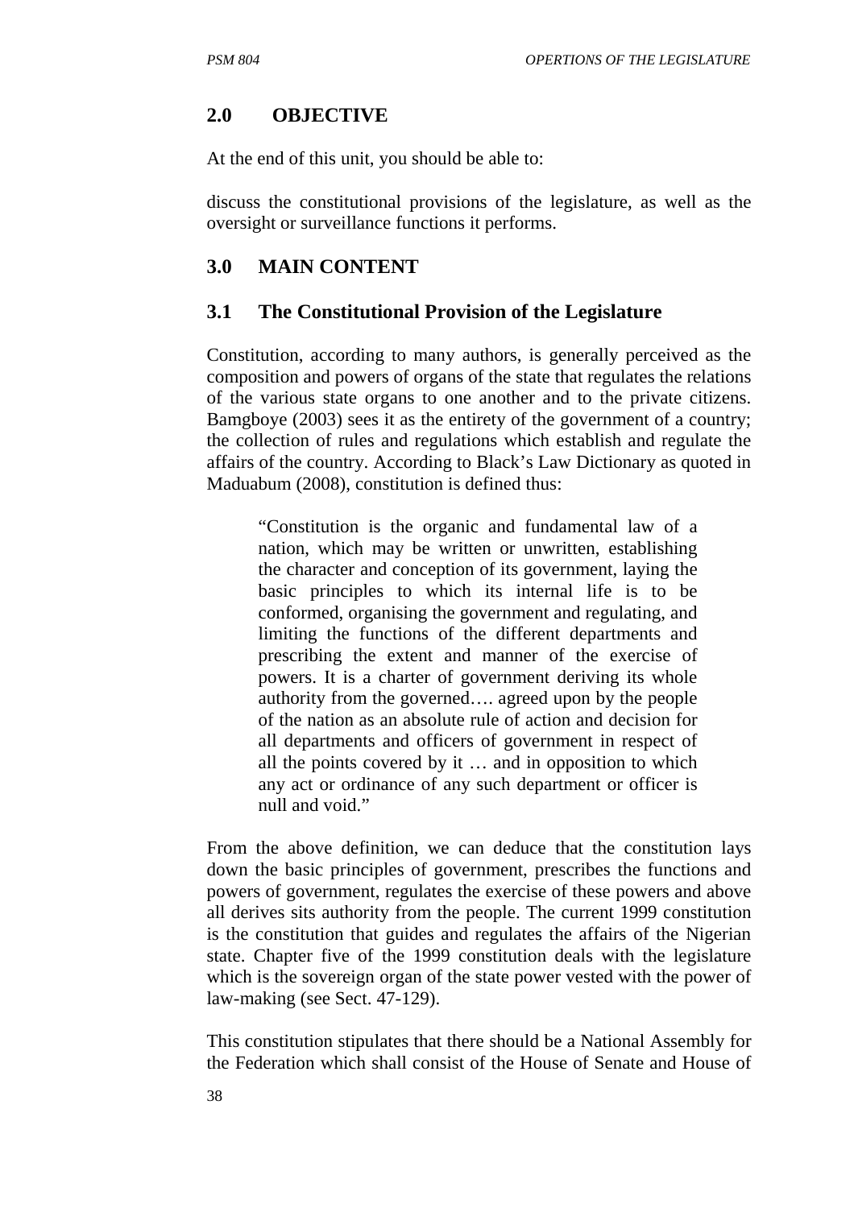## 2.0 OBJECTIVE

At the end of this unit, you should be able to:

discuss the constitutional provisions of the legislature, as well as the oversight or surveillance functions it performs.

## 3.0 MAIN CONTENT

### 3.1 The Constitutional Provision of the Legislature

Constitution, according to many authors, is generally perceived as the composition and powers of organs of the state that regulates the relations of the various state organs to one another and to the private citizens. Bamgboye (2003) sees it as the entirety of the government of a country; the collection of rules and regulations which establish and regulate the affairs of the country. According to Black's Law Dictionary as quoted in Maduabum (2008), constitution is defined thus:

> "Constitution is the organic and fundamental law of a nation, which may be written or unwritten, establishing the character and conception of its government, laying the basic principles to which its internal life is to be conformed, organising the government and regulating, and limiting the functions of the different departments and prescribing the extent and manner of the exercise of powers. It is a charter of government deriving its whole authority from the governed…. agreed upon by the people of the nation as an absolute rule of action and decision for all departments and officers of government in respect of all the points covered by it … and in opposition to which any act or ordinance of any such department or officer is null and void."

From the above definition, we can deduce that the constitution lays down the basic principles of government, prescribes the functions and powers of government, regulates the exercise of these powers and above all derives sits authority from the people. The current 1999 constitution is the constitution that guides and regulates the affairs of the Nigerian state. Chapter five of the 1999 constitution deals with the legislature which is the sovereign organ of the state power vested with the power of law-making (see Sect. 47-129).

This constitution stipulates that there should be a National Assembly for the Federation which shall consist of the House of Senate and House of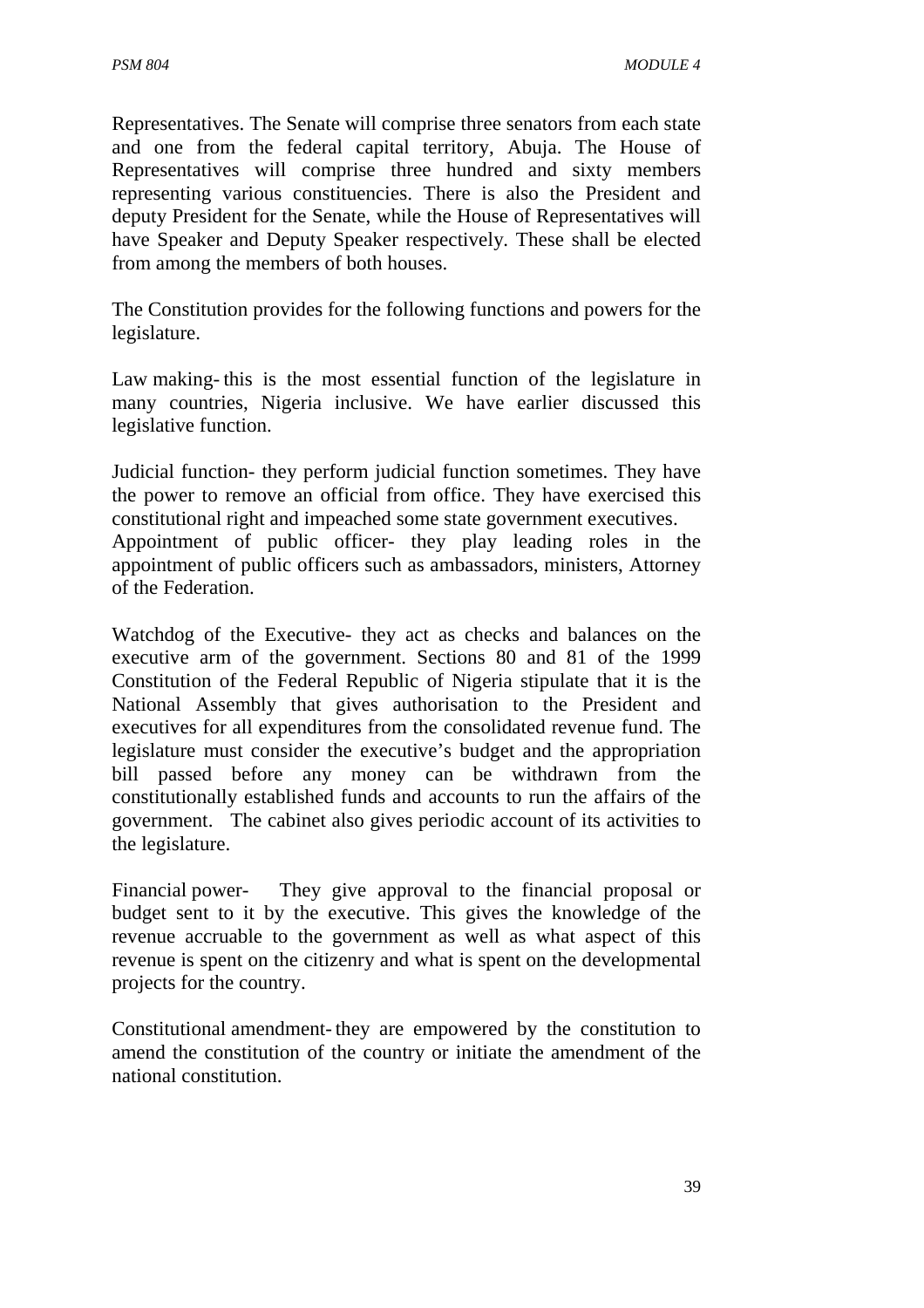Representatives. The Senate will comprise three senators from each state and one from the federal capital territory, Abuja. The House of Representatives will comprise three hundred and sixty members representing various constituencies. There is also the President and deputy President for the Senate, while the House of Representatives will have Speaker and Deputy Speaker respectively. These shall be elected from among the members of both houses.

The Constitution provides for the following functions and powers for the legislature.

Law making- this is the most essential function of the legislature in many countries, Nigeria inclusive. We have earlier discussed this legislative function.

Judicial function- they perform judicial function sometimes. They have the power to remove an official from office. They have exercised this constitutional right and impeached some state government executives.
Appointment of public officer- they play leading roles in the appointment of public officers such as ambassadors, ministers, Attorney of the Federation.

Watchdog of the Executive- they act as checks and balances on the executive arm of the government. Sections 80 and 81 of the 1999 Constitution of the Federal Republic of Nigeria stipulate that it is the National Assembly that gives authorisation to the President and executives for all expenditures from the consolidated revenue fund. The legislature must consider the executive's budget and the appropriation bill passed before any money can be withdrawn from the constitutionally established funds and accounts to run the affairs of the government. The cabinet also gives periodic account of its activities to the legislature.

Financial power- They give approval to the financial proposal or budget sent to it by the executive. This gives the knowledge of the revenue accruable to the government as well as what aspect of this revenue is spent on the citizenry and what is spent on the developmental projects for the country.

Constitutional amendment- they are empowered by the constitution to amend the constitution of the country or initiate the amendment of the national constitution.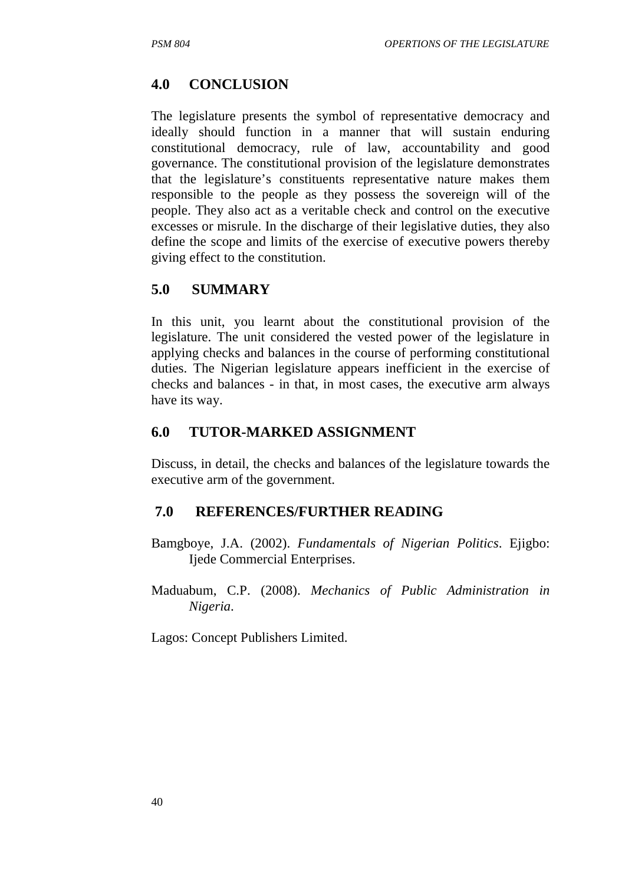## 4.0 CONCLUSION

The legislature presents the symbol of representative democracy and ideally should function in a manner that will sustain enduring constitutional democracy, rule of law, accountability and good governance. The constitutional provision of the legislature demonstrates that the legislature's constituents representative nature makes them responsible to the people as they possess the sovereign will of the people. They also act as a veritable check and control on the executive excesses or misrule. In the discharge of their legislative duties, they also define the scope and limits of the exercise of executive powers thereby giving effect to the constitution.

## 5.0 SUMMARY

In this unit, you learnt about the constitutional provision of the legislature. The unit considered the vested power of the legislature in applying checks and balances in the course of performing constitutional duties. The Nigerian legislature appears inefficient in the exercise of checks and balances - in that, in most cases, the executive arm always have its way.

## 6.0 TUTOR-MARKED ASSIGNMENT

Discuss, in detail, the checks and balances of the legislature towards the executive arm of the government.

## 7.0 REFERENCES/FURTHER READING

Bamgboye, J.A. (2002). *Fundamentals of Nigerian Politics*. Ejigbo: Ijede Commercial Enterprises.

Maduabum, C.P. (2008). *Mechanics of Public Administration in Nigeria*.

Lagos: Concept Publishers Limited.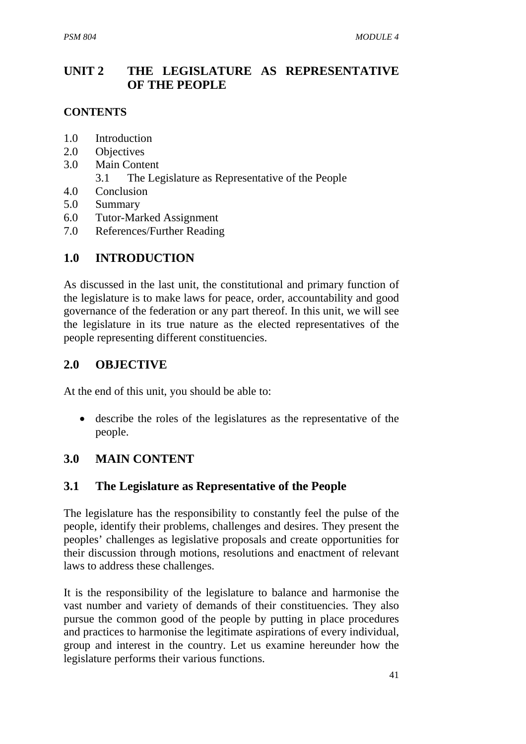# UNIT 2 THE LEGISLATURE AS REPRESENTATIVE OF THE PEOPLE

## CONTENTS

1.0 Introduction
2.0 Objectives
3.0 Main Content
  3.1 The Legislature as Representative of the People
4.0 Conclusion
5.0 Summary
6.0 Tutor-Marked Assignment
7.0 References/Further Reading

## 1.0 INTRODUCTION

As discussed in the last unit, the constitutional and primary function of the legislature is to make laws for peace, order, accountability and good governance of the federation or any part thereof. In this unit, we will see the legislature in its true nature as the elected representatives of the people representing different constituencies.

## 2.0 OBJECTIVE

At the end of this unit, you should be able to:

- describe the roles of the legislatures as the representative of the people.

## 3.0 MAIN CONTENT

### 3.1 The Legislature as Representative of the People

The legislature has the responsibility to constantly feel the pulse of the people, identify their problems, challenges and desires. They present the peoples' challenges as legislative proposals and create opportunities for their discussion through motions, resolutions and enactment of relevant laws to address these challenges.

It is the responsibility of the legislature to balance and harmonise the vast number and variety of demands of their constituencies. They also pursue the common good of the people by putting in place procedures and practices to harmonise the legitimate aspirations of every individual, group and interest in the country. Let us examine hereunder how the legislature performs their various functions.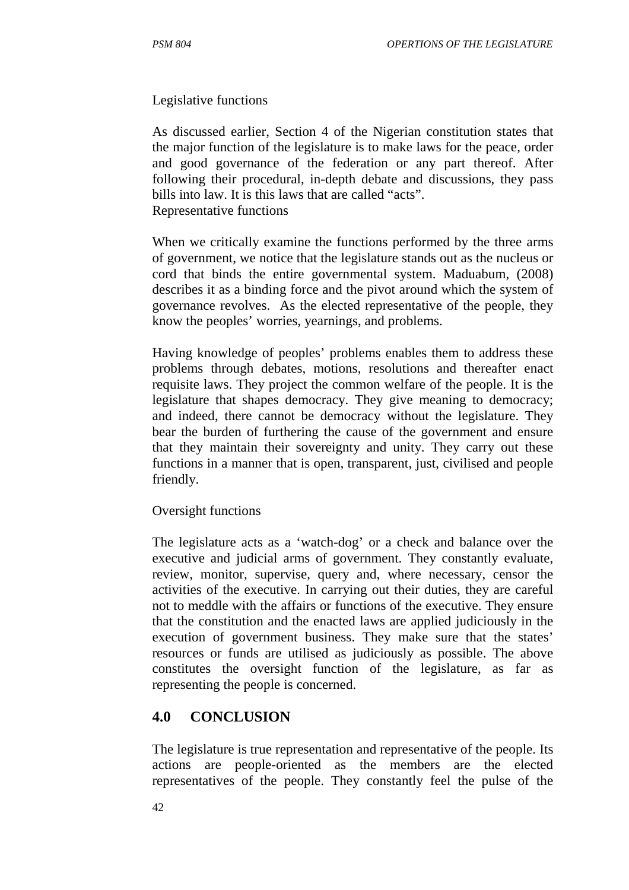Legislative functions

As discussed earlier, Section 4 of the Nigerian constitution states that the major function of the legislature is to make laws for the peace, order and good governance of the federation or any part thereof. After following their procedural, in-depth debate and discussions, they pass bills into law. It is this laws that are called "acts".

Representative functions

When we critically examine the functions performed by the three arms of government, we notice that the legislature stands out as the nucleus or cord that binds the entire governmental system. Maduabum, (2008) describes it as a binding force and the pivot around which the system of governance revolves. As the elected representative of the people, they know the peoples' worries, yearnings, and problems.

Having knowledge of peoples' problems enables them to address these problems through debates, motions, resolutions and thereafter enact requisite laws. They project the common welfare of the people. It is the legislature that shapes democracy. They give meaning to democracy; and indeed, there cannot be democracy without the legislature. They bear the burden of furthering the cause of the government and ensure that they maintain their sovereignty and unity. They carry out these functions in a manner that is open, transparent, just, civilised and people friendly.

Oversight functions

The legislature acts as a 'watch-dog' or a check and balance over the executive and judicial arms of government. They constantly evaluate, review, monitor, supervise, query and, where necessary, censor the activities of the executive. In carrying out their duties, they are careful not to meddle with the affairs or functions of the executive. They ensure that the constitution and the enacted laws are applied judiciously in the execution of government business. They make sure that the states' resources or funds are utilised as judiciously as possible. The above constitutes the oversight function of the legislature, as far as representing the people is concerned.

## 4.0 CONCLUSION

The legislature is true representation and representative of the people. Its actions are people-oriented as the members are the elected representatives of the people. They constantly feel the pulse of the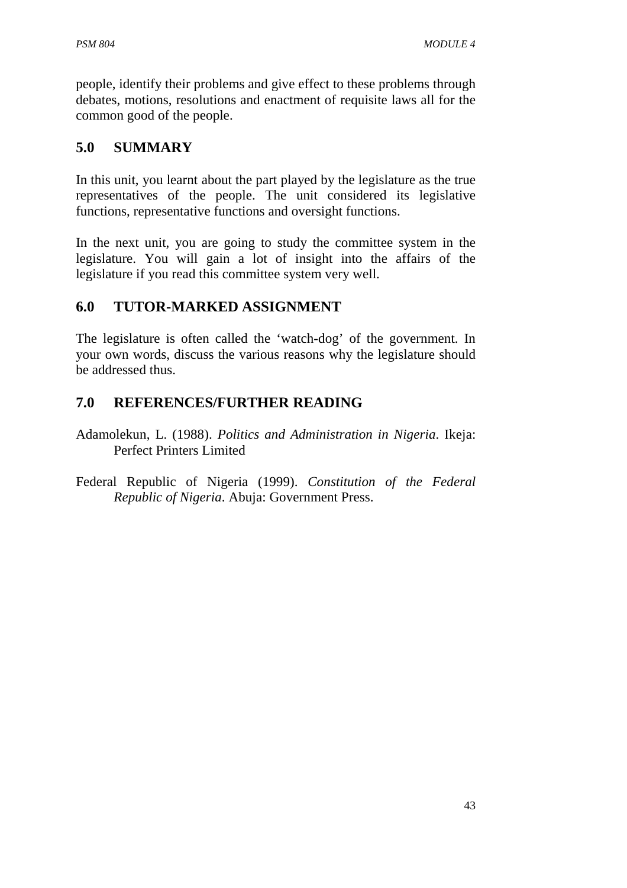people, identify their problems and give effect to these problems through debates, motions, resolutions and enactment of requisite laws all for the common good of the people.

## 5.0 SUMMARY

In this unit, you learnt about the part played by the legislature as the true representatives of the people. The unit considered its legislative functions, representative functions and oversight functions.

In the next unit, you are going to study the committee system in the legislature. You will gain a lot of insight into the affairs of the legislature if you read this committee system very well.

## 6.0 TUTOR-MARKED ASSIGNMENT

The legislature is often called the 'watch-dog' of the government. In your own words, discuss the various reasons why the legislature should be addressed thus.

## 7.0 REFERENCES/FURTHER READING

Adamolekun, L. (1988). *Politics and Administration in Nigeria*. Ikeja: Perfect Printers Limited

Federal Republic of Nigeria (1999). *Constitution of the Federal Republic of Nigeria*. Abuja: Government Press.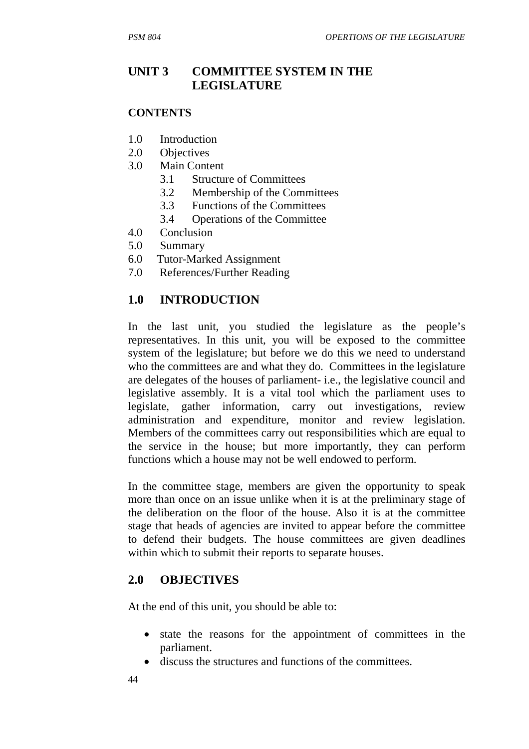## UNIT 3 COMMITTEE SYSTEM IN THE LEGISLATURE

**CONTENTS**

1.0 Introduction
2.0 Objectives
3.0 Main Content
   3.1 Structure of Committees
   3.2 Membership of the Committees
   3.3 Functions of the Committees
   3.4 Operations of the Committee
4.0 Conclusion
5.0 Summary
6.0 Tutor-Marked Assignment
7.0 References/Further Reading

## 1.0 INTRODUCTION

In the last unit, you studied the legislature as the people's representatives. In this unit, you will be exposed to the committee system of the legislature; but before we do this we need to understand who the committees are and what they do. Committees in the legislature are delegates of the houses of parliament- i.e., the legislative council and legislative assembly. It is a vital tool which the parliament uses to legislate, gather information, carry out investigations, review administration and expenditure, monitor and review legislation. Members of the committees carry out responsibilities which are equal to the service in the house; but more importantly, they can perform functions which a house may not be well endowed to perform.

In the committee stage, members are given the opportunity to speak more than once on an issue unlike when it is at the preliminary stage of the deliberation on the floor of the house. Also it is at the committee stage that heads of agencies are invited to appear before the committee to defend their budgets. The house committees are given deadlines within which to submit their reports to separate houses.

## 2.0 OBJECTIVES

At the end of this unit, you should be able to:

- state the reasons for the appointment of committees in the parliament.
- discuss the structures and functions of the committees.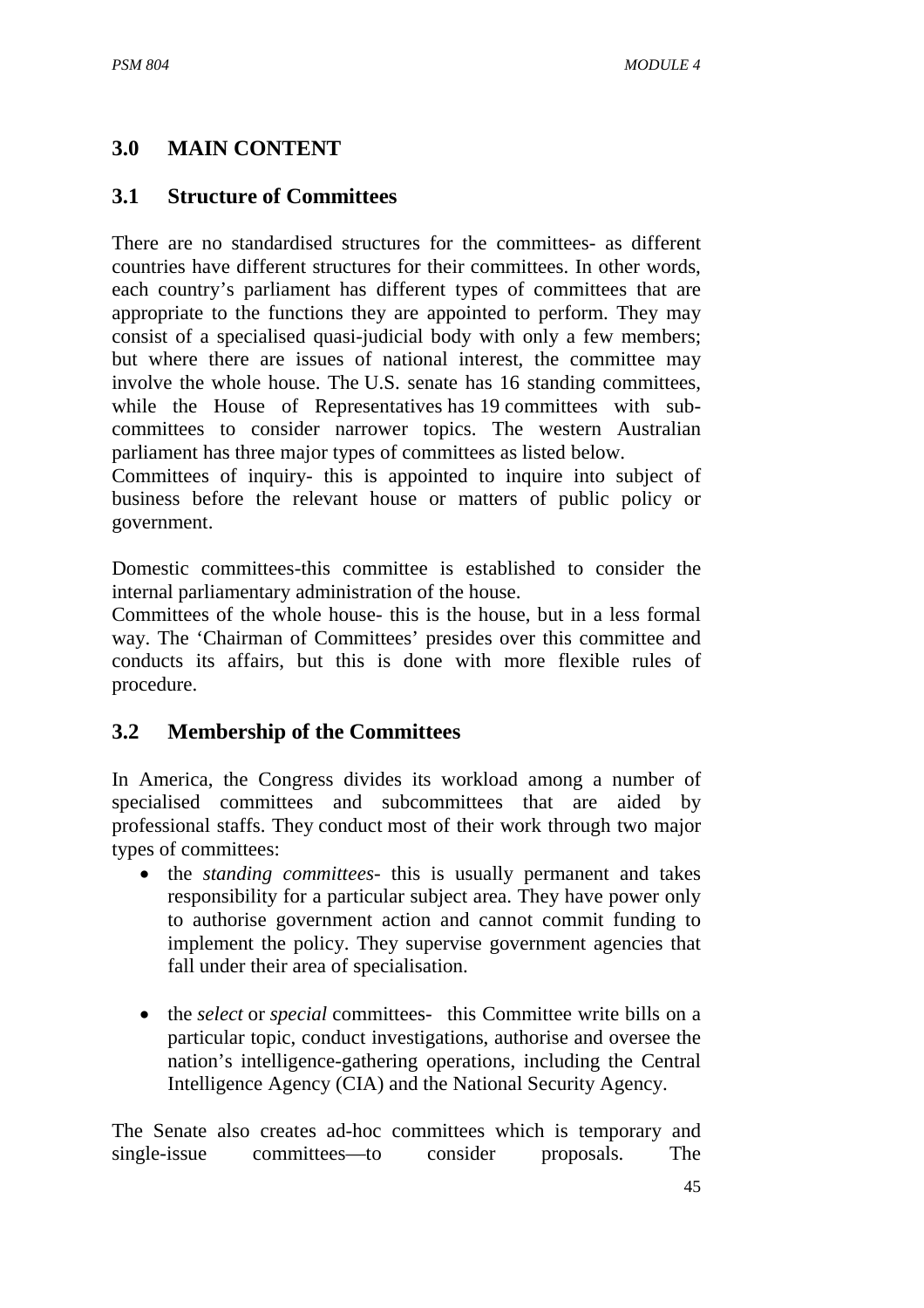## 3.0 MAIN CONTENT

### 3.1 Structure of Committees

There are no standardised structures for the committees- as different countries have different structures for their committees. In other words, each country's parliament has different types of committees that are appropriate to the functions they are appointed to perform. They may consist of a specialised quasi-judicial body with only a few members; but where there are issues of national interest, the committee may involve the whole house. The U.S. senate has 16 standing committees, while the House of Representatives has 19 committees with sub-committees to consider narrower topics. The western Australian parliament has three major types of committees as listed below.

Committees of inquiry- this is appointed to inquire into subject of business before the relevant house or matters of public policy or government.

Domestic committees-this committee is established to consider the internal parliamentary administration of the house.

Committees of the whole house- this is the house, but in a less formal way. The 'Chairman of Committees' presides over this committee and conducts its affairs, but this is done with more flexible rules of procedure.

### 3.2 Membership of the Committees

In America, the Congress divides its workload among a number of specialised committees and subcommittees that are aided by professional staffs. They conduct most of their work through two major types of committees:

- the *standing committees*- this is usually permanent and takes responsibility for a particular subject area. They have power only to authorise government action and cannot commit funding to implement the policy. They supervise government agencies that fall under their area of specialisation.

- the *select* or *special* committees- this Committee write bills on a particular topic, conduct investigations, authorise and oversee the nation's intelligence-gathering operations, including the Central Intelligence Agency (CIA) and the National Security Agency.

The Senate also creates ad-hoc committees which is temporary and single-issue committees—to consider proposals. The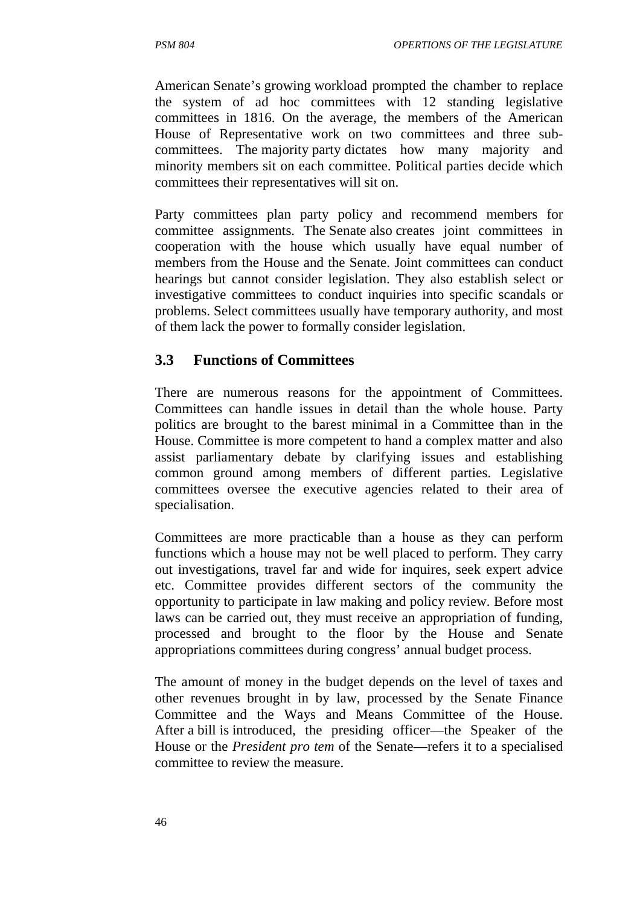American Senate's growing workload prompted the chamber to replace the system of ad hoc committees with 12 standing legislative committees in 1816. On the average, the members of the American House of Representative work on two committees and three sub-committees. The majority party dictates how many majority and minority members sit on each committee. Political parties decide which committees their representatives will sit on.

Party committees plan party policy and recommend members for committee assignments. The Senate also creates joint committees in cooperation with the house which usually have equal number of members from the House and the Senate. Joint committees can conduct hearings but cannot consider legislation. They also establish select or investigative committees to conduct inquiries into specific scandals or problems. Select committees usually have temporary authority, and most of them lack the power to formally consider legislation.

## 3.3 Functions of Committees

There are numerous reasons for the appointment of Committees. Committees can handle issues in detail than the whole house. Party politics are brought to the barest minimal in a Committee than in the House. Committee is more competent to hand a complex matter and also assist parliamentary debate by clarifying issues and establishing common ground among members of different parties. Legislative committees oversee the executive agencies related to their area of specialisation.

Committees are more practicable than a house as they can perform functions which a house may not be well placed to perform. They carry out investigations, travel far and wide for inquires, seek expert advice etc. Committee provides different sectors of the community the opportunity to participate in law making and policy review. Before most laws can be carried out, they must receive an appropriation of funding, processed and brought to the floor by the House and Senate appropriations committees during congress' annual budget process.

The amount of money in the budget depends on the level of taxes and other revenues brought in by law, processed by the Senate Finance Committee and the Ways and Means Committee of the House. After a bill is introduced, the presiding officer—the Speaker of the House or the *President pro tem* of the Senate—refers it to a specialised committee to review the measure.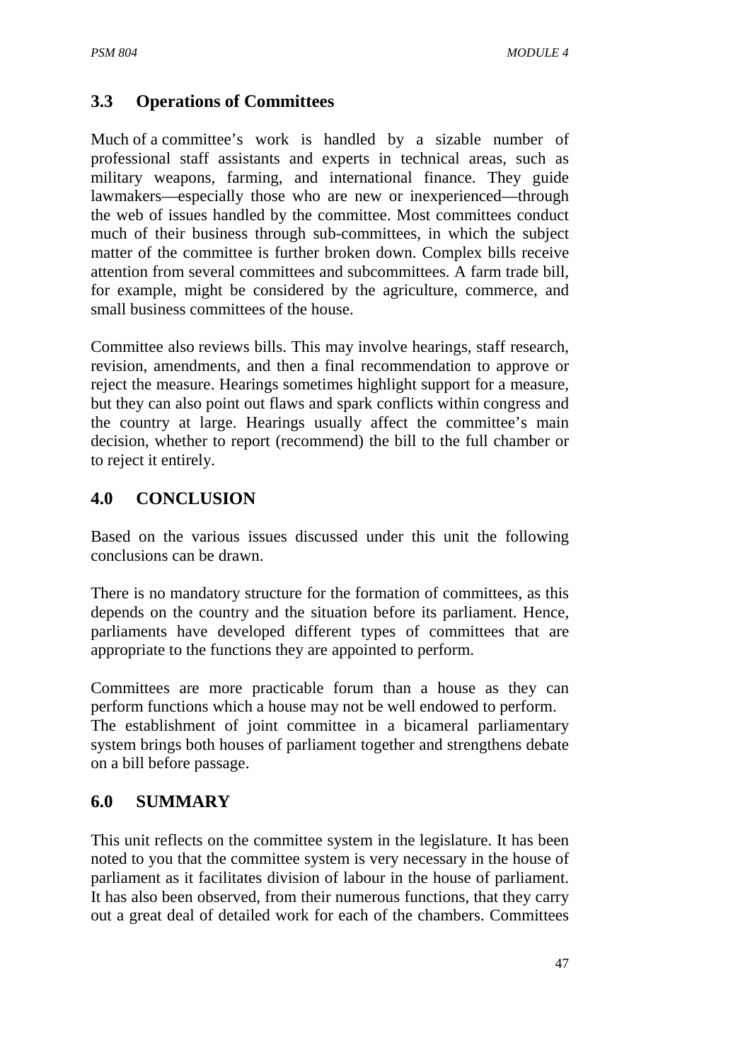### 3.3 Operations of Committees

Much of a committee's work is handled by a sizable number of professional staff assistants and experts in technical areas, such as military weapons, farming, and international finance. They guide lawmakers—especially those who are new or inexperienced—through the web of issues handled by the committee. Most committees conduct much of their business through sub-committees, in which the subject matter of the committee is further broken down. Complex bills receive attention from several committees and subcommittees. A farm trade bill, for example, might be considered by the agriculture, commerce, and small business committees of the house.

Committee also reviews bills. This may involve hearings, staff research, revision, amendments, and then a final recommendation to approve or reject the measure. Hearings sometimes highlight support for a measure, but they can also point out flaws and spark conflicts within congress and the country at large. Hearings usually affect the committee's main decision, whether to report (recommend) the bill to the full chamber or to reject it entirely.

## 4.0 CONCLUSION

Based on the various issues discussed under this unit the following conclusions can be drawn.

There is no mandatory structure for the formation of committees, as this depends on the country and the situation before its parliament. Hence, parliaments have developed different types of committees that are appropriate to the functions they are appointed to perform.

Committees are more practicable forum than a house as they can perform functions which a house may not be well endowed to perform. The establishment of joint committee in a bicameral parliamentary system brings both houses of parliament together and strengthens debate on a bill before passage.

## 6.0 SUMMARY

This unit reflects on the committee system in the legislature. It has been noted to you that the committee system is very necessary in the house of parliament as it facilitates division of labour in the house of parliament. It has also been observed, from their numerous functions, that they carry out a great deal of detailed work for each of the chambers. Committees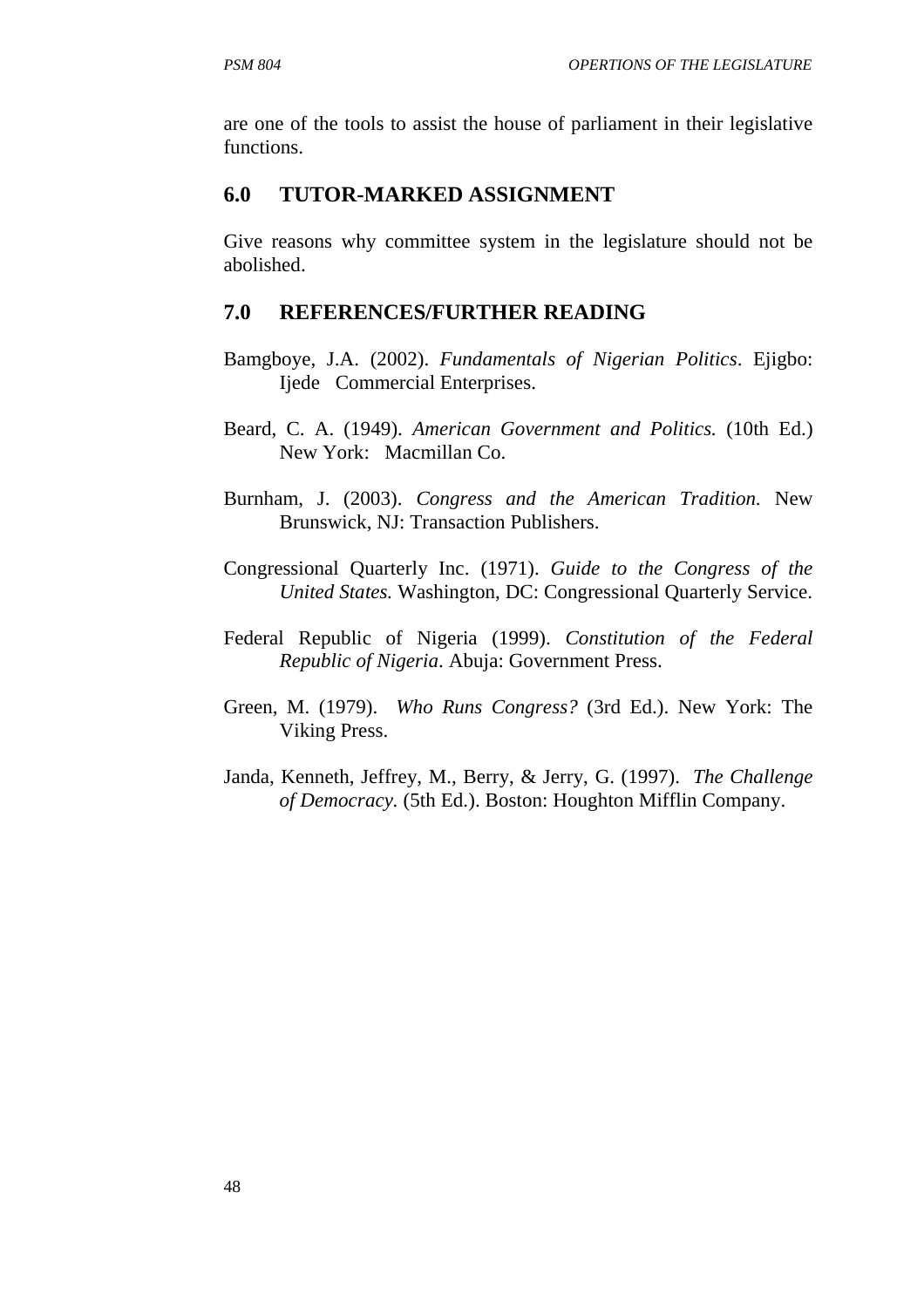are one of the tools to assist the house of parliament in their legislative functions.

## 6.0 TUTOR-MARKED ASSIGNMENT

Give reasons why committee system in the legislature should not be abolished.

## 7.0 REFERENCES/FURTHER READING

Bamgboye, J.A. (2002). *Fundamentals of Nigerian Politics*. Ejigbo: Ijede Commercial Enterprises.

Beard, C. A. (1949). *American Government and Politics.* (10th Ed.) New York: Macmillan Co.

Burnham, J. (2003). *Congress and the American Tradition.* New Brunswick, NJ: Transaction Publishers.

Congressional Quarterly Inc. (1971). *Guide to the Congress of the United States.* Washington, DC: Congressional Quarterly Service.

Federal Republic of Nigeria (1999). *Constitution of the Federal Republic of Nigeria*. Abuja: Government Press.

Green, M. (1979). *Who Runs Congress?* (3rd Ed.). New York: The Viking Press.

Janda, Kenneth, Jeffrey, M., Berry, & Jerry, G. (1997). *The Challenge of Democracy.* (5th Ed.). Boston: Houghton Mifflin Company.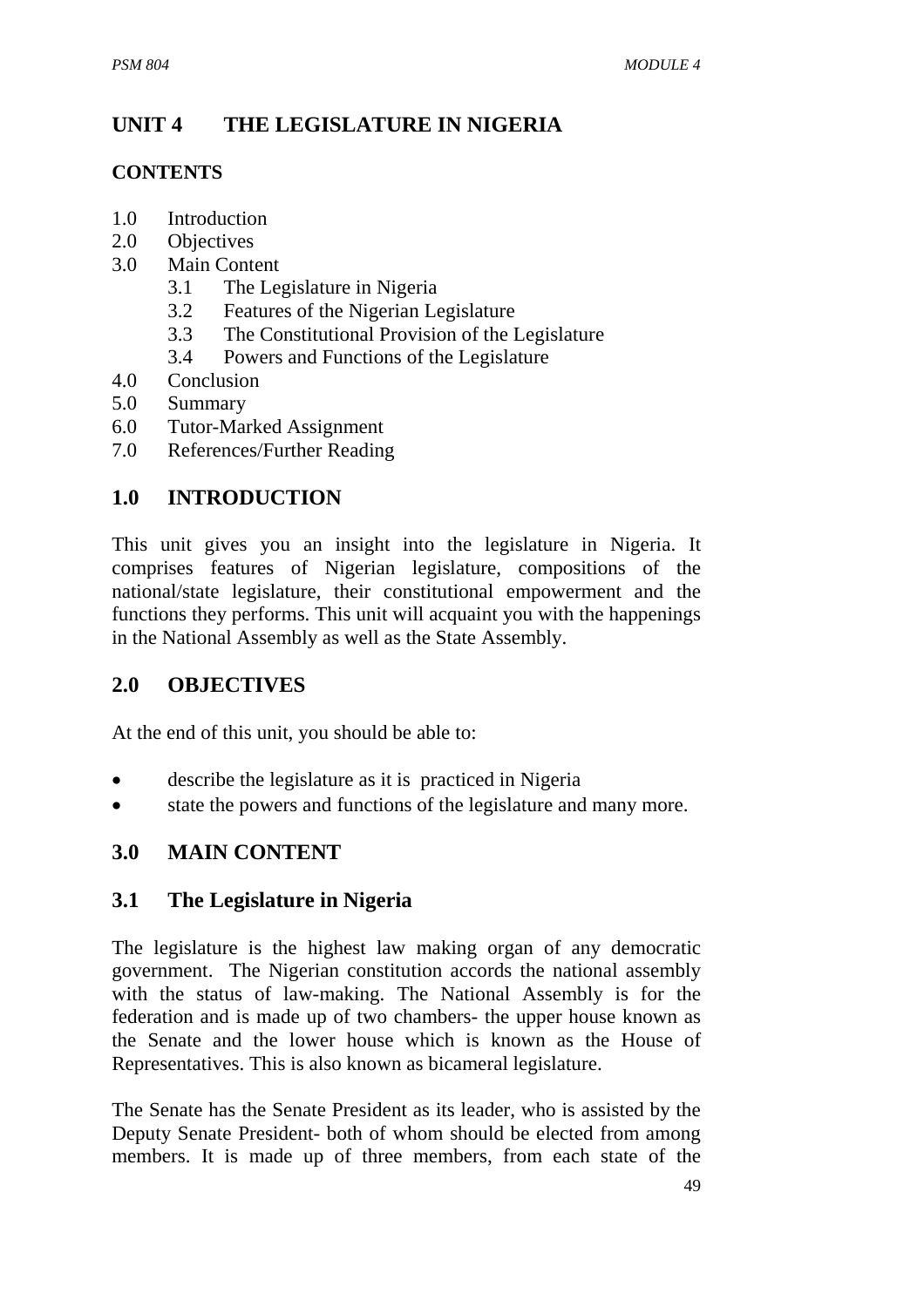# UNIT 4 THE LEGISLATURE IN NIGERIA

## CONTENTS

1.0 Introduction
2.0 Objectives
3.0 Main Content
   3.1 The Legislature in Nigeria
   3.2 Features of the Nigerian Legislature
   3.3 The Constitutional Provision of the Legislature
   3.4 Powers and Functions of the Legislature
4.0 Conclusion
5.0 Summary
6.0 Tutor-Marked Assignment
7.0 References/Further Reading

## 1.0 INTRODUCTION

This unit gives you an insight into the legislature in Nigeria. It comprises features of Nigerian legislature, compositions of the national/state legislature, their constitutional empowerment and the functions they performs. This unit will acquaint you with the happenings in the National Assembly as well as the State Assembly.

## 2.0 OBJECTIVES

At the end of this unit, you should be able to:

- describe the legislature as it is practiced in Nigeria
- state the powers and functions of the legislature and many more.

## 3.0 MAIN CONTENT

### 3.1 The Legislature in Nigeria

The legislature is the highest law making organ of any democratic government. The Nigerian constitution accords the national assembly with the status of law-making. The National Assembly is for the federation and is made up of two chambers- the upper house known as the Senate and the lower house which is known as the House of Representatives. This is also known as bicameral legislature.

The Senate has the Senate President as its leader, who is assisted by the Deputy Senate President- both of whom should be elected from among members. It is made up of three members, from each state of the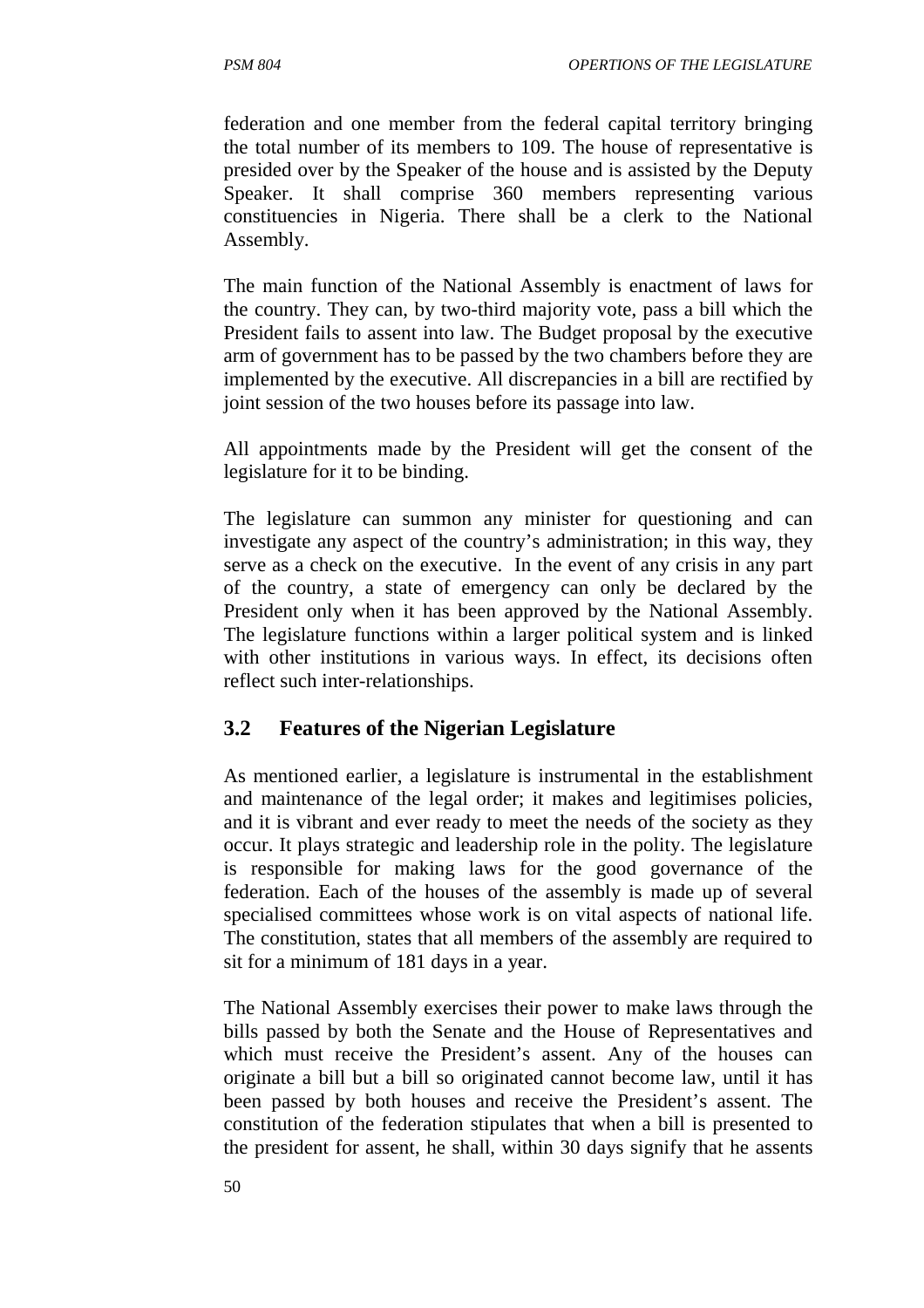federation and one member from the federal capital territory bringing the total number of its members to 109. The house of representative is presided over by the Speaker of the house and is assisted by the Deputy Speaker. It shall comprise 360 members representing various constituencies in Nigeria. There shall be a clerk to the National Assembly.

The main function of the National Assembly is enactment of laws for the country. They can, by two-third majority vote, pass a bill which the President fails to assent into law. The Budget proposal by the executive arm of government has to be passed by the two chambers before they are implemented by the executive. All discrepancies in a bill are rectified by joint session of the two houses before its passage into law.

All appointments made by the President will get the consent of the legislature for it to be binding.

The legislature can summon any minister for questioning and can investigate any aspect of the country's administration; in this way, they serve as a check on the executive. In the event of any crisis in any part of the country, a state of emergency can only be declared by the President only when it has been approved by the National Assembly. The legislature functions within a larger political system and is linked with other institutions in various ways. In effect, its decisions often reflect such inter-relationships.

## 3.2 Features of the Nigerian Legislature

As mentioned earlier, a legislature is instrumental in the establishment and maintenance of the legal order; it makes and legitimises policies, and it is vibrant and ever ready to meet the needs of the society as they occur. It plays strategic and leadership role in the polity. The legislature is responsible for making laws for the good governance of the federation. Each of the houses of the assembly is made up of several specialised committees whose work is on vital aspects of national life. The constitution, states that all members of the assembly are required to sit for a minimum of 181 days in a year.

The National Assembly exercises their power to make laws through the bills passed by both the Senate and the House of Representatives and which must receive the President's assent. Any of the houses can originate a bill but a bill so originated cannot become law, until it has been passed by both houses and receive the President's assent. The constitution of the federation stipulates that when a bill is presented to the president for assent, he shall, within 30 days signify that he assents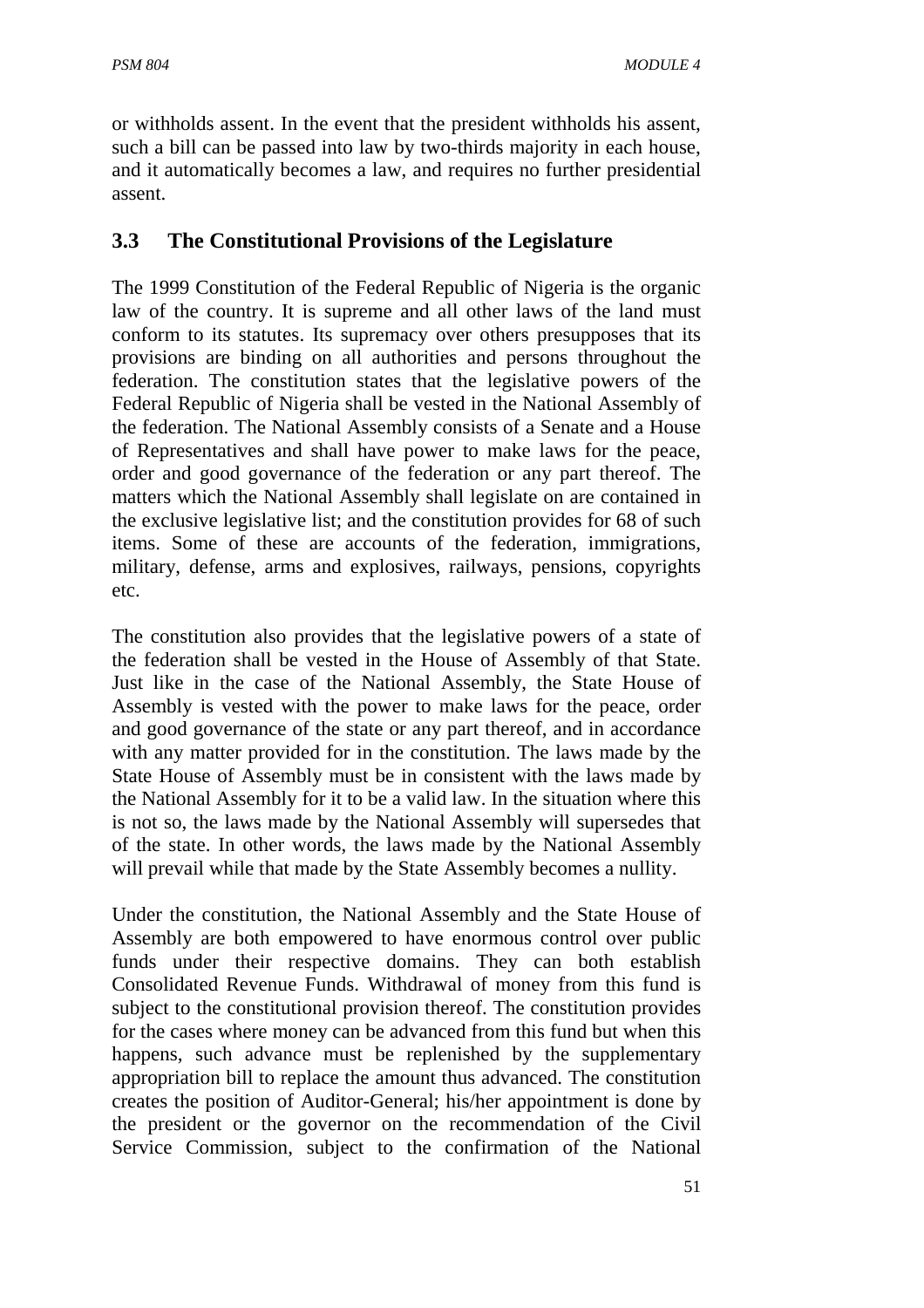or withholds assent. In the event that the president withholds his assent, such a bill can be passed into law by two-thirds majority in each house, and it automatically becomes a law, and requires no further presidential assent.

### 3.3 The Constitutional Provisions of the Legislature

The 1999 Constitution of the Federal Republic of Nigeria is the organic law of the country. It is supreme and all other laws of the land must conform to its statutes. Its supremacy over others presupposes that its provisions are binding on all authorities and persons throughout the federation. The constitution states that the legislative powers of the Federal Republic of Nigeria shall be vested in the National Assembly of the federation. The National Assembly consists of a Senate and a House of Representatives and shall have power to make laws for the peace, order and good governance of the federation or any part thereof. The matters which the National Assembly shall legislate on are contained in the exclusive legislative list; and the constitution provides for 68 of such items. Some of these are accounts of the federation, immigrations, military, defense, arms and explosives, railways, pensions, copyrights etc.

The constitution also provides that the legislative powers of a state of the federation shall be vested in the House of Assembly of that State. Just like in the case of the National Assembly, the State House of Assembly is vested with the power to make laws for the peace, order and good governance of the state or any part thereof, and in accordance with any matter provided for in the constitution. The laws made by the State House of Assembly must be in consistent with the laws made by the National Assembly for it to be a valid law. In the situation where this is not so, the laws made by the National Assembly will supersedes that of the state. In other words, the laws made by the National Assembly will prevail while that made by the State Assembly becomes a nullity.

Under the constitution, the National Assembly and the State House of Assembly are both empowered to have enormous control over public funds under their respective domains. They can both establish Consolidated Revenue Funds. Withdrawal of money from this fund is subject to the constitutional provision thereof. The constitution provides for the cases where money can be advanced from this fund but when this happens, such advance must be replenished by the supplementary appropriation bill to replace the amount thus advanced. The constitution creates the position of Auditor-General; his/her appointment is done by the president or the governor on the recommendation of the Civil Service Commission, subject to the confirmation of the National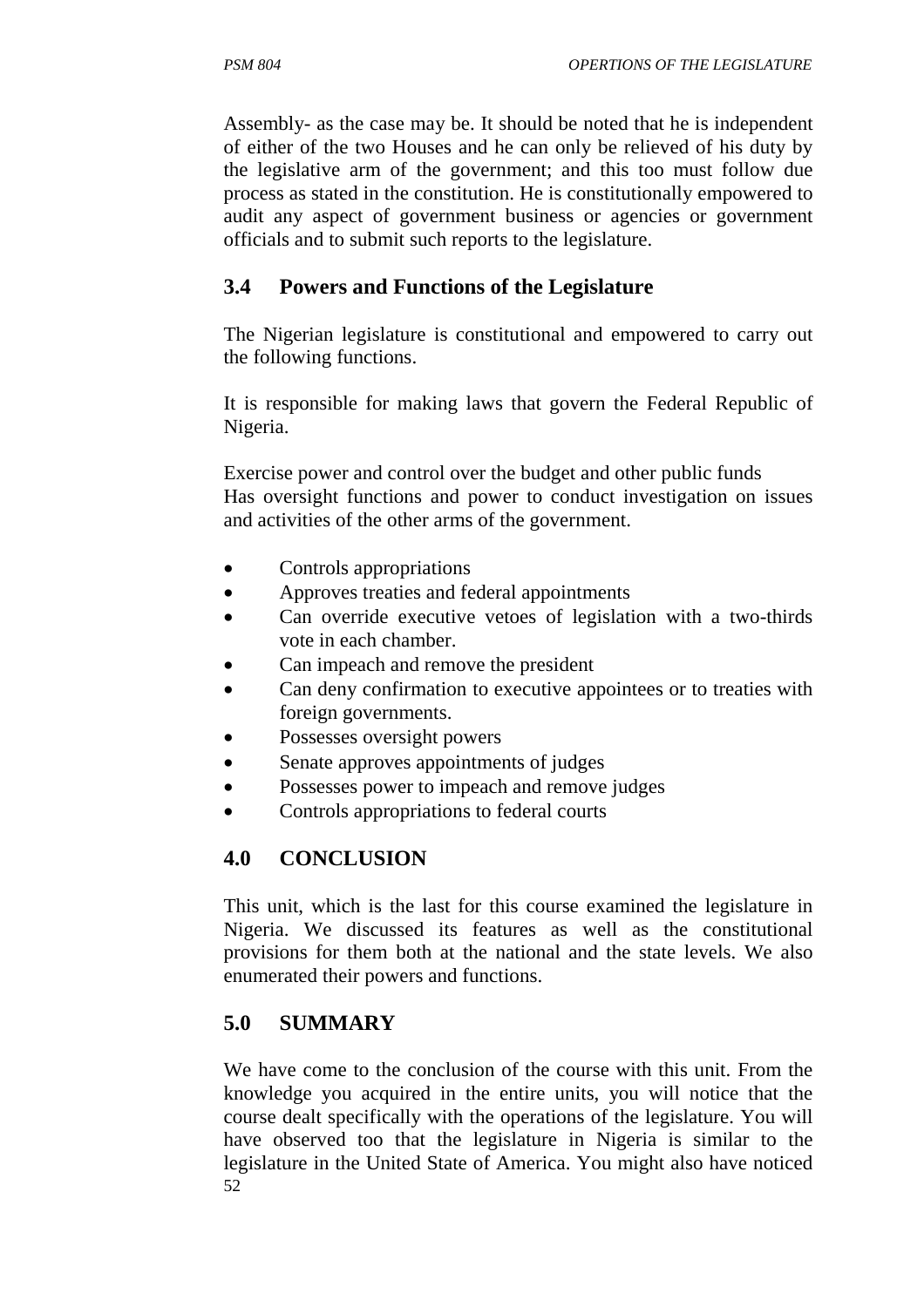Assembly- as the case may be. It should be noted that he is independent of either of the two Houses and he can only be relieved of his duty by the legislative arm of the government; and this too must follow due process as stated in the constitution. He is constitutionally empowered to audit any aspect of government business or agencies or government officials and to submit such reports to the legislature.

## 3.4 Powers and Functions of the Legislature

The Nigerian legislature is constitutional and empowered to carry out the following functions.

It is responsible for making laws that govern the Federal Republic of Nigeria.

Exercise power and control over the budget and other public funds
Has oversight functions and power to conduct investigation on issues and activities of the other arms of the government.

- Controls appropriations
- Approves treaties and federal appointments
- Can override executive vetoes of legislation with a two-thirds vote in each chamber.
- Can impeach and remove the president
- Can deny confirmation to executive appointees or to treaties with foreign governments.
- Possesses oversight powers
- Senate approves appointments of judges
- Possesses power to impeach and remove judges
- Controls appropriations to federal courts

## 4.0 CONCLUSION

This unit, which is the last for this course examined the legislature in Nigeria. We discussed its features as well as the constitutional provisions for them both at the national and the state levels. We also enumerated their powers and functions.

## 5.0 SUMMARY

We have come to the conclusion of the course with this unit. From the knowledge you acquired in the entire units, you will notice that the course dealt specifically with the operations of the legislature. You will have observed too that the legislature in Nigeria is similar to the legislature in the United State of America. You might also have noticed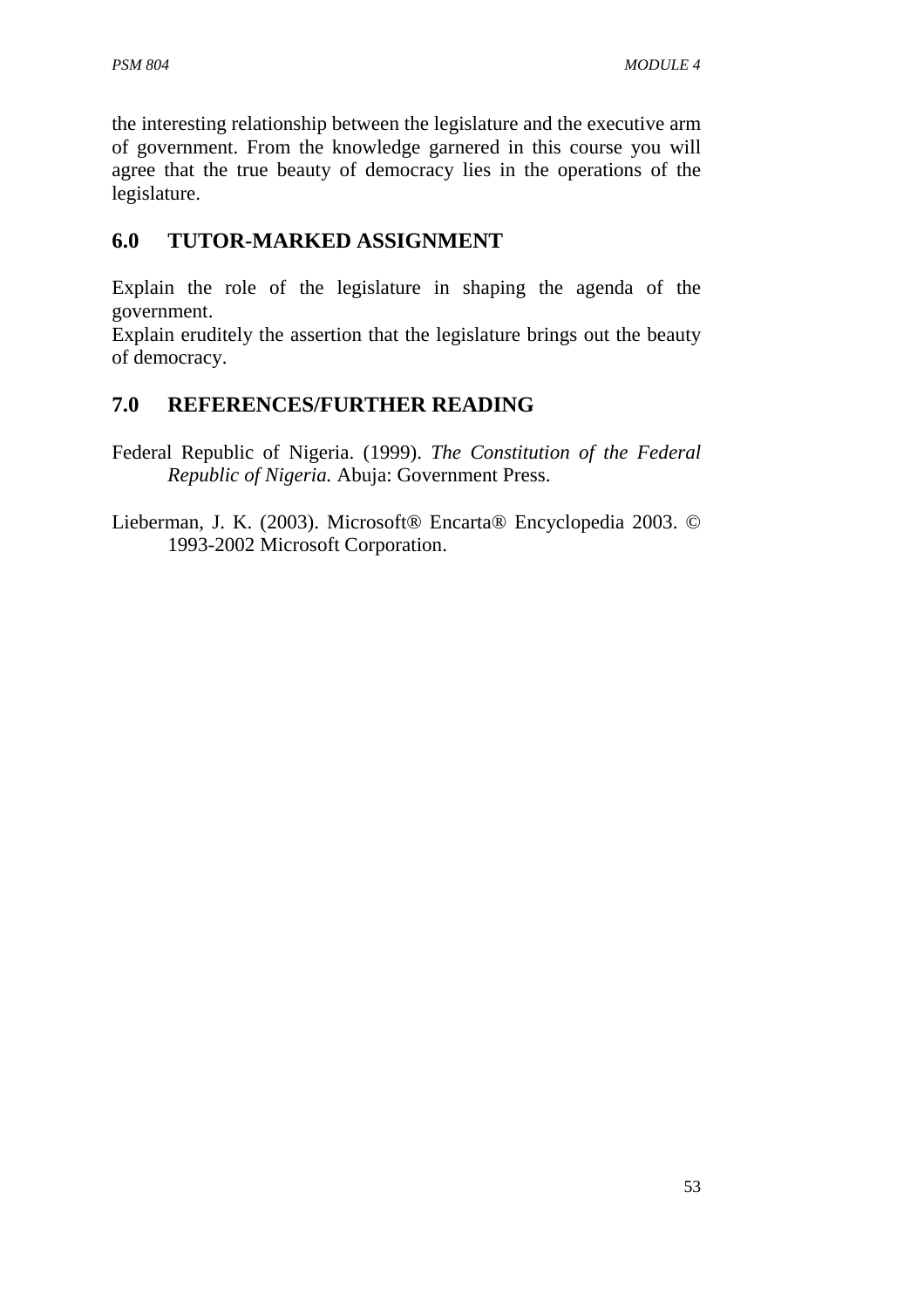the interesting relationship between the legislature and the executive arm of government. From the knowledge garnered in this course you will agree that the true beauty of democracy lies in the operations of the legislature.

## 6.0 TUTOR-MARKED ASSIGNMENT

Explain the role of the legislature in shaping the agenda of the government.
Explain eruditely the assertion that the legislature brings out the beauty of democracy.

## 7.0 REFERENCES/FURTHER READING

Federal Republic of Nigeria. (1999). *The Constitution of the Federal Republic of Nigeria.* Abuja: Government Press.

Lieberman, J. K. (2003). Microsoft® Encarta® Encyclopedia 2003. © 1993-2002 Microsoft Corporation.